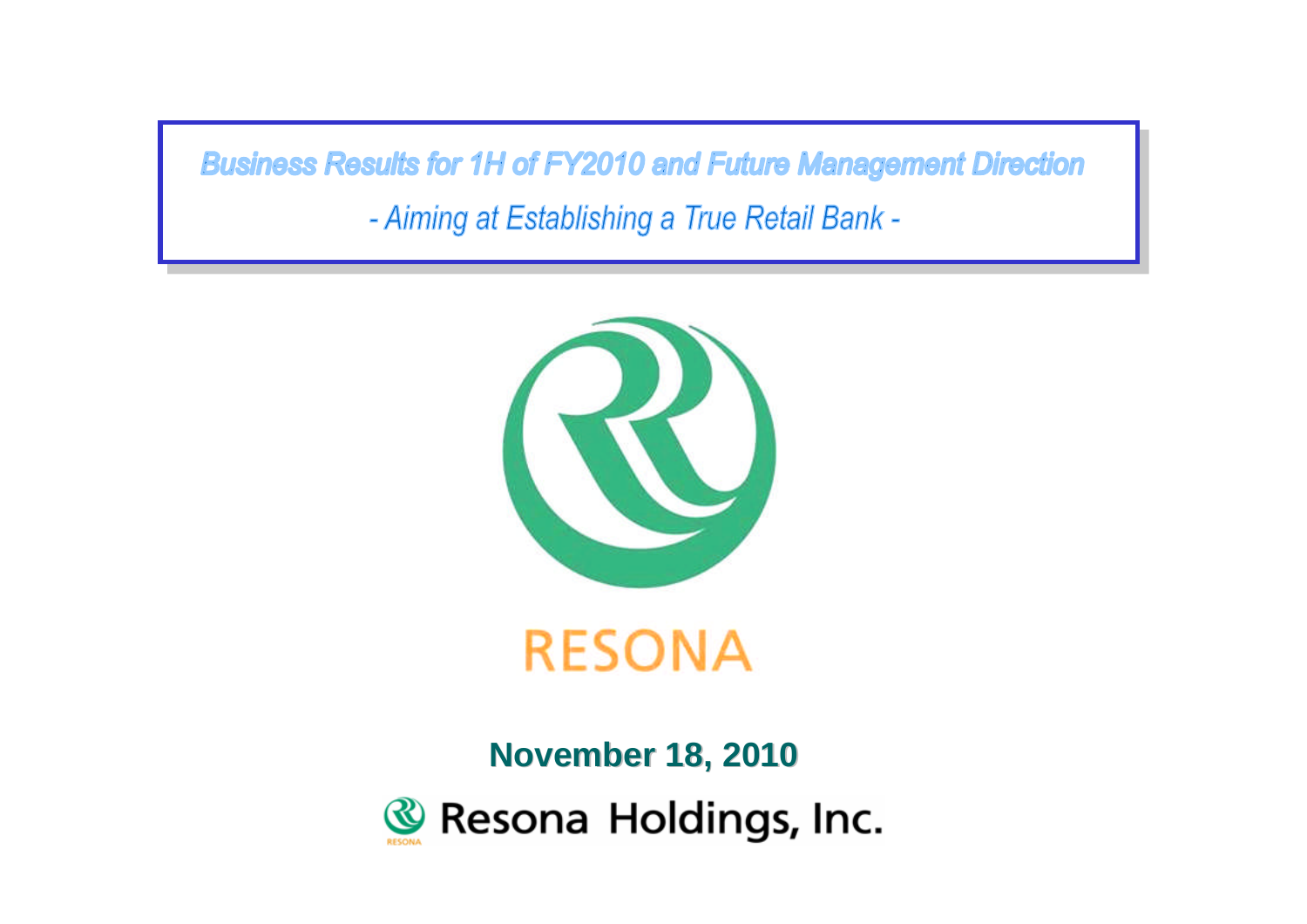# Business Results for 1H of FY2010 and Future Management Direction

## - Aiming at Establishing a True Retail Bank -

RESONA

**November 18, 2010**

Resona Holdings, Inc.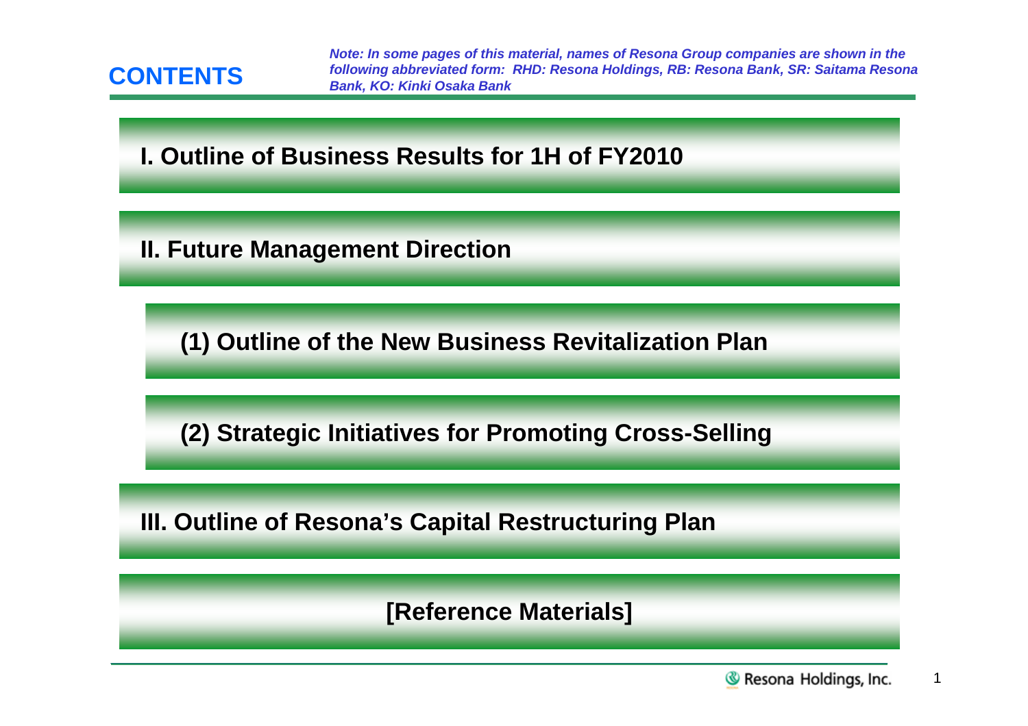# CONTENTS

*Note: In some pages of this material, names of Resona Group companies are shown in the following abbreviated form: RHD: Resona Holdings, RB: Resona Bank, SR: Saitama Resona Bank, KO: Kinki Osaka Bank*

## I. Outline of Business Results for 1H of FY2010

## II. Future Management Direction

### (1) Outline of the New Business Revitalization Plan

### (2) Strategic Initiatives for Promoting Cross-Selling

## III. Outline of Resona's Capital Restructuring Plan

## [Reference Materials]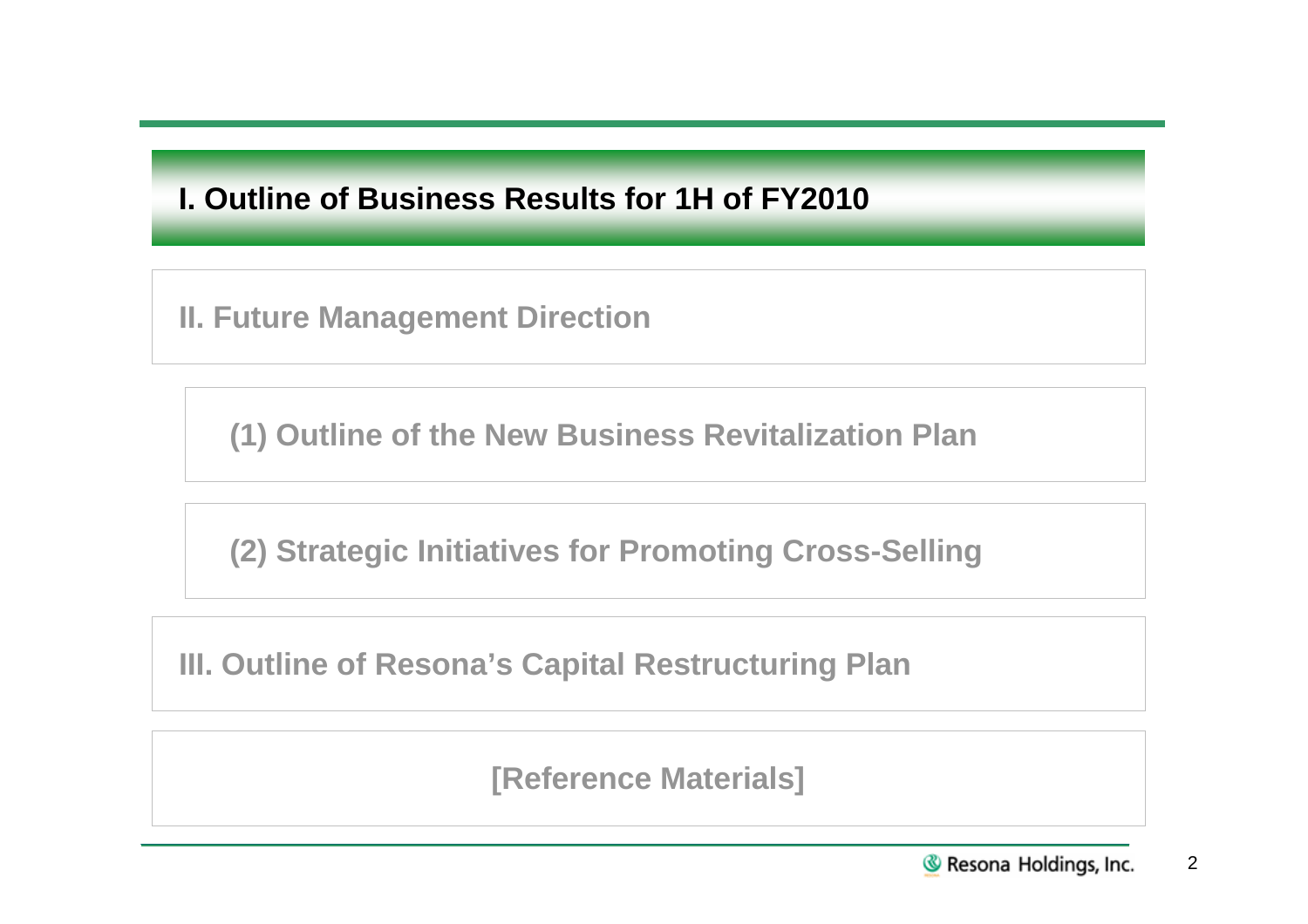## I. Outline of Business Results for 1H of FY2010

## II. Future Management Direction

### (1) Outline of the New Business Revitalization Plan

### (2) Strategic Initiatives for Promoting Cross-Selling

## III. Outline of Resona's Capital Restructuring Plan

## [Reference Materials]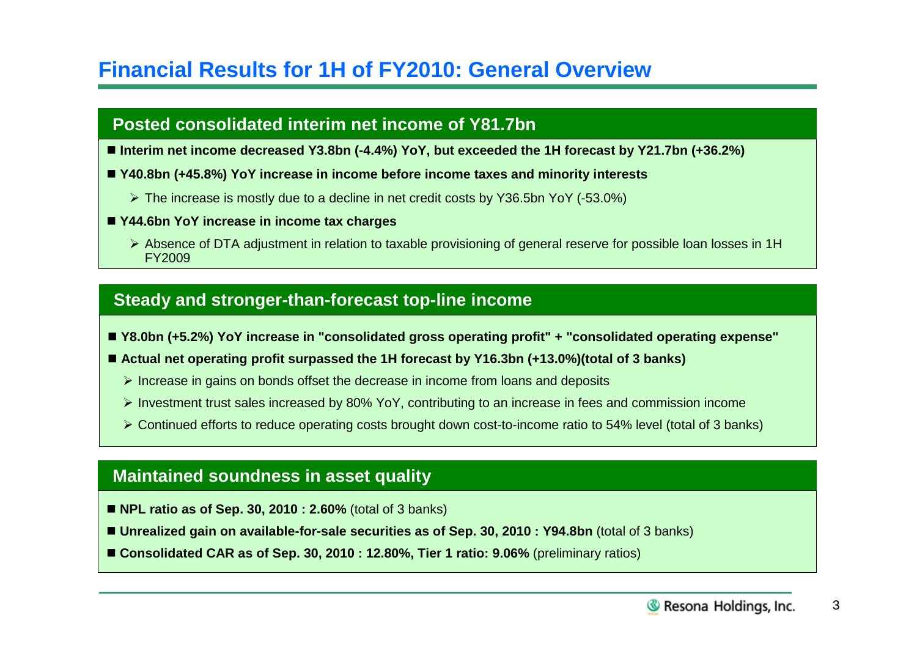# Financial Results for 1H of FY2010: General Overview

## Posted consolidated interim net income of Y81.7bn

- **Interim net income decreased Y3.8bn (-4.4%) YoY, but exceeded the 1H forecast by Y21.7bn (+36.2%)**
- **Y40.8bn (+45.8%) YoY increase in income before income taxes and minority interests**
  - The increase is mostly due to a decline in net credit costs by Y36.5bn YoY (-53.0%)
- **Y44.6bn YoY increase in income tax charges**
  - Absence of DTA adjustment in relation to taxable provisioning of general reserve for possible loan losses in 1H FY2009

## Steady and stronger-than-forecast top-line income

- **Y8.0bn (+5.2%) YoY increase in "consolidated gross operating profit" + "consolidated operating expense"**
- **Actual net operating profit surpassed the 1H forecast by Y16.3bn (+13.0%)(total of 3 banks)**
  - Increase in gains on bonds offset the decrease in income from loans and deposits
  - Investment trust sales increased by 80% YoY, contributing to an increase in fees and commission income
  - Continued efforts to reduce operating costs brought down cost-to-income ratio to 54% level (total of 3 banks)

## Maintained soundness in asset quality

- **NPL ratio as of Sep. 30, 2010 : 2.60%** (total of 3 banks)
- **Unrealized gain on available-for-sale securities as of Sep. 30, 2010 : Y94.8bn** (total of 3 banks)
- **Consolidated CAR as of Sep. 30, 2010 : 12.80%, Tier 1 ratio: 9.06%** (preliminary ratios)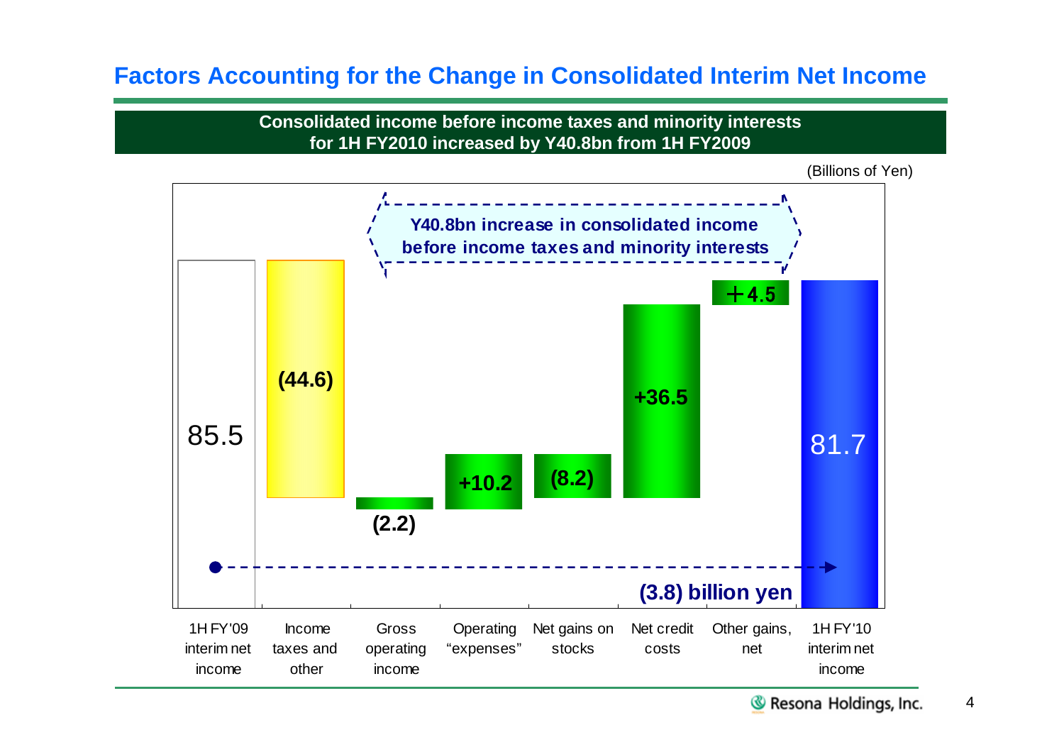# Factors Accounting for the Change in Consolidated Interim Net Income

**Consolidated income before income taxes and minority interests for 1H FY2010 increased by Y40.8bn from 1H FY2009**

(Billions of Yen)

**Y40.8bn increase in consolidated income before income taxes and minority interests**

| | Amount |
|---|---|
| 1H FY'09 interim net income | 85.5 |
| Income taxes and other | (44.6) |
| Gross operating income | (2.2) |
| Operating "expenses" | +10.2 |
| Net gains on stocks | (8.2) |
| Net credit costs | +36.5 |
| Other gains, net | +4.5 |
| 1H FY'10 interim net income | 81.7 |

**(3.8) billion yen**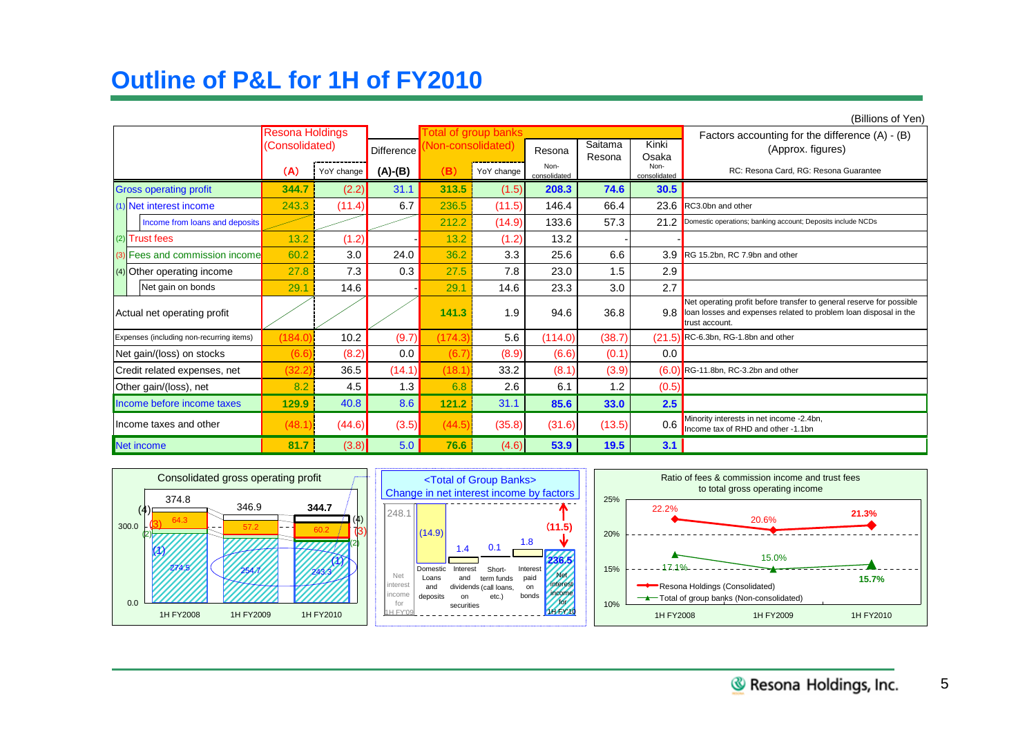# Outline of P&L for 1H of FY2010

(Billions of Yen)

| | Resona Holdings (Consolidated) (A) | YoY change | Difference (A)-(B) | Total of group banks (Non-consolidated) (B) | YoY change | Resona Non-consolidated | Saitama Resona | Kinki Osaka Non-consolidated | Factors accounting for the difference (A) - (B) (Approx. figures) RC: Resona Card, RG: Resona Guarantee |
|---|---|---|---|---|---|---|---|---|---|
| Gross operating profit | 344.7 | (2.2) | 31.1 | 313.5 | (1.5) | 208.3 | 74.6 | 30.5 | |
| (1) Net interest income | 243.3 | (11.4) | 6.7 | 236.5 | (11.5) | 146.4 | 66.4 | 23.6 | RC3.0bn and other |
| Income from loans and deposits | | | | 212.2 | (14.9) | 133.6 | 57.3 | 21.2 | Domestic operations; banking account; Deposits include NCDs |
| (2) Trust fees | 13.2 | (1.2) | - | 13.2 | (1.2) | 13.2 | - | - | |
| (3) Fees and commission income | 60.2 | 3.0 | 24.0 | 36.2 | 3.3 | 25.6 | 6.6 | 3.9 | RG 15.2bn, RC 7.9bn and other |
| (4) Other operating income | 27.8 | 7.3 | 0.3 | 27.5 | 7.8 | 23.0 | 1.5 | 2.9 | |
| Net gain on bonds | 29.1 | 14.6 | - | 29.1 | 14.6 | 23.3 | 3.0 | 2.7 | |
| Actual net operating profit | | | | 141.3 | 1.9 | 94.6 | 36.8 | 9.8 | Net operating profit before transfer to general reserve for possible loan losses and expenses related to problem loan disposal in the trust account. |
| Expenses (including non-recurring items) | (184.0) | 10.2 | (9.7) | (174.3) | 5.6 | (114.0) | (38.7) | (21.5) | RC-6.3bn, RG-1.8bn and other |
| Net gain/(loss) on stocks | (6.6) | (8.2) | 0.0 | (6.7) | (8.9) | (6.6) | (0.1) | 0.0 | |
| Credit related expenses, net | (32.2) | 36.5 | (14.1) | (18.1) | 33.2 | (8.1) | (3.9) | (6.0) | RG-11.8bn, RC-3.2bn and other |
| Other gain/(loss), net | 8.2 | 4.5 | 1.3 | 6.8 | 2.6 | 6.1 | 1.2 | (0.5) | |
| Income before income taxes | 129.9 | 40.8 | 8.6 | 121.2 | 31.1 | 85.6 | 33.0 | 2.5 | |
| Income taxes and other | (48.1) | (44.6) | (3.5) | (44.5) | (35.8) | (31.6) | (13.5) | 0.6 | Minority interests in net income -2.4bn, Income tax of RHD and other -1.1bn |
| Net income | 81.7 | (3.8) | 5.0 | 76.6 | (4.6) | 53.9 | 19.5 | 3.1 | |

**Consolidated gross operating profit**

| | 1H FY2008 | 1H FY2009 | 1H FY2010 |
|---|---|---|---|
| Total | 374.8 | 346.9 | 344.7 |
| (3) | 64.3 | 57.2 | 60.2 |
| (1) | 274.5 | 254.7 | 243.3 |

**<Total of Group Banks> Change in net interest income by factors**

| Net interest income for 1H FY'09 | Domestic Loans and deposits | Interest and dividends on securities | Short-term funds (call loans, etc.) | Interest paid on bonds | Net interest income for 1H FY'10 |
|---|---|---|---|---|---|
| 248.1 | (14.9) | 1.4 | 0.1 | 1.8 | 236.5 |

(11.5)

**Ratio of fees & commission income and trust fees to total gross operating income**

| | 1H FY2008 | 1H FY2009 | 1H FY2010 |
|---|---|---|---|
| Resona Holdings (Consolidated) | 22.2% | 20.6% | 21.3% |
| Total of group banks (Non-consolidated) | 17.1% | 15.0% | 15.7% |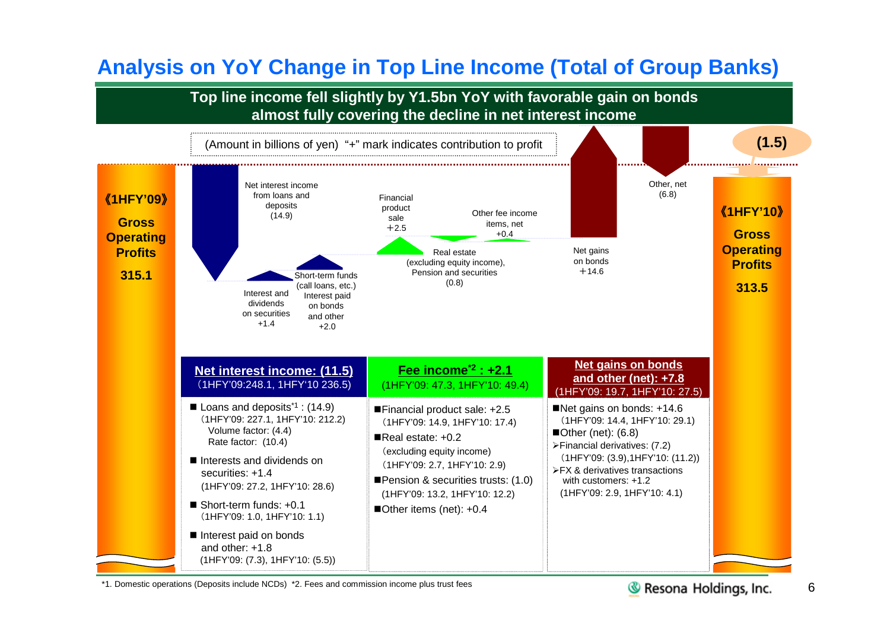# Analysis on YoY Change in Top Line Income (Total of Group Banks)

**Top line income fell slightly by Y1.5bn YoY with favorable gain on bonds almost fully covering the decline in net interest income**

(Amount in billions of yen) "+" mark indicates contribution to profit

| Item | Change |
|---|---|
| 《1HFY'09》 Gross Operating Profits | 315.1 |
| Net interest income from loans and deposits | (14.9) |
| Interest and dividends on securities | +1.4 |
| Short-term funds (call loans, etc.) Interest paid on bonds and other | +2.0 |
| Financial product sale | +2.5 |
| Real estate (excluding equity income), Pension and securities | (0.8) |
| Other fee income items, net | +0.4 |
| Net gains on bonds | +14.6 |
| Other, net | (6.8) |
| 《1HFY'10》 Gross Operating Profits | 313.5 |
| Total change | (1.5) |

**Net interest income: (11.5)**
(1HFY'09:248.1, 1HFY'10 236.5)

- Loans and deposits[*1] : (14.9)
  (1HFY'09: 227.1, 1HFY'10: 212.2)
  Volume factor: (4.4)
  Rate factor: (10.4)
- Interests and dividends on securities: +1.4
  (1HFY'09: 27.2, 1HFY'10: 28.6)
- Short-term funds: +0.1
  (1HFY'09: 1.0, 1HFY'10: 1.1)
- Interest paid on bonds and other: +1.8
  (1HFY'09: (7.3), 1HFY'10: (5.5))

**Fee income[*2] : +2.1**
(1HFY'09: 47.3, 1HFY'10: 49.4)

- Financial product sale: +2.5
  (1HFY'09: 14.9, 1HFY'10: 17.4)
- Real estate: +0.2
  (excluding equity income)
  (1HFY'09: 2.7, 1HFY'10: 2.9)
- Pension & securities trusts: (1.0)
  (1HFY'09: 13.2, 1HFY'10: 12.2)
- Other items (net): +0.4

**Net gains on bonds and other (net): +7.8**
(1HFY'09: 19.7, 1HFY'10: 27.5)

- Net gains on bonds: +14.6
  (1HFY'09: 14.4, 1HFY'10: 29.1)
- Other (net): (6.8)
  - Financial derivatives: (7.2)
    (1HFY'09: (3.9),1HFY'10: (11.2))
  - FX & derivatives transactions with customers: +1.2
    (1HFY'09: 2.9, 1HFY'10: 4.1)

*1. Domestic operations (Deposits include NCDs) *2. Fees and commission income plus trust fees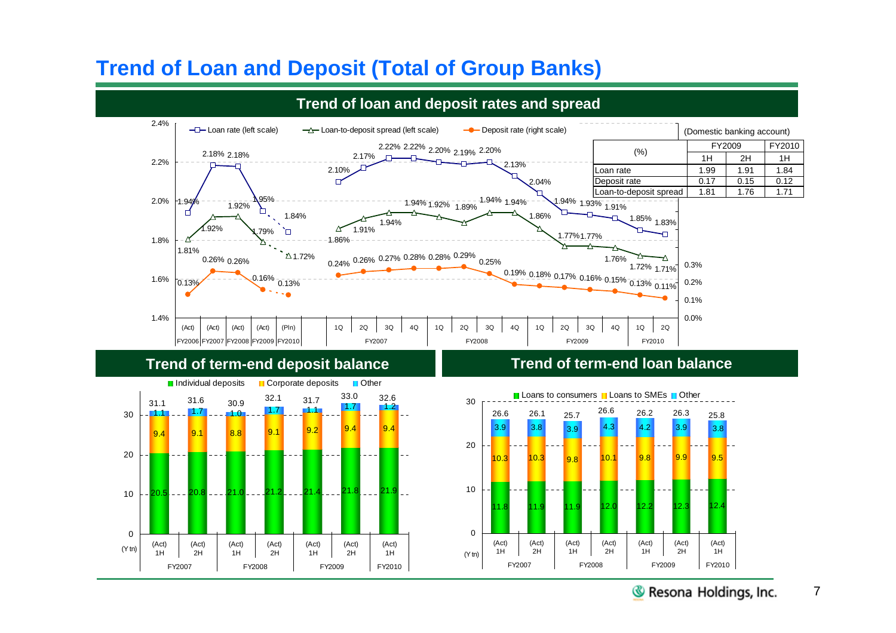# Trend of Loan and Deposit (Total of Group Banks)

## Trend of loan and deposit rates and spread

(Domestic banking account)

| (%) | FY2009 1H | FY2009 2H | FY2010 1H |
|---|---|---|---|
| Loan rate | 1.99 | 1.91 | 1.84 |
| Deposit rate | 0.17 | 0.15 | 0.12 |
| Loan-to-deposit spread | 1.81 | 1.76 | 1.71 |

| | Loan rate (left scale) | Loan-to-deposit spread (left scale) | Deposit rate (right scale) |
|---|---|---|---|
| FY2006 (Act) | 1.94% | 1.81% | 0.13% |
| FY2007 (Act) | 2.18% | 1.92% | 0.26% |
| FY2008 (Act) | 2.18% | 1.92% | 0.26% |
| FY2009 (Act) | 1.95% | 1.79% | 0.16% |
| FY2010 (Pln) | 1.84% | 1.72% | 0.13% |
| FY2007 1Q | 2.10% | 1.86% | 0.24% |
| FY2007 2Q | 2.17% | 1.91% | 0.26% |
| FY2007 3Q | 2.22% | 1.94% | 0.27% |
| FY2007 4Q | 2.22% | 1.94% | 0.28% |
| FY2008 1Q | 2.20% | 1.92% | 0.28% |
| FY2008 2Q | 2.19% | 1.89% | 0.29% |
| FY2008 3Q | 2.20% | 1.94% | 0.25% |
| FY2008 4Q | 2.13% | 1.94% | 0.19% |
| FY2009 1Q | 2.04% | 1.86% | 0.18% |
| FY2009 2Q | 1.94% | 1.77% | 0.17% |
| FY2009 3Q | 1.93% | 1.77% | 0.16% |
| FY2009 4Q | 1.91% | 1.76% | 0.15% |
| FY2010 1Q | 1.85% | 1.72% | 0.13% |
| FY2010 2Q | 1.83% | 1.71% | 0.11% |

## Trend of term-end deposit balance

(Y tn)

| | Individual deposits | Corporate deposits | Other | Total |
|---|---|---|---|---|
| FY2007 1H (Act) | 20.5 | 9.4 | 1.1 | 31.1 |
| FY2007 2H (Act) | 20.8 | 9.1 | 1.7 | 31.6 |
| FY2008 1H (Act) | 21.0 | 8.8 | 1.0 | 30.9 |
| FY2008 2H (Act) | 21.2 | 9.1 | 1.7 | 32.1 |
| FY2009 1H (Act) | 21.4 | 9.2 | 1.1 | 31.7 |
| FY2009 2H (Act) | 21.8 | 9.4 | 1.7 | 33.0 |
| FY2010 1H (Act) | 21.9 | 9.4 | 1.2 | 32.6 |

## Trend of term-end loan balance

(Y tn)

| | Loans to consumers | Loans to SMEs | Other | Total |
|---|---|---|---|---|
| FY2007 1H (Act) | 11.8 | 10.3 | 3.9 | 26.6 |
| FY2007 2H (Act) | 11.9 | 10.3 | 3.8 | 26.1 |
| FY2008 1H (Act) | 11.9 | 9.8 | 3.9 | 25.7 |
| FY2008 2H (Act) | 12.0 | 10.1 | 4.3 | 26.6 |
| FY2009 1H (Act) | 12.2 | 9.8 | 4.2 | 26.2 |
| FY2009 2H (Act) | 12.3 | 9.9 | 3.9 | 26.3 |
| FY2010 1H (Act) | 12.4 | 9.5 | 3.8 | 25.8 |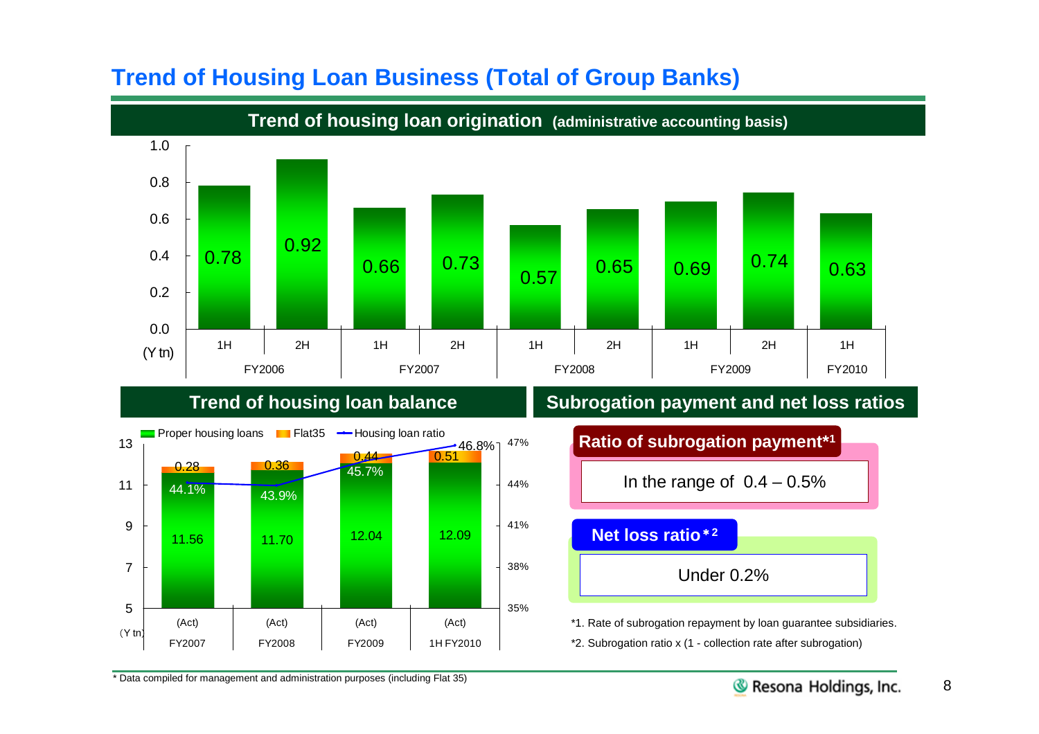# Trend of Housing Loan Business (Total of Group Banks)

## Trend of housing loan origination (administrative accounting basis)

(Y tn)

| | FY2006 1H | FY2006 2H | FY2007 1H | FY2007 2H | FY2008 1H | FY2008 2H | FY2009 1H | FY2009 2H | FY2010 1H |
|---|---|---|---|---|---|---|---|---|---|
| Housing loan origination | 0.78 | 0.92 | 0.66 | 0.73 | 0.57 | 0.65 | 0.69 | 0.74 | 0.63 |

## Trend of housing loan balance

(Y tn)

| | FY2007 (Act) | FY2008 (Act) | FY2009 (Act) | 1H FY2010 (Act) |
|---|---|---|---|---|
| Proper housing loans | 11.56 | 11.70 | 12.04 | 12.09 |
| Flat35 | 0.28 | 0.36 | 0.44 | 0.51 |
| Housing loan ratio | 44.1% | 43.9% | 45.7% | 46.8% |

## Subrogation payment and net loss ratios

**Ratio of subrogation payment*1**

In the range of 0.4 – 0.5%

**Net loss ratio*2**

Under 0.2%

*1. Rate of subrogation repayment by loan guarantee subsidiaries.

*2. Subrogation ratio x (1 - collection rate after subrogation)

* Data compiled for management and administration purposes (including Flat 35)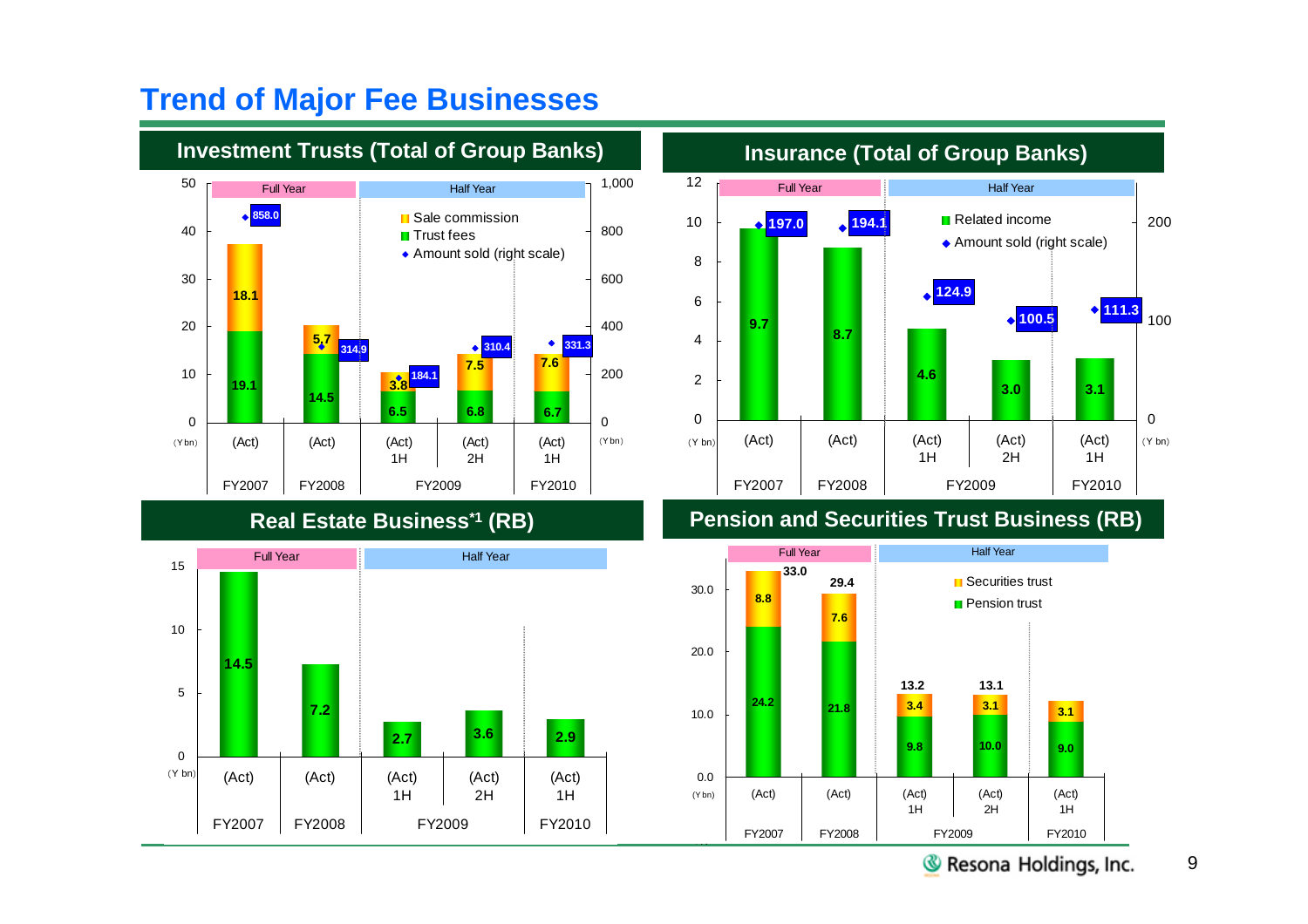# Trend of Major Fee Businesses

## Investment Trusts (Total of Group Banks)

(Y bn)

| | FY2007 (Act) | FY2008 (Act) | FY2009 (Act) 1H | FY2009 (Act) 2H | FY2010 (Act) 1H |
|---|---|---|---|---|---|
| | Full Year | Full Year | Half Year | Half Year | Half Year |
| Sale commission | 18.1 | 5.7 | 3.8 | 7.5 | 7.6 |
| Trust fees | 19.1 | 14.5 | 6.5 | 6.8 | 6.7 |
| Amount sold (right scale) | 858.0 | 314.9 | 184.1 | 310.4 | 331.3 |

## Insurance (Total of Group Banks)

(Y bn)

| | FY2007 (Act) | FY2008 (Act) | FY2009 (Act) 1H | FY2009 (Act) 2H | FY2010 (Act) 1H |
|---|---|---|---|---|---|
| | Full Year | Full Year | Half Year | Half Year | Half Year |
| Related income | 9.7 | 8.7 | 4.6 | 3.0 | 3.1 |
| Amount sold (right scale) | 197.0 | 194.1 | 124.9 | 100.5 | 111.3 |

## Real Estate Business[*1] (RB)

(Y bn)

| | FY2007 (Act) | FY2008 (Act) | FY2009 (Act) 1H | FY2009 (Act) 2H | FY2010 (Act) 1H |
|---|---|---|---|---|---|
| | Full Year | Full Year | Half Year | Half Year | Half Year |
| Real Estate Business | 14.5 | 7.2 | 2.7 | 3.6 | 2.9 |

## Pension and Securities Trust Business (RB)

(Y bn)

| | FY2007 (Act) | FY2008 (Act) | FY2009 (Act) 1H | FY2009 (Act) 2H | FY2010 (Act) 1H |
|---|---|---|---|---|---|
| | Full Year | Full Year | Half Year | Half Year | Half Year |
| Securities trust | 8.8 | 7.6 | 3.4 | 3.1 | 3.1 |
| Pension trust | 24.2 | 21.8 | 9.8 | 10.0 | 9.0 |
| Total | 33.0 | 29.4 | 13.2 | 13.1 | |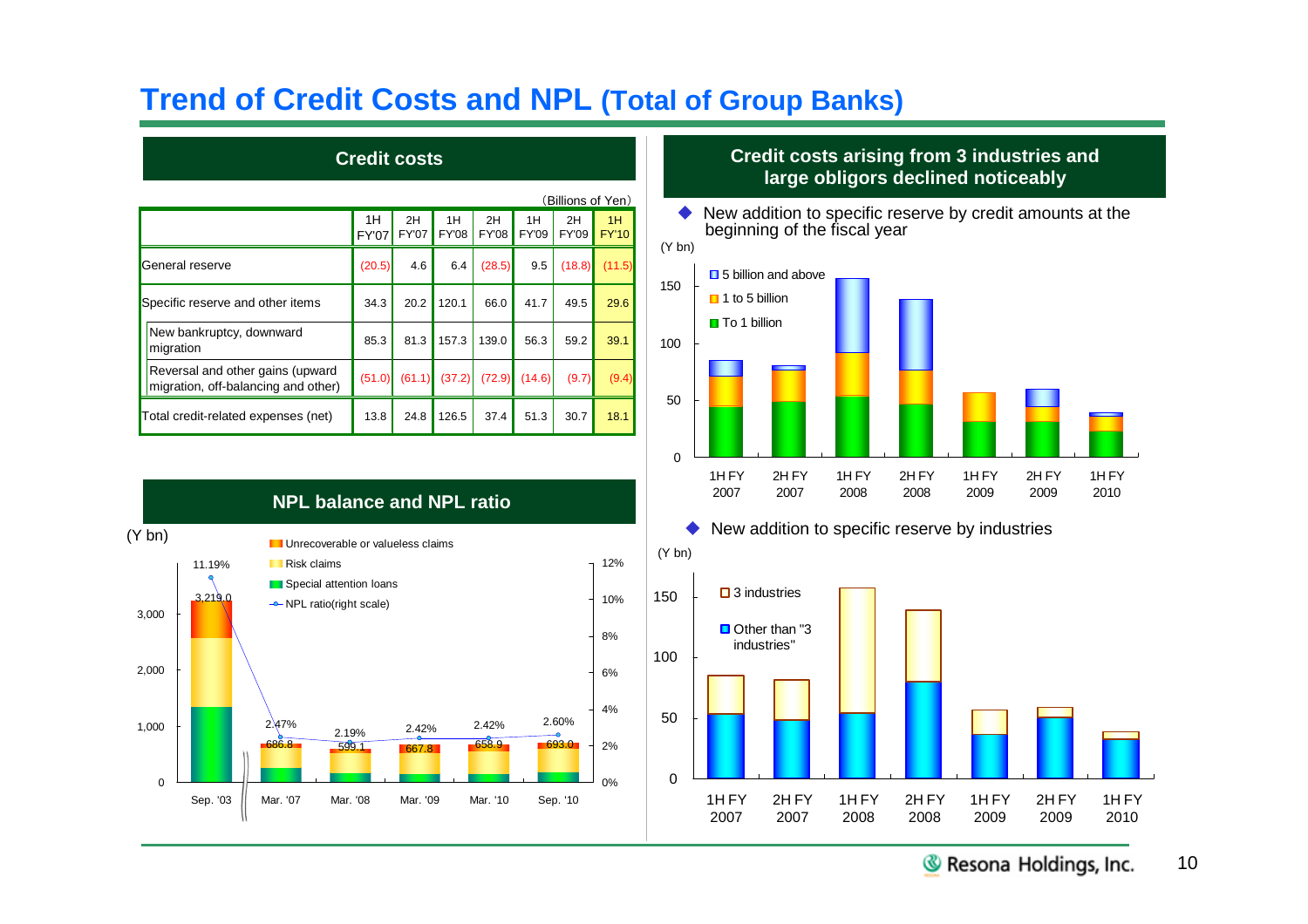# Trend of Credit Costs and NPL (Total of Group Banks)

## Credit costs

(Billions of Yen)

| | 1H FY'07 | 2H FY'07 | 1H FY'08 | 2H FY'08 | 1H FY'09 | 2H FY'09 | 1H FY'10 |
|---|---|---|---|---|---|---|---|
| General reserve | (20.5) | 4.6 | 6.4 | (28.5) | 9.5 | (18.8) | (11.5) |
| Specific reserve and other items | 34.3 | 20.2 | 120.1 | 66.0 | 41.7 | 49.5 | 29.6 |
| New bankruptcy, downward migration | 85.3 | 81.3 | 157.3 | 139.0 | 56.3 | 59.2 | 39.1 |
| Reversal and other gains (upward migration, off-balancing and other) | (51.0) | (61.1) | (37.2) | (72.9) | (14.6) | (9.7) | (9.4) |
| Total credit-related expenses (net) | 13.8 | 24.8 | 126.5 | 37.4 | 51.3 | 30.7 | 18.1 |

## NPL balance and NPL ratio

(Y bn)

- Unrecoverable or valueless claims
- Risk claims
- Special attention loans
- NPL ratio(right scale)

| | Sep. '03 | Mar. '07 | Mar. '08 | Mar. '09 | Mar. '10 | Sep. '10 |
|---|---|---|---|---|---|---|
| NPL balance (Y bn) | 3,219.0 | 686.8 | 599.1 | 667.8 | 658.9 | 693.0 |
| NPL ratio | 11.19% | 2.47% | 2.19% | 2.42% | 2.42% | 2.60% |

## Credit costs arising from 3 industries and large obligors declined noticeably

- New addition to specific reserve by credit amounts at the beginning of the fiscal year

(Y bn)

Legend: 5 billion and above; 1 to 5 billion; To 1 billion

Periods: 1H FY 2007, 2H FY 2007, 1H FY 2008, 2H FY 2008, 1H FY 2009, 2H FY 2009, 1H FY 2010

- New addition to specific reserve by industries

(Y bn)

Legend: 3 industries; Other than "3 industries"

Periods: 1H FY 2007, 2H FY 2007, 1H FY 2008, 2H FY 2008, 1H FY 2009, 2H FY 2009, 1H FY 2010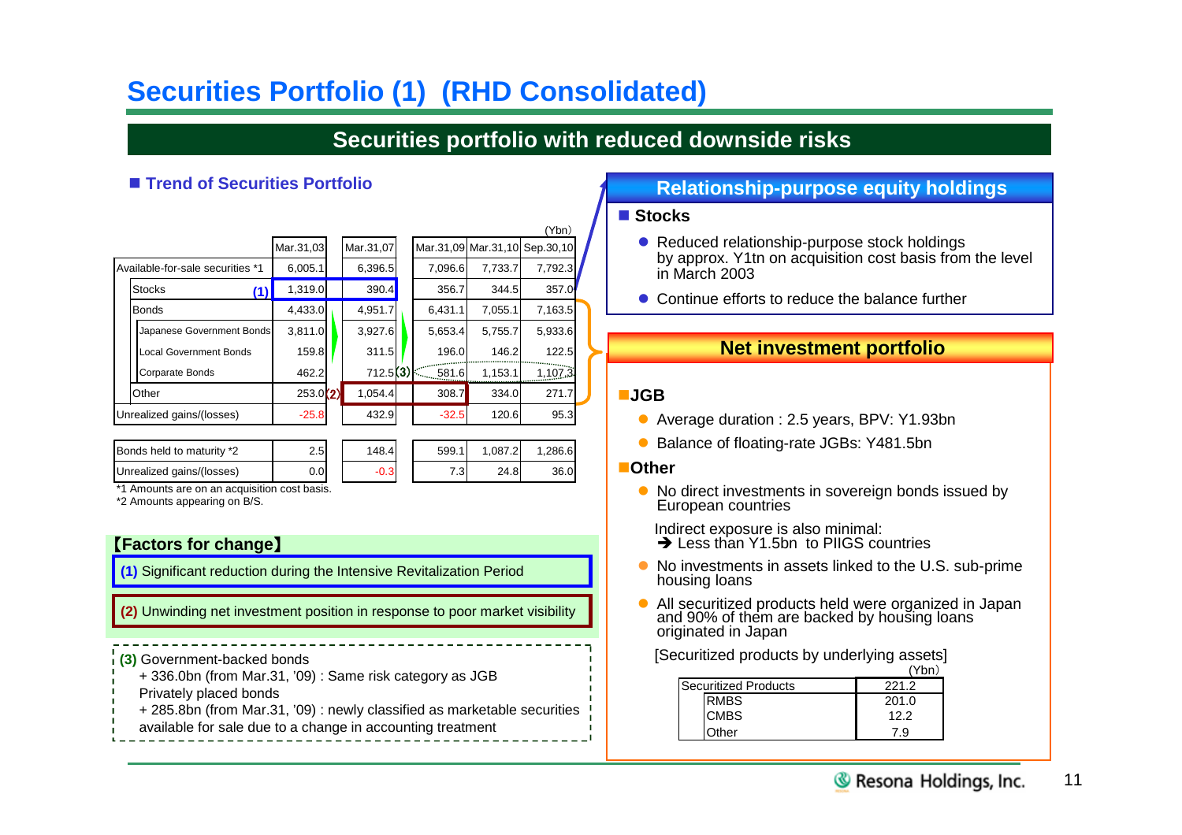# Securities Portfolio (1) (RHD Consolidated)

## Securities portfolio with reduced downside risks

### ■ Trend of Securities Portfolio

(Ybn)

| | Mar.31,03 | Mar.31,07 | Mar.31,09 | Mar.31,10 | Sep.30,10 |
|---|---|---|---|---|---|
| Available-for-sale securities *1 | 6,005.1 | 6,396.5 | 7,096.6 | 7,733.7 | 7,792.3 |
| Stocks (1) | 1,319.0 | 390.4 | 356.7 | 344.5 | 357.0 |
| Bonds | 4,433.0 | 4,951.7 | 6,431.1 | 7,055.1 | 7,163.5 |
| Japanese Government Bonds | 3,811.0 | 3,927.6 | 5,653.4 | 5,755.7 | 5,933.6 |
| Local Government Bonds | 159.8 | 311.5 | 196.0 | 146.2 | 122.5 |
| Corparate Bonds | 462.2 | 712.5 (3) | 581.6 | 1,153.1 | 1,107.3 |
| Other | 253.0 (2) | 1,054.4 | 308.7 | 334.0 | 271.7 |
| Unrealized gains/(losses) | -25.8 | 432.9 | -32.5 | 120.6 | 95.3 |

| | Mar.31,03 | Mar.31,07 | Mar.31,09 | Mar.31,10 | Sep.30,10 |
|---|---|---|---|---|---|
| Bonds held to maturity *2 | 2.5 | 148.4 | 599.1 | 1,087.2 | 1,286.6 |
| Unrealized gains/(losses) | 0.0 | -0.3 | 7.3 | 24.8 | 36.0 |

*1 Amounts are on an acquisition cost basis.
*2 Amounts appearing on B/S.

**【Factors for change】**

**(1)** Significant reduction during the Intensive Revitalization Period

**(2)** Unwinding net investment position in response to poor market visibility

**(3)** Government-backed bonds
+ 336.0bn (from Mar.31, '09) : Same risk category as JGB
Privately placed bonds
+ 285.8bn (from Mar.31, '09) : newly classified as marketable securities available for sale due to a change in accounting treatment

## Relationship-purpose equity holdings

### ■ Stocks

- Reduced relationship-purpose stock holdings by approx. Y1tn on acquisition cost basis from the level in March 2003
- Continue efforts to reduce the balance further

## Net investment portfolio

### ■JGB

- Average duration : 2.5 years, BPV: Y1.93bn
- Balance of floating-rate JGBs: Y481.5bn

### ■Other

- No direct investments in sovereign bonds issued by European countries

  Indirect exposure is also minimal:
  ➔ Less than Y1.5bn to PIIGS countries
- No investments in assets linked to the U.S. sub-prime housing loans
- All securitized products held were organized in Japan and 90% of them are backed by housing loans originated in Japan

[Securitized products by underlying assets]

(Ybn)

| | |
|---|---|
| Securitized Products | 221.2 |
| RMBS | 201.0 |
| CMBS | 12.2 |
| Other | 7.9 |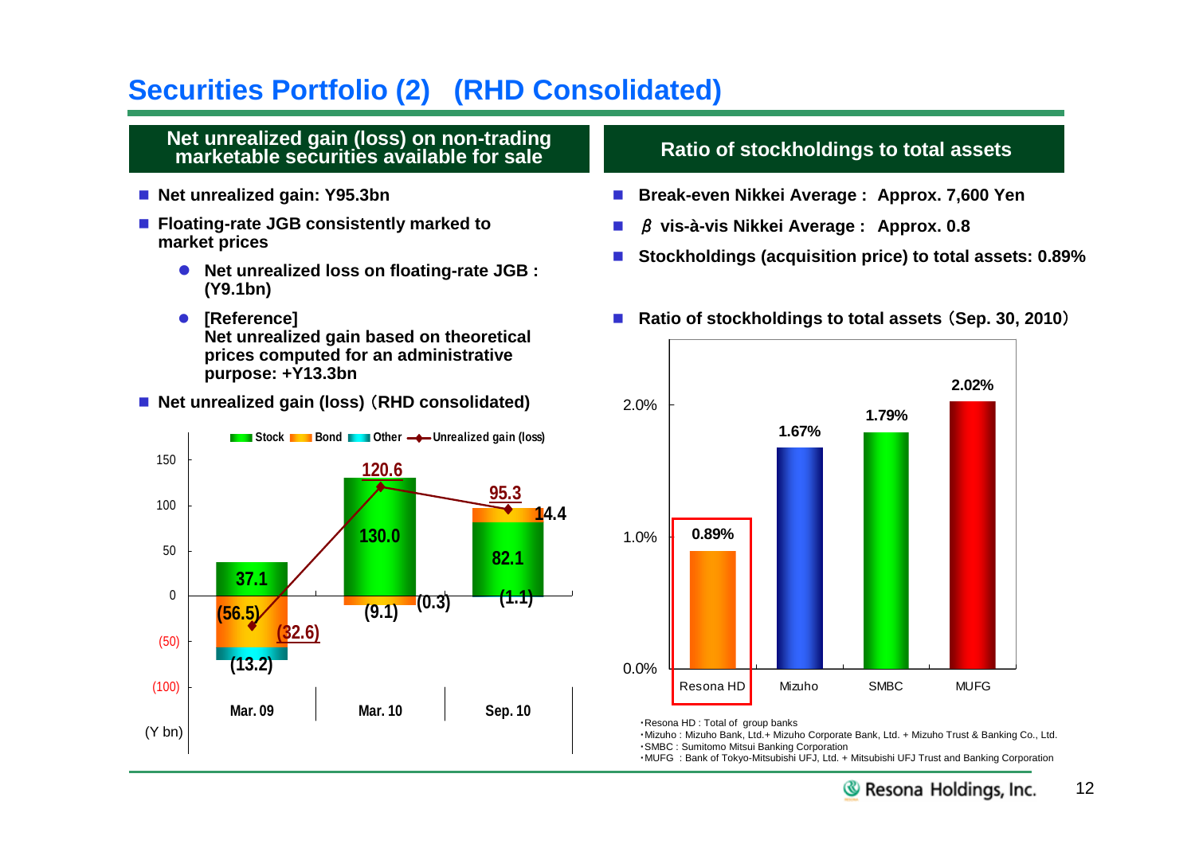# Securities Portfolio (2) (RHD Consolidated)

## Net unrealized gain (loss) on non-trading marketable securities available for sale

- Net unrealized gain: Y95.3bn
- Floating-rate JGB consistently marked to market prices
  - Net unrealized loss on floating-rate JGB : (Y9.1bn)
  - [Reference]
    Net unrealized gain based on theoretical prices computed for an administrative purpose: +Y13.3bn
- Net unrealized gain (loss) (RHD consolidated)

(Y bn)

| | Mar. 09 | Mar. 10 | Sep. 10 |
|---|---|---|---|
| Stock | 37.1 | 130.0 | 82.1 |
| Bond | (56.5) | (9.1) | 14.4 |
| Other | (13.2) | (0.3) | (1.1) |
| Unrealized gain (loss) | (32.6) | 120.6 | 95.3 |

## Ratio of stockholdings to total assets

- Break-even Nikkei Average : Approx. 7,600 Yen
- $\beta$ vis-à-vis Nikkei Average : Approx. 0.8
- Stockholdings (acquisition price) to total assets: 0.89%
- Ratio of stockholdings to total assets (Sep. 30, 2010)

| Resona HD | Mizuho | SMBC | MUFG |
|---|---|---|---|
| 0.89% | 1.67% | 1.79% | 2.02% |

・Resona HD : Total of group banks
・Mizuho : Mizuho Bank, Ltd.+ Mizuho Corporate Bank, Ltd. + Mizuho Trust & Banking Co., Ltd.
・SMBC : Sumitomo Mitsui Banking Corporation
・MUFG : Bank of Tokyo-Mitsubishi UFJ, Ltd. + Mitsubishi UFJ Trust and Banking Corporation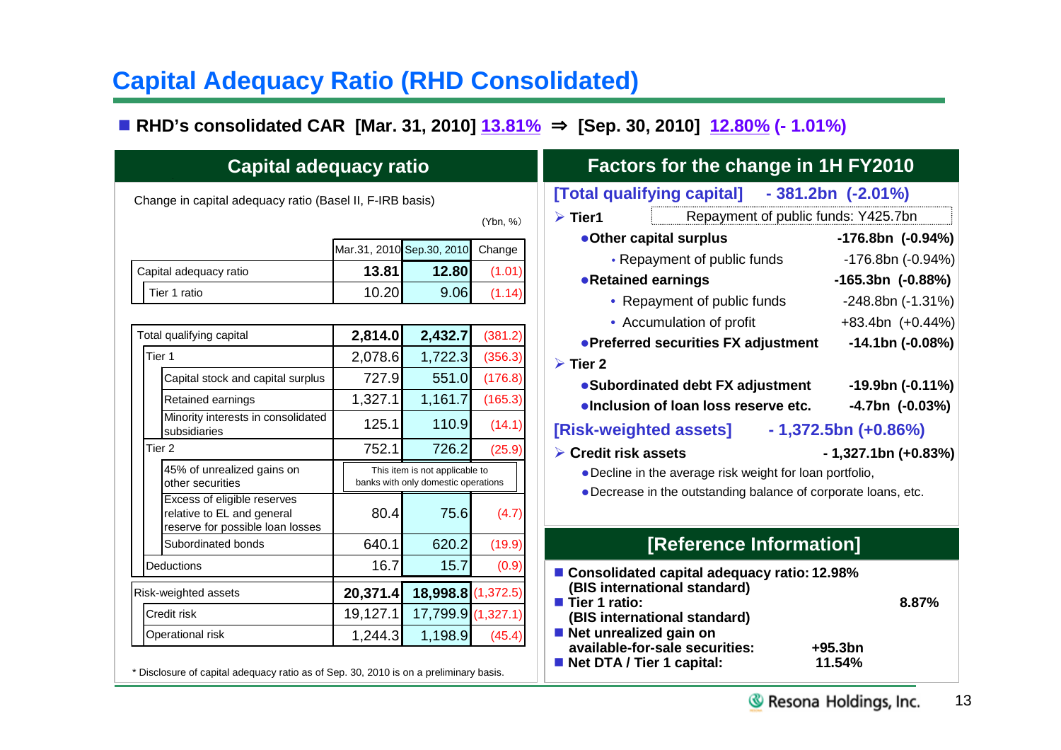# Capital Adequacy Ratio (RHD Consolidated)

■ **RHD's consolidated CAR [Mar. 31, 2010] 13.81% ⇒ [Sep. 30, 2010] 12.80% (- 1.01%)**

## Capital adequacy ratio

Change in capital adequacy ratio (Basel II, F-IRB basis)

(Ybn, %)

| | Mar.31, 2010 | Sep.30, 2010 | Change |
|---|---|---|---|
| Capital adequacy ratio | **13.81** | **12.80** | (1.01) |
| Tier 1 ratio | 10.20 | 9.06 | (1.14) |

| | Mar.31, 2010 | Sep.30, 2010 | Change |
|---|---|---|---|
| Total qualifying capital | **2,814.0** | **2,432.7** | (381.2) |
| Tier 1 | 2,078.6 | 1,722.3 | (356.3) |
| Capital stock and capital surplus | 727.9 | 551.0 | (176.8) |
| Retained earnings | 1,327.1 | 1,161.7 | (165.3) |
| Minority interests in consolidated subsidiaries | 125.1 | 110.9 | (14.1) |
| Tier 2 | 752.1 | 726.2 | (25.9) |
| 45% of unrealized gains on other securities | This item is not applicable to banks with only domestic operations | | |
| Excess of eligible reserves relative to EL and general reserve for possible loan losses | 80.4 | 75.6 | (4.7) |
| Subordinated bonds | 640.1 | 620.2 | (19.9) |
| Deductions | 16.7 | 15.7 | (0.9) |
| Risk-weighted assets | **20,371.4** | **18,998.8** | (1,372.5) |
| Credit risk | 19,127.1 | 17,799.9 | (1,327.1) |
| Operational risk | 1,244.3 | 1,198.9 | (45.4) |

\* Disclosure of capital adequacy ratio as of Sep. 30, 2010 is on a preliminary basis.

## Factors for the change in 1H FY2010

**[Total qualifying capital] - 381.2bn (-2.01%)**

- **Tier1** — Repayment of public funds: Y425.7bn
  - **Other capital surplus** — **-176.8bn (-0.94%)**
    - Repayment of public funds — -176.8bn (-0.94%)
  - **Retained earnings** — **-165.3bn (-0.88%)**
    - Repayment of public funds — -248.8bn (-1.31%)
    - Accumulation of profit — +83.4bn (+0.44%)
  - **Preferred securities FX adjustment** — **-14.1bn (-0.08%)**
- **Tier 2**
  - **Subordinated debt FX adjustment** — **-19.9bn (-0.11%)**
  - **Inclusion of loan loss reserve etc.** — **-4.7bn (-0.03%)**

**[Risk-weighted assets] - 1,372.5bn (+0.86%)**

- **Credit risk assets** — **- 1,327.1bn (+0.83%)**
  - Decline in the average risk weight for loan portfolio,
  - Decrease in the outstanding balance of corporate loans, etc.

## [Reference Information]

- **Consolidated capital adequacy ratio: (BIS international standard)** — **12.98%**
- **Tier 1 ratio: (BIS international standard)** — **8.87%**
- **Net unrealized gain on available-for-sale securities:** — **+95.3bn**
- **Net DTA / Tier 1 capital:** — **11.54%**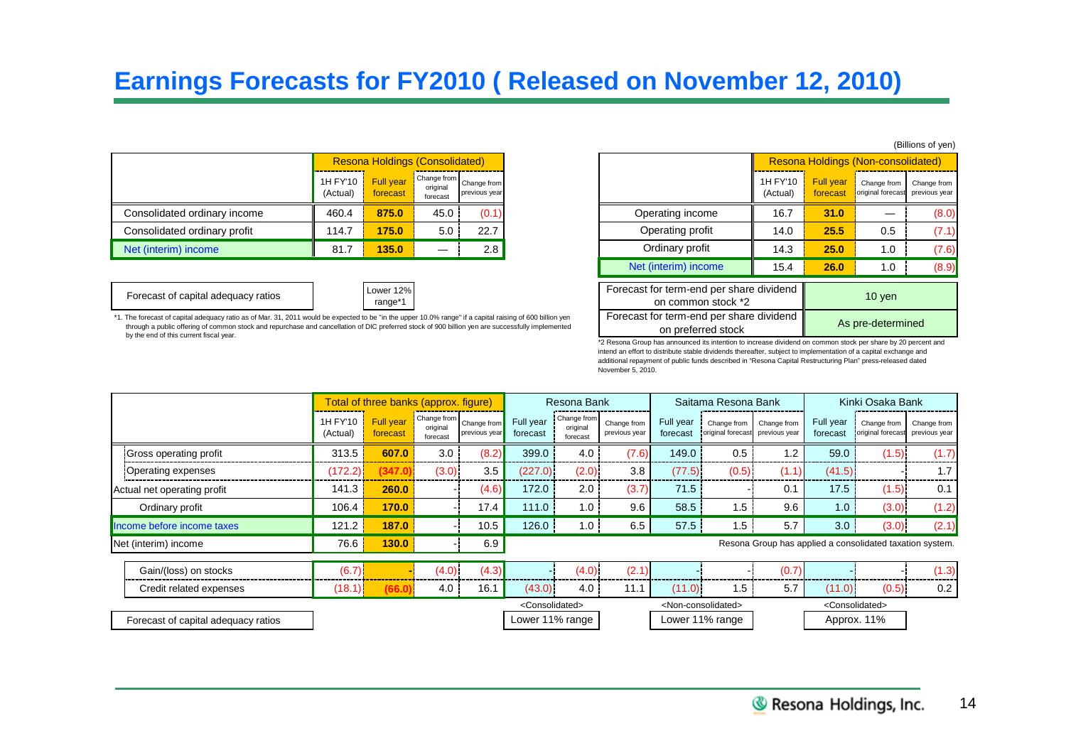# Earnings Forecasts for FY2010 ( Released on November 12, 2010)

(Billions of yen)

| | Resona Holdings (Consolidated) | | | |
|---|---|---|---|---|
| | 1H FY'10 (Actual) | Full year forecast | Change from original forecast | Change from previous year |
| Consolidated ordinary income | 460.4 | 875.0 | 45.0 | (0.1) |
| Consolidated ordinary profit | 114.7 | 175.0 | 5.0 | 22.7 |
| Net (interim) income | 81.7 | 135.0 | — | 2.8 |

| | |
|---|---|
| Forecast of capital adequacy ratios | Lower 12% range*1 |

*1. The forecast of capital adequacy ratio as of Mar. 31, 2011 would be expected to be "in the upper 10.0% range" if a capital raising of 600 billion yen through a public offering of common stock and repurchase and cancellation of DIC preferred stock of 900 billion yen are successfully implemented by the end of this current fiscal year.

| | Resona Holdings (Non-consolidated) | | | |
|---|---|---|---|---|
| | 1H FY'10 (Actual) | Full year forecast | Change from original forecast | Change from previous year |
| Operating income | 16.7 | 31.0 | — | (8.0) |
| Operating profit | 14.0 | 25.5 | 0.5 | (7.1) |
| Ordinary profit | 14.3 | 25.0 | 1.0 | (7.6) |
| Net (interim) income | 15.4 | 26.0 | 1.0 | (8.9) |

| | |
|---|---|
| Forecast for term-end per share dividend on common stock *2 | 10 yen |
| Forecast for term-end per share dividend on preferred stock | As pre-determined |

*2 Resona Group has announced its intention to increase dividend on common stock per share by 20 percent and intend an effort to distribute stable dividends thereafter, subject to implementation of a capital exchange and additional repayment of public funds described in "Resona Capital Restructuring Plan" press-released dated November 5, 2010.

| | Total of three banks (approx. figure) | | | | Resona Bank | | | Saitama Resona Bank | | | Kinki Osaka Bank | | |
|---|---|---|---|---|---|---|---|---|---|---|---|---|---|
| | 1H FY'10 (Actual) | Full year forecast | Change from original forecast | Change from previous year | Full year forecast | Change from original forecast | Change from previous year | Full year forecast | Change from original forecast | Change from previous year | Full year forecast | Change from original forecast | Change from previous year |
| Gross operating profit | 313.5 | 607.0 | 3.0 | (8.2) | 399.0 | 4.0 | (7.6) | 149.0 | 0.5 | 1.2 | 59.0 | (1.5) | (1.7) |
| Operating expenses | (172.2) | (347.0) | (3.0) | 3.5 | (227.0) | (2.0) | 3.8 | (77.5) | (0.5) | (1.1) | (41.5) | - | 1.7 |
| Actual net operating profit | 141.3 | 260.0 | - | (4.6) | 172.0 | 2.0 | (3.7) | 71.5 | - | 0.1 | 17.5 | (1.5) | 0.1 |
| Ordinary profit | 106.4 | 170.0 | - | 17.4 | 111.0 | 1.0 | 9.6 | 58.5 | 1.5 | 9.6 | 1.0 | (3.0) | (1.2) |
| Income before income taxes | 121.2 | 187.0 | - | 10.5 | 126.0 | 1.0 | 6.5 | 57.5 | 1.5 | 5.7 | 3.0 | (3.0) | (2.1) |
| Net (interim) income | 76.6 | 130.0 | - | 6.9 | Resona Group has applied a consolidated taxation system. | | | | | | | | |
| Gain/(loss) on stocks | (6.7) | - | (4.0) | (4.3) | - | (4.0) | (2.1) | - | - | (0.7) | - | - | (1.3) |
| Credit related expenses | (18.1) | (66.0) | 4.0 | 16.1 | (43.0) | 4.0 | 11.1 | (11.0) | 1.5 | 5.7 | (11.0) | (0.5) | 0.2 |
| | | | | | <Consolidated> | | | <Non-consolidated> | | | <Consolidated> | | |
| Forecast of capital adequacy ratios | | | | | Lower 11% range | | | Lower 11% range | | | Approx. 11% | | |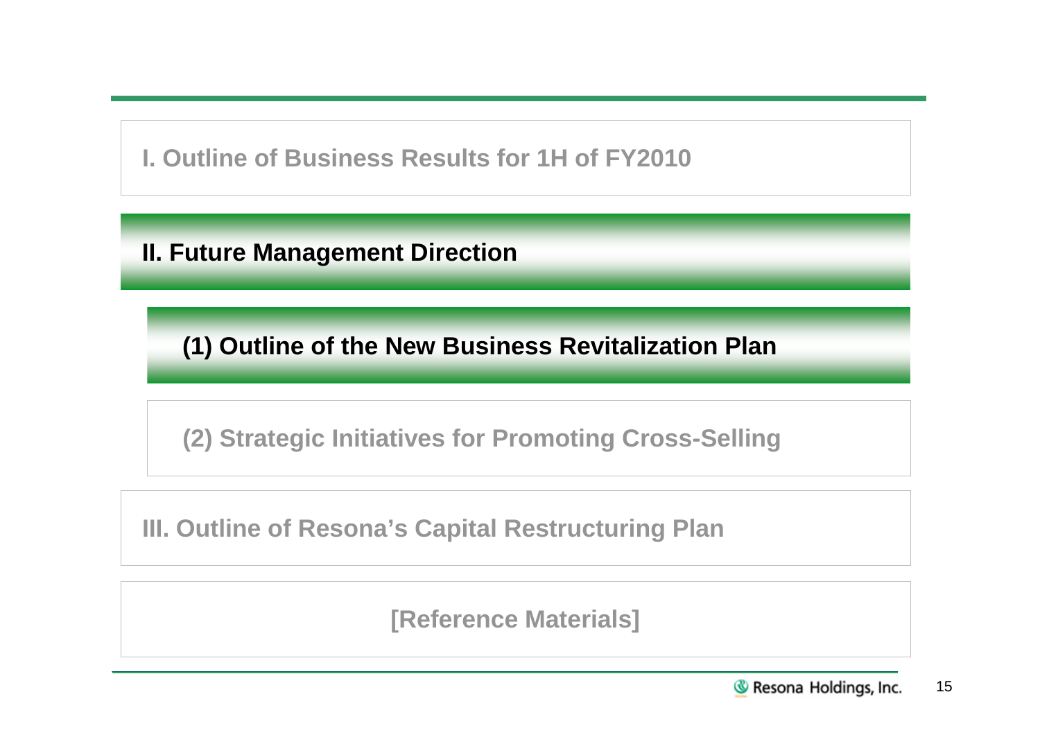I. Outline of Business Results for 1H of FY2010

## II. Future Management Direction

### (1) Outline of the New Business Revitalization Plan

(2) Strategic Initiatives for Promoting Cross-Selling

III. Outline of Resona's Capital Restructuring Plan

[Reference Materials]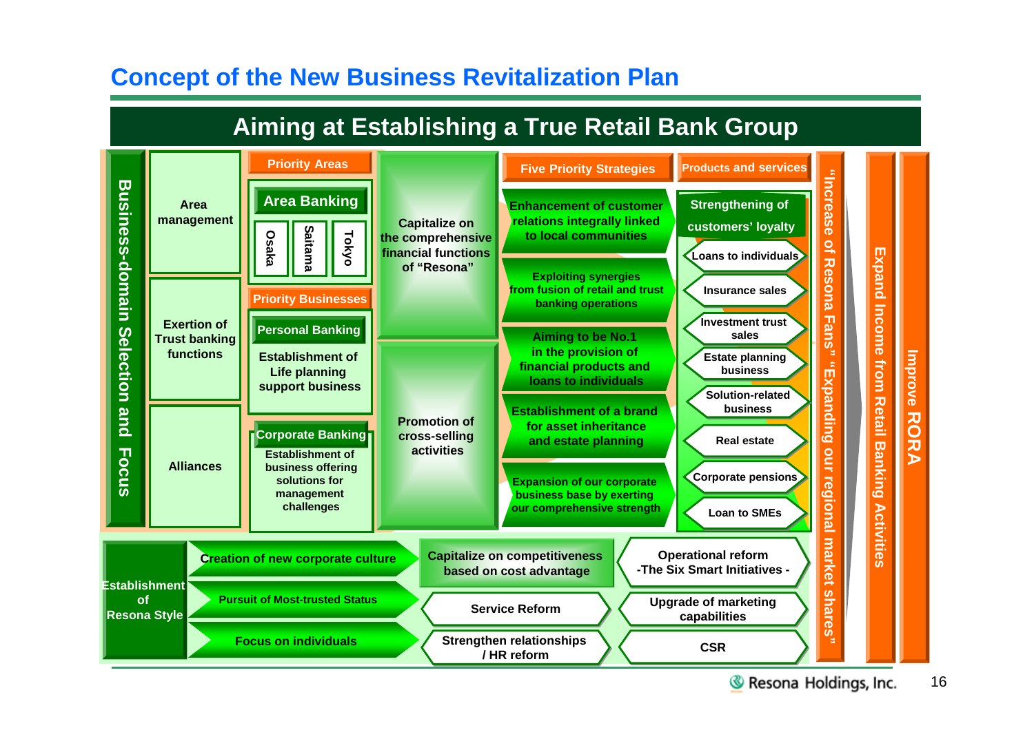# Concept of the New Business Revitalization Plan

## Aiming at Establishing a True Retail Bank Group

**Business-domain Selection and Focus**

- Area management
- Exertion of Trust banking functions
- Alliances

**Priority Areas**

- Area Banking
  - Osaka
  - Saitama
  - Tokyo

**Priority Businesses**

- Personal Banking
  - Establishment of Life planning support business
- Corporate Banking
  - Establishment of business offering solutions for management challenges

Capitalize on the comprehensive financial functions of "Resona"

Promotion of cross-selling activities

**Five Priority Strategies**

- Enhancement of customer relations integrally linked to local communities
- Exploiting synergies from fusion of retail and trust banking operations
- Aiming to be No.1 in the provision of financial products and loans to individuals
- Establishment of a brand for asset inheritance and estate planning
- Expansion of our corporate business base by exerting our comprehensive strength

**Products and services**

Strengthening of customers' loyalty

- Loans to individuals
- Insurance sales
- Investment trust sales
- Estate planning business
- Solution-related business
- Real estate
- Corporate pensions
- Loan to SMEs

"Increase of Resona Fans" "Expanding our regional market shares"

Expand Income from Retail Banking Activities

Improve RORA

**Establishment of Resona Style**

- Creation of new corporate culture
- Pursuit of Most-trusted Status
- Focus on individuals

Capitalize on competitiveness based on cost advantage

- Service Reform
- Strengthen relationships / HR reform

Operational reform -The Six Smart Initiatives -

- Upgrade of marketing capabilities
- CSR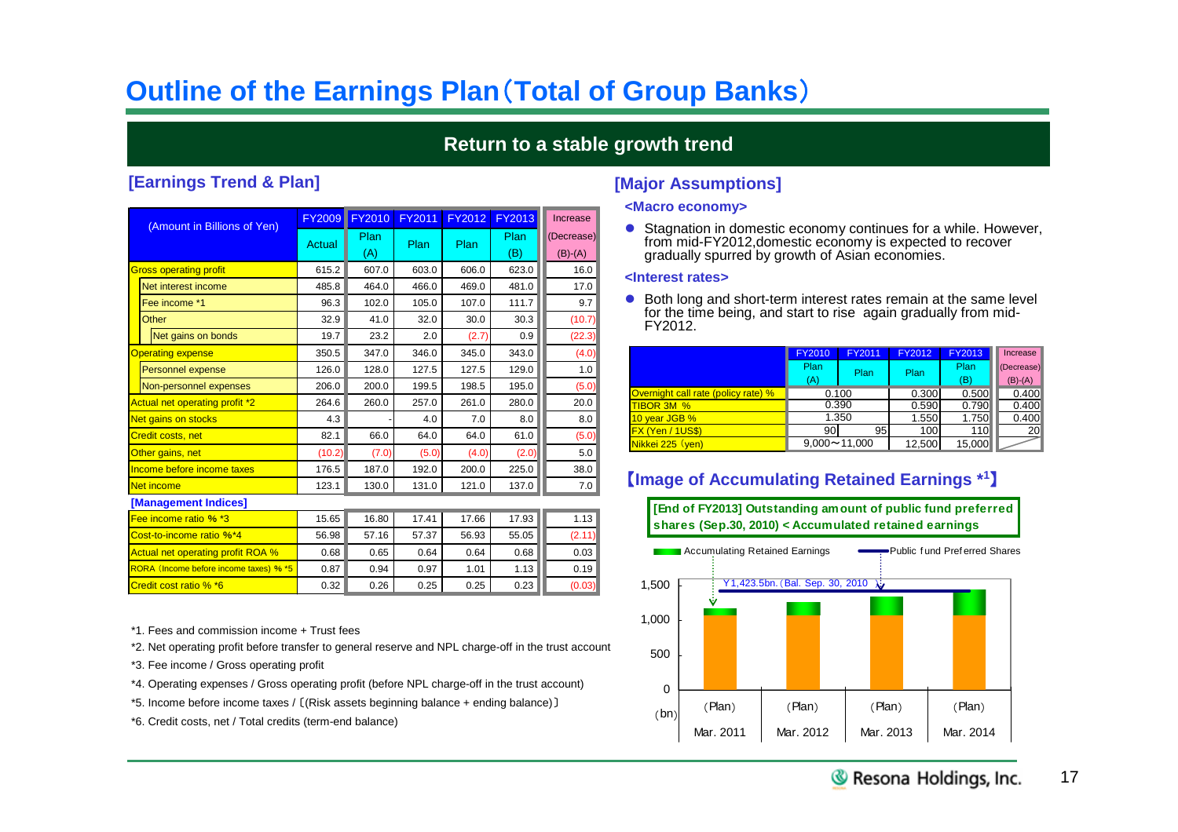# Outline of the Earnings Plan（Total of Group Banks）

## Return to a stable growth trend

### [Earnings Trend & Plan]

| (Amount in Billions of Yen) | FY2009 Actual | FY2010 Plan (A) | FY2011 Plan | FY2012 Plan | FY2013 Plan (B) | Increase (Decrease) (B)-(A) |
|---|---|---|---|---|---|---|
| Gross operating profit | 615.2 | 607.0 | 603.0 | 606.0 | 623.0 | 16.0 |
| Net interest income | 485.8 | 464.0 | 466.0 | 469.0 | 481.0 | 17.0 |
| Fee income *1 | 96.3 | 102.0 | 105.0 | 107.0 | 111.7 | 9.7 |
| Other | 32.9 | 41.0 | 32.0 | 30.0 | 30.3 | (10.7) |
| Net gains on bonds | 19.7 | 23.2 | 2.0 | (2.7) | 0.9 | (22.3) |
| Operating expense | 350.5 | 347.0 | 346.0 | 345.0 | 343.0 | (4.0) |
| Personnel expense | 126.0 | 128.0 | 127.5 | 127.5 | 129.0 | 1.0 |
| Non-personnel expenses | 206.0 | 200.0 | 199.5 | 198.5 | 195.0 | (5.0) |
| Actual net operating profit *2 | 264.6 | 260.0 | 257.0 | 261.0 | 280.0 | 20.0 |
| Net gains on stocks | 4.3 | - | 4.0 | 7.0 | 8.0 | 8.0 |
| Credit costs, net | 82.1 | 66.0 | 64.0 | 64.0 | 61.0 | (5.0) |
| Other gains, net | (10.2) | (7.0) | (5.0) | (4.0) | (2.0) | 5.0 |
| Income before income taxes | 176.5 | 187.0 | 192.0 | 200.0 | 225.0 | 38.0 |
| Net income | 123.1 | 130.0 | 131.0 | 121.0 | 137.0 | 7.0 |
| **[Management Indices]** | | | | | | |
| Fee income ratio % *3 | 15.65 | 16.80 | 17.41 | 17.66 | 17.93 | 1.13 |
| Cost-to-income ratio %*4 | 56.98 | 57.16 | 57.37 | 56.93 | 55.05 | (2.11) |
| Actual net operating profit ROA % | 0.68 | 0.65 | 0.64 | 0.64 | 0.68 | 0.03 |
| RORA（Income before income taxes）% *5 | 0.87 | 0.94 | 0.97 | 1.01 | 1.13 | 0.19 |
| Credit cost ratio % *6 | 0.32 | 0.26 | 0.25 | 0.25 | 0.23 | (0.03) |

*1. Fees and commission income + Trust fees

*2. Net operating profit before transfer to general reserve and NPL charge-off in the trust account

*3. Fee income / Gross operating profit

*4. Operating expenses / Gross operating profit (before NPL charge-off in the trust account)

*5. Income before income taxes / 〔(Risk assets beginning balance + ending balance)〕

*6. Credit costs, net / Total credits (term-end balance)

### [Major Assumptions]

**<Macro economy>**

- Stagnation in domestic economy continues for a while. However, from mid-FY2012,domestic economy is expected to recover gradually spurred by growth of Asian economies.

**<Interest rates>**

- Both long and short-term interest rates remain at the same level for the time being, and start to rise again gradually from mid-FY2012.

| | FY2010 Plan (A) | FY2011 Plan | FY2012 Plan | FY2013 Plan (B) | Increase (Decrease) (B)-(A) |
|---|---|---|---|---|---|
| Overnight call rate (policy rate) % | 0.100 | | 0.300 | 0.500 | 0.400 |
| TIBOR 3M % | 0.390 | | 0.590 | 0.790 | 0.400 |
| 10 year JGB % | 1.350 | | 1.550 | 1.750 | 0.400 |
| FX (Yen / 1US$) | 90 | 95 | 100 | 110 | 20 |
| Nikkei 225（yen) | 9,000～11,000 | | 12,500 | 15,000 | |

### 【Image of Accumulating Retained Earnings *1】

**[End of FY2013] Outstanding amount of public fund preferred shares (Sep.30, 2010) < Accumulated retained earnings**

Accumulating Retained Earnings / Public fund Preferred Shares

Y1,423.5bn.（Bal. Sep. 30, 2010）

1,500 / 1,000 / 500 / 0 (bn)

(Plan) Mar. 2011 | (Plan) Mar. 2012 | (Plan) Mar. 2013 | (Plan) Mar. 2014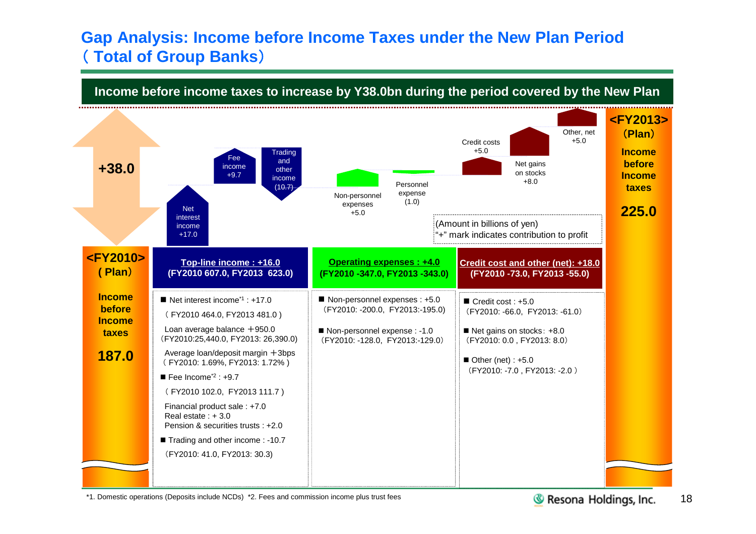# Gap Analysis: Income before Income Taxes under the New Plan Period（Total of Group Banks）

**Income before income taxes to increase by Y38.0bn during the period covered by the New Plan**

**+38.0**

Net interest income +17.0

Fee income +9.7

Trading and other income (10.7)

Non-personnel expenses +5.0

Personnel expense (1.0)

Credit costs +5.0

Net gains on stocks +8.0

Other, net +5.0

(Amount in billions of yen)
"+" mark indicates contribution to profit

**<FY2010> (Plan)**

**Income before Income taxes**

**187.0**

**<FY2013> (Plan)**

**Income before Income taxes**

**225.0**

| **Top-line income : +16.0** (FY2010 607.0, FY2013 623.0) | **Operating expenses : +4.0** (FY2010 -347.0, FY2013 -343.0) | **Credit cost and other (net): +18.0** (FY2010 -73.0, FY2013 -55.0) |
|---|---|---|
| ■ Net interest income[*1] : +17.0<br>( FY2010 464.0, FY2013 481.0 )<br>Loan average balance ＋950.0<br>(FY2010:25,440.0, FY2013: 26,390.0)<br>Average loan/deposit margin ＋3bps<br>( FY2010: 1.69%, FY2013: 1.72% )<br>■ Fee Income[*2] : +9.7<br>( FY2010 102.0, FY2013 111.7 )<br>Financial product sale : +7.0<br>Real estate : + 3.0<br>Pension & securities trusts : +2.0<br>■ Trading and other income : -10.7<br>(FY2010: 41.0, FY2013: 30.3) | ■ Non-personnel expenses : +5.0<br>(FY2010: -200.0, FY2013:-195.0)<br>■ Non-personnel expense : -1.0<br>(FY2010: -128.0, FY2013:-129.0) | ■ Credit cost : +5.0<br>(FY2010: -66.0, FY2013: -61.0)<br>■ Net gains on stocks: +8.0<br>(FY2010: 0.0 , FY2013: 8.0)<br>■ Other (net) : +5.0<br>(FY2010: -7.0 , FY2013: -2.0 ) |

*1. Domestic operations (Deposits include NCDs) *2. Fees and commission income plus trust fees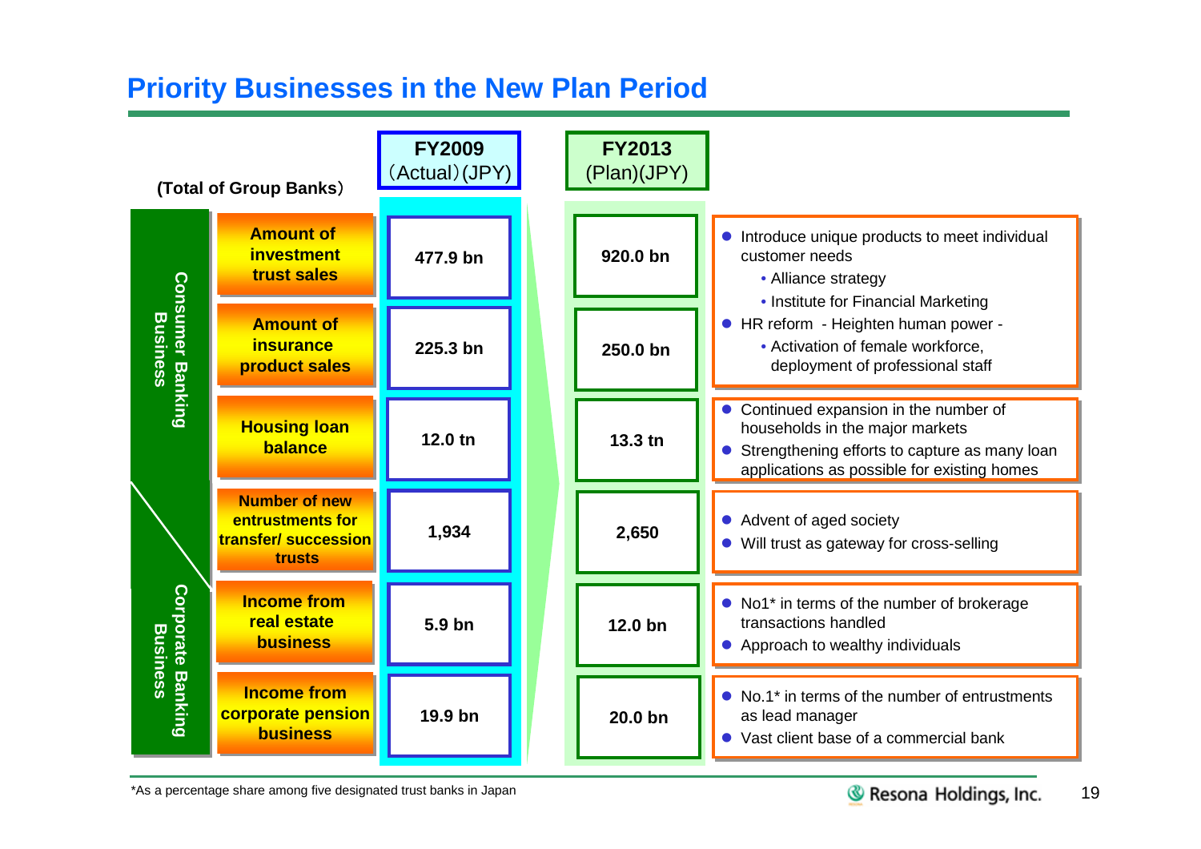## Priority Businesses in the New Plan Period

(Total of Group Banks)

| Segment | Item | FY2009 (Actual)(JPY) | FY2013 (Plan)(JPY) | Initiatives |
|---|---|---|---|---|
| Consumer Banking Business | Amount of investment trust sales | 477.9 bn | 920.0 bn | ● Introduce unique products to meet individual customer needs<br>• Alliance strategy<br>• Institute for Financial Marketing<br>● HR reform - Heighten human power -<br>• Activation of female workforce, deployment of professional staff |
| Consumer Banking Business | Amount of insurance product sales | 225.3 bn | 250.0 bn | (shared with above) |
| Consumer Banking Business | Housing loan balance | 12.0 tn | 13.3 tn | ● Continued expansion in the number of households in the major markets<br>● Strengthening efforts to capture as many loan applications as possible for existing homes |
| Consumer Banking Business / Corporate Banking Business | Number of new entrustments for transfer/ succession trusts | 1,934 | 2,650 | ● Advent of aged society<br>● Will trust as gateway for cross-selling |
| Corporate Banking Business | Income from real estate business | 5.9 bn | 12.0 bn | ● No1* in terms of the number of brokerage transactions handled<br>● Approach to wealthy individuals |
| Corporate Banking Business | Income from corporate pension business | 19.9 bn | 20.0 bn | ● No.1* in terms of the number of entrustments as lead manager<br>● Vast client base of a commercial bank |

*As a percentage share among five designated trust banks in Japan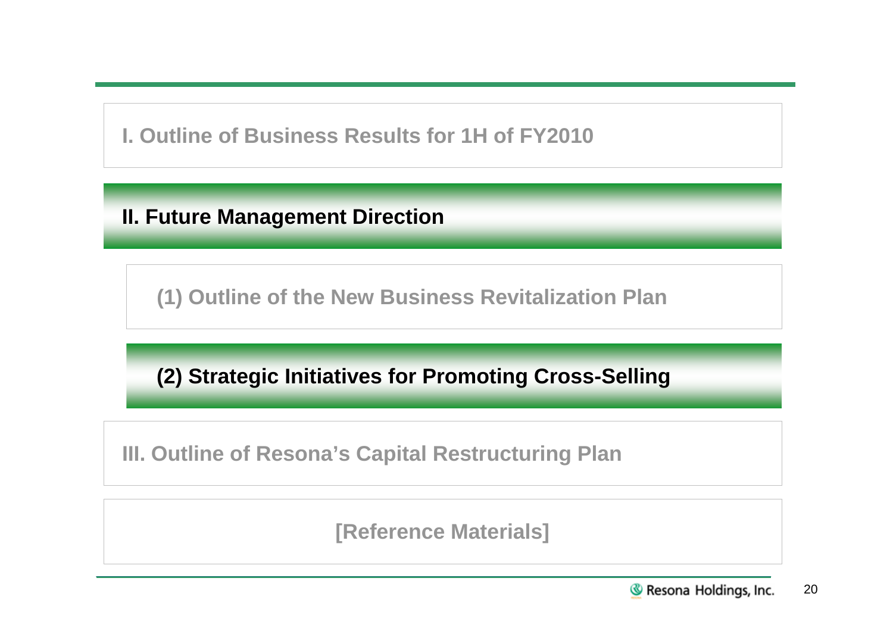I. Outline of Business Results for 1H of FY2010

## II. Future Management Direction

(1) Outline of the New Business Revitalization Plan

### (2) Strategic Initiatives for Promoting Cross-Selling

III. Outline of Resona's Capital Restructuring Plan

[Reference Materials]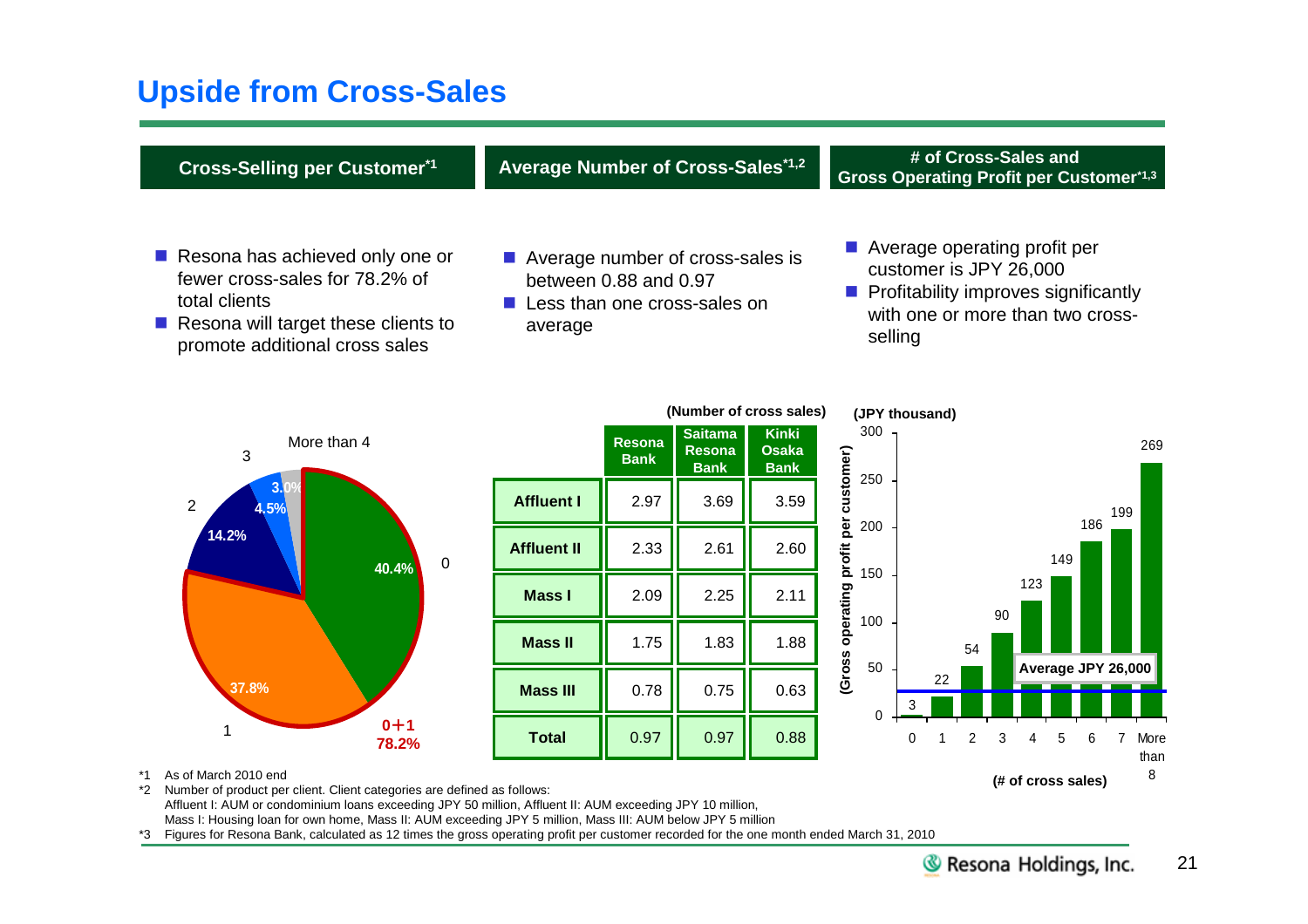# Upside from Cross-Sales

## Cross-Selling per Customer[*1]

- Resona has achieved only one or fewer cross-sales for 78.2% of total clients
- Resona will target these clients to promote additional cross sales

| Number of cross-sales | Share |
|---|---|
| 0 | 40.4% |
| 1 | 37.8% |
| 2 | 14.2% |
| 3 | 4.5% |
| More than 4 | 3.0% |
| 0+1 | 78.2% |

## Average Number of Cross-Sales[*1,2]

- Average number of cross-sales is between 0.88 and 0.97
- Less than one cross-sales on average

(Number of cross sales)

| | Resona Bank | Saitama Resona Bank | Kinki Osaka Bank |
|---|---|---|---|
| Affluent I | 2.97 | 3.69 | 3.59 |
| Affluent II | 2.33 | 2.61 | 2.60 |
| Mass I | 2.09 | 2.25 | 2.11 |
| Mass II | 1.75 | 1.83 | 1.88 |
| Mass III | 0.78 | 0.75 | 0.63 |
| Total | 0.97 | 0.97 | 0.88 |

## # of Cross-Sales and Gross Operating Profit per Customer[*1,3]

- Average operating profit per customer is JPY 26,000
- Profitability improves significantly with one or more than two cross-selling

(JPY thousand) Gross operating profit per customer

| # of cross sales | 0 | 1 | 2 | 3 | 4 | 5 | 6 | 7 | More than 8 |
|---|---|---|---|---|---|---|---|---|---|
| Gross operating profit per customer | 3 | 22 | 54 | 90 | 123 | 149 | 186 | 199 | 269 |

Average JPY 26,000

*1 As of March 2010 end
*2 Number of product per client. Client categories are defined as follows:
Affluent I: AUM or condominium loans exceeding JPY 50 million, Affluent II: AUM exceeding JPY 10 million,
Mass I: Housing loan for own home, Mass II: AUM exceeding JPY 5 million, Mass III: AUM below JPY 5 million
*3 Figures for Resona Bank, calculated as 12 times the gross operating profit per customer recorded for the one month ended March 31, 2010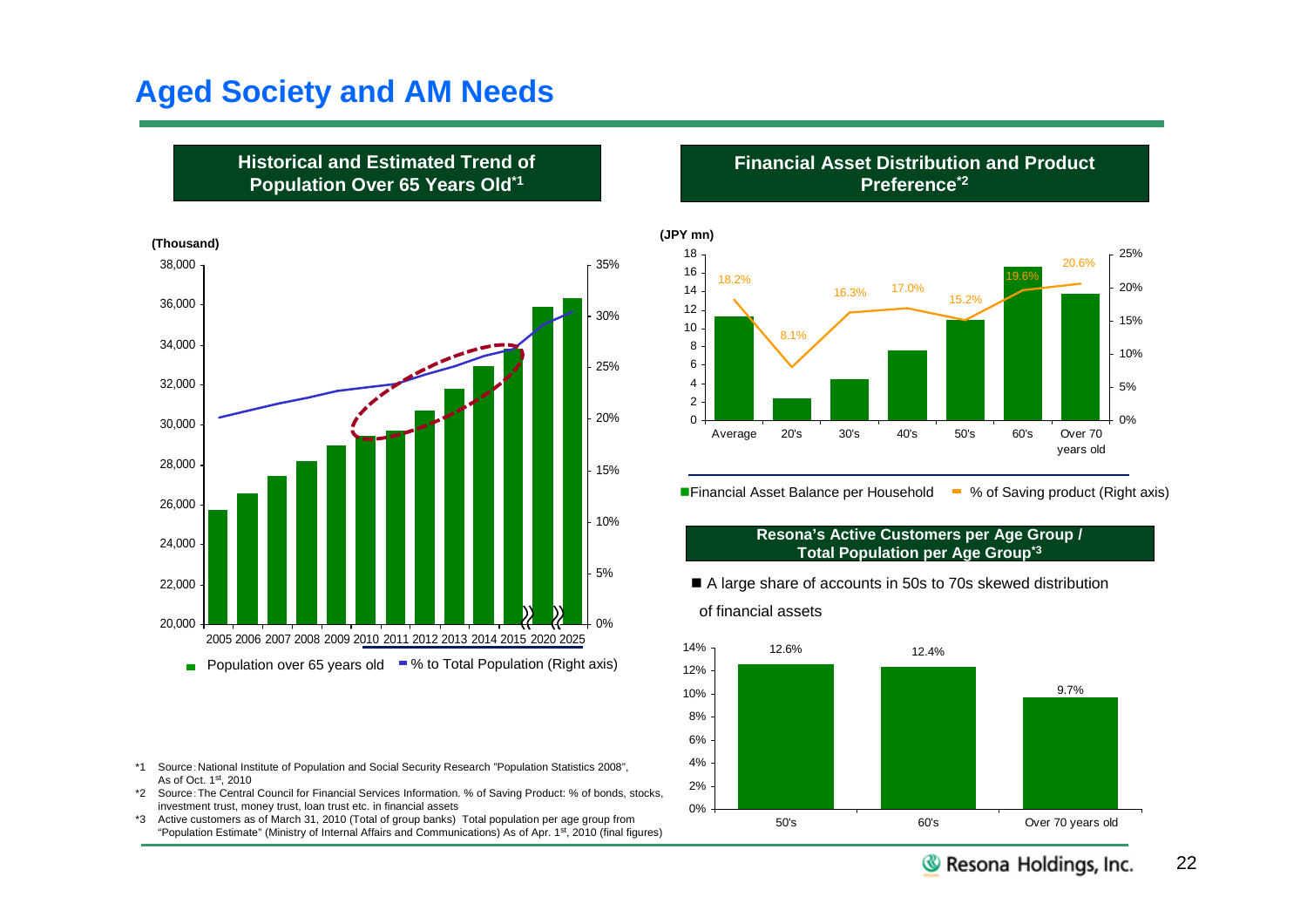# Aged Society and AM Needs

## Historical and Estimated Trend of Population Over 65 Years Old[*1]

(Thousand)

Population over 65 years old / % to Total Population (Right axis)

Years: 2005 2006 2007 2008 2009 2010 2011 2012 2013 2014 2015 2020 2025

## Financial Asset Distribution and Product Preference[*2]

(JPY mn)

| | Average | 20's | 30's | 40's | 50's | 60's | Over 70 years old |
|---|---|---|---|---|---|---|---|
| % of Saving product (Right axis) | 18.2% | 8.1% | 16.3% | 17.0% | 15.2% | 19.6% | 20.6% |

■ Financial Asset Balance per Household　■ % of Saving product (Right axis)

## Resona's Active Customers per Age Group / Total Population per Age Group[*3]

- A large share of accounts in 50s to 70s skewed distribution of financial assets

| 50's | 60's | Over 70 years old |
|---|---|---|
| 12.6% | 12.4% | 9.7% |

*1 Source：National Institute of Population and Social Security Research "Population Statistics 2008", As of Oct. 1st, 2010

*2 Source：The Central Council for Financial Services Information. % of Saving Product: % of bonds, stocks, investment trust, money trust, loan trust etc. in financial assets

*3 Active customers as of March 31, 2010 (Total of group banks) Total population per age group from "Population Estimate" (Ministry of Internal Affairs and Communications) As of Apr. 1st, 2010 (final figures)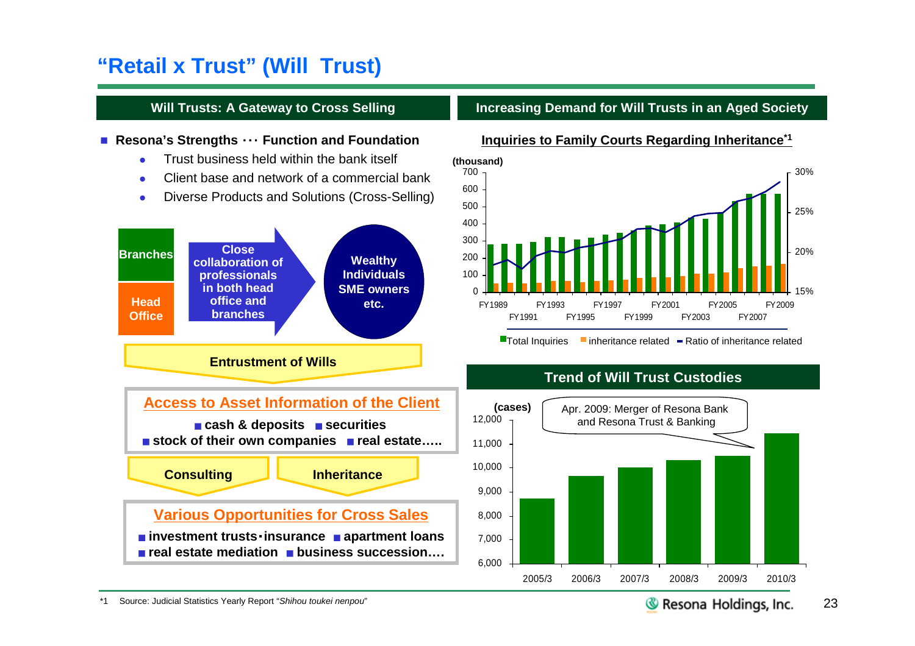# "Retail x Trust" (Will Trust)

## Will Trusts: A Gateway to Cross Selling

- **Resona's Strengths ･･･ Function and Foundation**
  - Trust business held within the bank itself
  - Client base and network of a commercial bank
  - Diverse Products and Solutions (Cross-Selling)

**Branches** / **Head Office** → **Close collaboration of professionals in both head office and branches** → **Wealthy Individuals SME owners etc.**

**Entrustment of Wills**

**Access to Asset Information of the Client**

- **cash & deposits**
- **securities**
- **stock of their own companies**
- **real estate…..**

**Consulting** | **Inheritance**

**Various Opportunities for Cross Sales**

- **investment trusts･insurance**
- **apartment loans**
- **real estate mediation**
- **business succession….**

## Increasing Demand for Will Trusts in an Aged Society

**Inquiries to Family Courts Regarding Inheritance**[*1]

(thousand)

Legend: Total Inquiries / inheritance related / Ratio of inheritance related

Left axis: 0–700; Right axis: 15%–30%; FY1989 – FY2009

## Trend of Will Trust Custodies

(cases)

Apr. 2009: Merger of Resona Bank and Resona Trust & Banking

| Period | Cases (approx.) |
|---|---|
| 2005/3 | 8,700 |
| 2006/3 | 9,650 |
| 2007/3 | 10,000 |
| 2008/3 | 10,300 |
| 2009/3 | 10,500 |
| 2010/3 | 11,400 |

*1 Source: Judicial Statistics Yearly Report "*Shihou toukei nenpou*"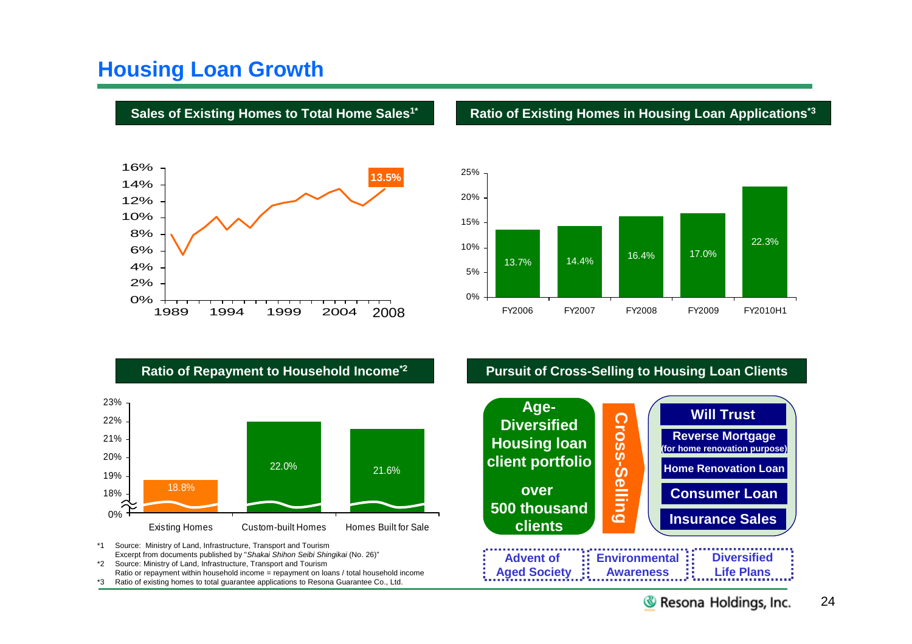# Housing Loan Growth

## Sales of Existing Homes to Total Home Sales[1*]

16%
14%
12%
10%
8%
6%
4%
2%
0%

1989 1994 1999 2004 2008

13.5%

## Ratio of Existing Homes in Housing Loan Applications[*3]

| FY2006 | FY2007 | FY2008 | FY2009 | FY2010H1 |
|---|---|---|---|---|
| 13.7% | 14.4% | 16.4% | 17.0% | 22.3% |

## Ratio of Repayment to Household Income[*2]

| Existing Homes | Custom-built Homes | Homes Built for Sale |
|---|---|---|
| 18.8% | 22.0% | 21.6% |

## Pursuit of Cross-Selling to Housing Loan Clients

**Age-Diversified Housing loan client portfolio**

**over 500 thousand clients**

**Cross-Selling**

- **Will Trust**
- **Reverse Mortgage (for home renovation purpose)**
- **Home Renovation Loan**
- **Consumer Loan**
- **Insurance Sales**

**Advent of Aged Society** | **Environmental Awareness** | **Diversified Life Plans**

*1 Source: Ministry of Land, Infrastructure, Transport and Tourism
Excerpt from documents published by "*Shakai Shihon Seibi Shingikai* (No. 26)"
*2 Source: Ministry of Land, Infrastructure, Transport and Tourism
Ratio or repayment within household income = repayment on loans / total household income
*3 Ratio of existing homes to total guarantee applications to Resona Guarantee Co., Ltd.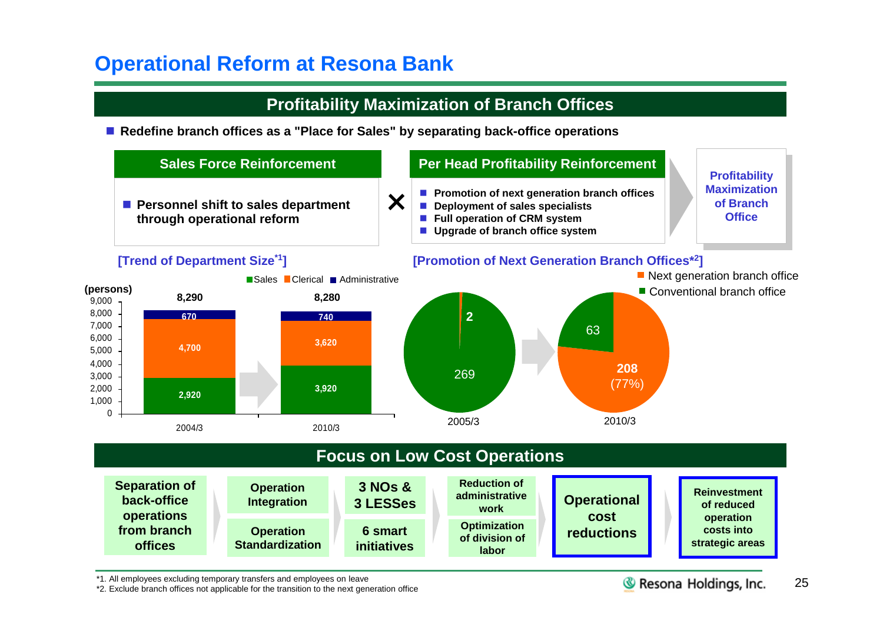# Operational Reform at Resona Bank

## Profitability Maximization of Branch Offices

- **Redefine branch offices as a "Place for Sales" by separating back-office operations**

**Sales Force Reinforcement**

- **Personnel shift to sales department through operational reform**

×

**Per Head Profitability Reinforcement**

- **Promotion of next generation branch offices**
- **Deployment of sales specialists**
- **Full operation of CRM system**
- **Upgrade of branch office system**

→ **Profitability Maximization of Branch Office**

### [Trend of Department Size*1]

(persons)

| | 2004/3 | 2010/3 |
|---|---|---|
| Sales | 2,920 | 3,920 |
| Clerical | 4,700 | 3,620 |
| Administrative | 670 | 740 |
| Total | 8,290 | 8,280 |

### [Promotion of Next Generation Branch Offices*2]

| | 2005/3 | 2010/3 |
|---|---|---|
| Next generation branch office | 2 | 208 (77%) |
| Conventional branch office | 269 | 63 |

## Focus on Low Cost Operations

**Separation of back-office operations from branch offices** → **Operation Integration** / **Operation Standardization** → **3 NOs & 3 LESSes** / **6 smart initiatives** → **Reduction of administrative work** / **Optimization of division of labor** → **Operational cost reductions** → **Reinvestment of reduced operation costs into strategic areas**

*1. All employees excluding temporary transfers and employees on leave
*2. Exclude branch offices not applicable for the transition to the next generation office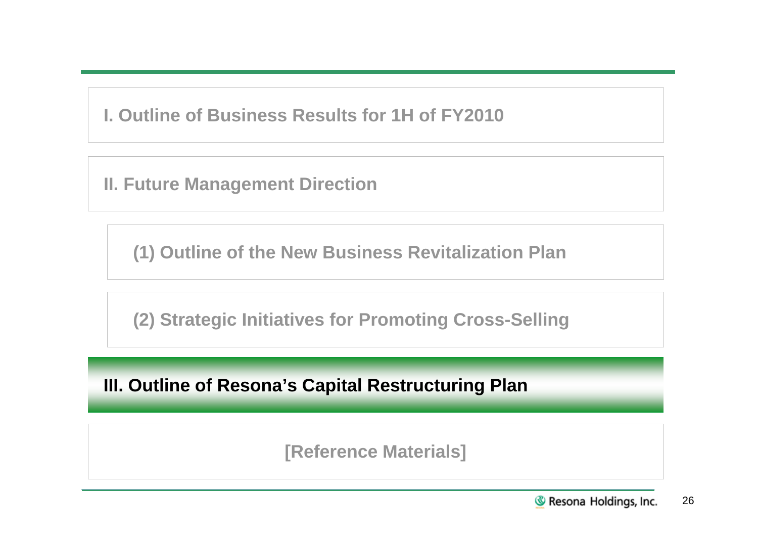I. Outline of Business Results for 1H of FY2010

II. Future Management Direction

(1) Outline of the New Business Revitalization Plan

(2) Strategic Initiatives for Promoting Cross-Selling

# III. Outline of Resona's Capital Restructuring Plan

[Reference Materials]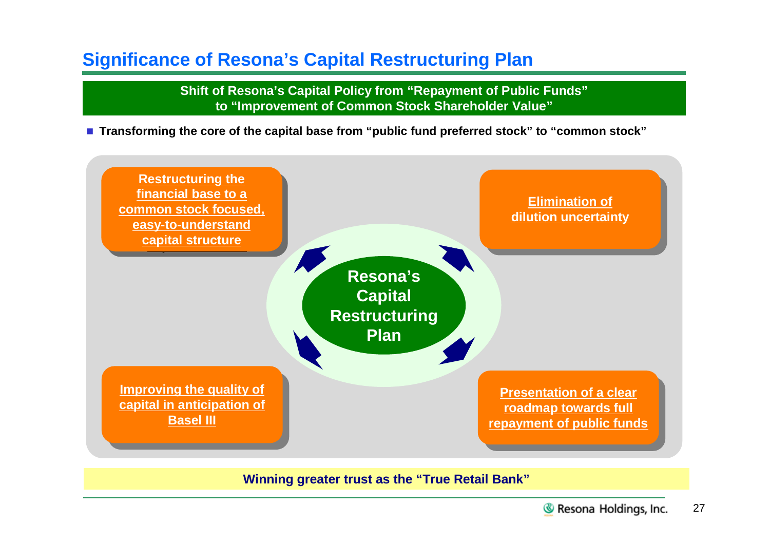## Significance of Resona's Capital Restructuring Plan

**Shift of Resona's Capital Policy from "Repayment of Public Funds" to "Improvement of Common Stock Shareholder Value"**

- **Transforming the core of the capital base from "public fund preferred stock" to "common stock"**

**Resona's Capital Restructuring Plan**

- **Restructuring the financial base to a common stock focused, easy-to-understand capital structure**
- **Elimination of dilution uncertainty**
- **Improving the quality of capital in anticipation of Basel III**
- **Presentation of a clear roadmap towards full repayment of public funds**

**Winning greater trust as the "True Retail Bank"**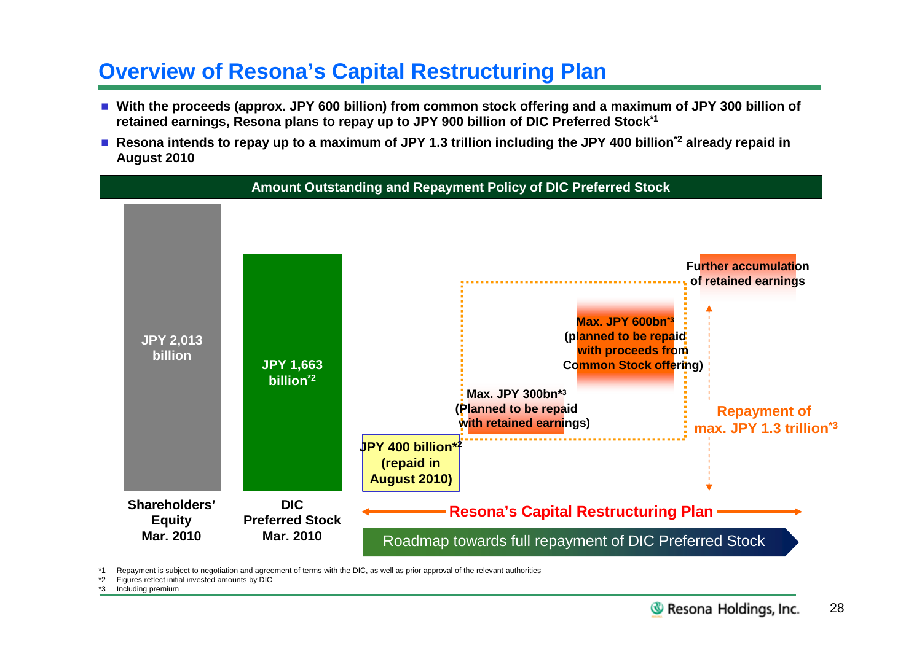# Overview of Resona's Capital Restructuring Plan

- **With the proceeds (approx. JPY 600 billion) from common stock offering and a maximum of JPY 300 billion of retained earnings, Resona plans to repay up to JPY 900 billion of DIC Preferred Stock[*1]**
- **Resona intends to repay up to a maximum of JPY 1.3 trillion including the JPY 400 billion[*2] already repaid in August 2010**

**Amount Outstanding and Repayment Policy of DIC Preferred Stock**

- **Shareholders' Equity Mar. 2010:** JPY 2,013 billion
- **DIC Preferred Stock Mar. 2010:** JPY 1,663 billion[*2]
- **JPY 400 billion[*2] (repaid in August 2010)**
- **Max. JPY 300bn[*3] (Planned to be repaid with retained earnings)**
- **Max. JPY 600bn[*3] (planned to be repaid with proceeds from Common Stock offering)**
- **Further accumulation of retained earnings**
- **Repayment of max. JPY 1.3 trillion[*3]**

**Resona's Capital Restructuring Plan**

Roadmap towards full repayment of DIC Preferred Stock

*1 Repayment is subject to negotiation and agreement of terms with the DIC, as well as prior approval of the relevant authorities
*2 Figures reflect initial invested amounts by DIC
*3 Including premium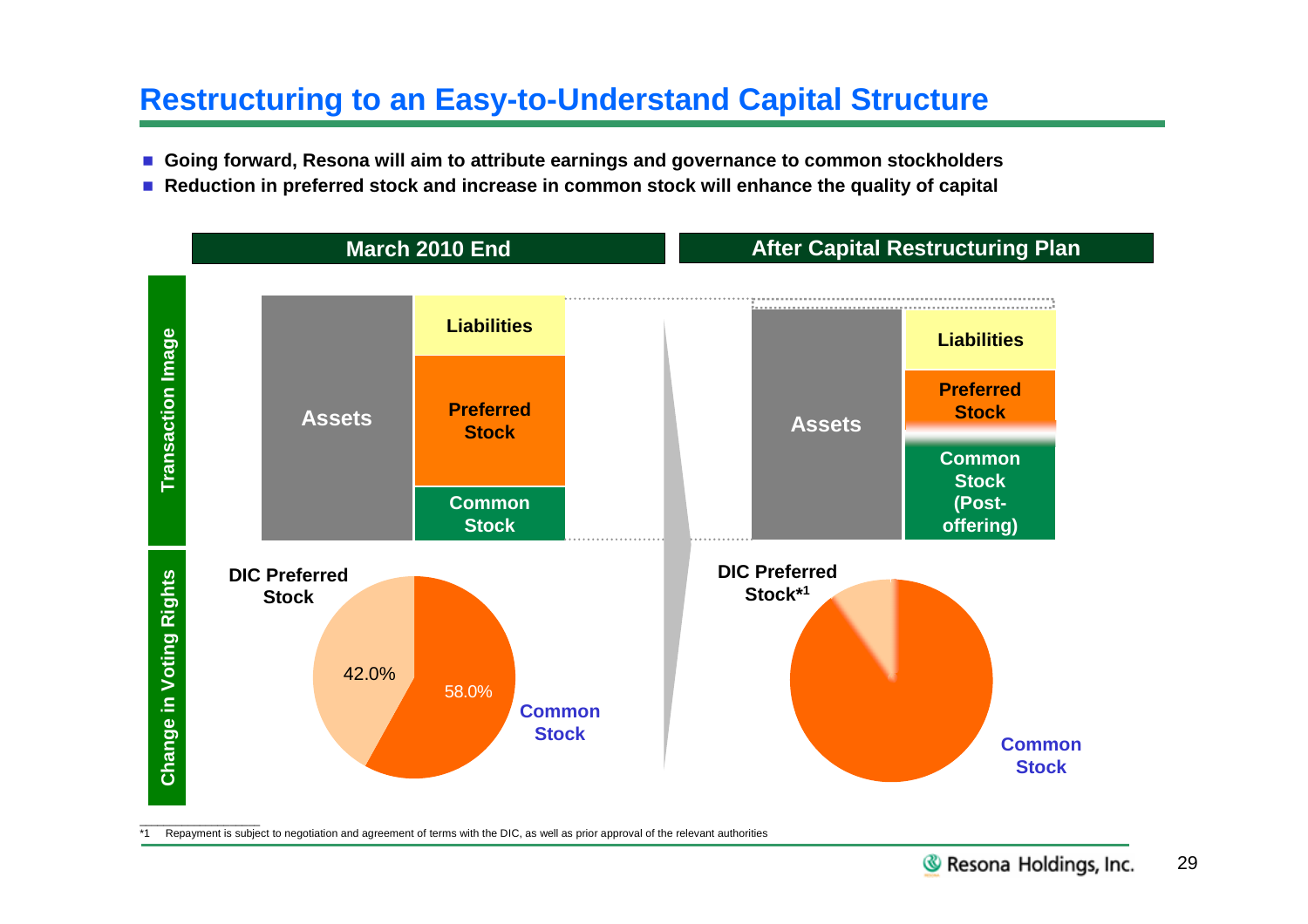# Restructuring to an Easy-to-Understand Capital Structure

- **Going forward, Resona will aim to attribute earnings and governance to common stockholders**
- **Reduction in preferred stock and increase in common stock will enhance the quality of capital**

| | March 2010 End | After Capital Restructuring Plan |
|---|---|---|
| **Transaction Image** | Assets / Liabilities, Preferred Stock, Common Stock | Assets / Liabilities, Preferred Stock, Common Stock (Post-offering) |
| **Change in Voting Rights** | DIC Preferred Stock 42.0%; Common Stock 58.0% | DIC Preferred Stock*1; Common Stock |

*1 Repayment is subject to negotiation and agreement of terms with the DIC, as well as prior approval of the relevant authorities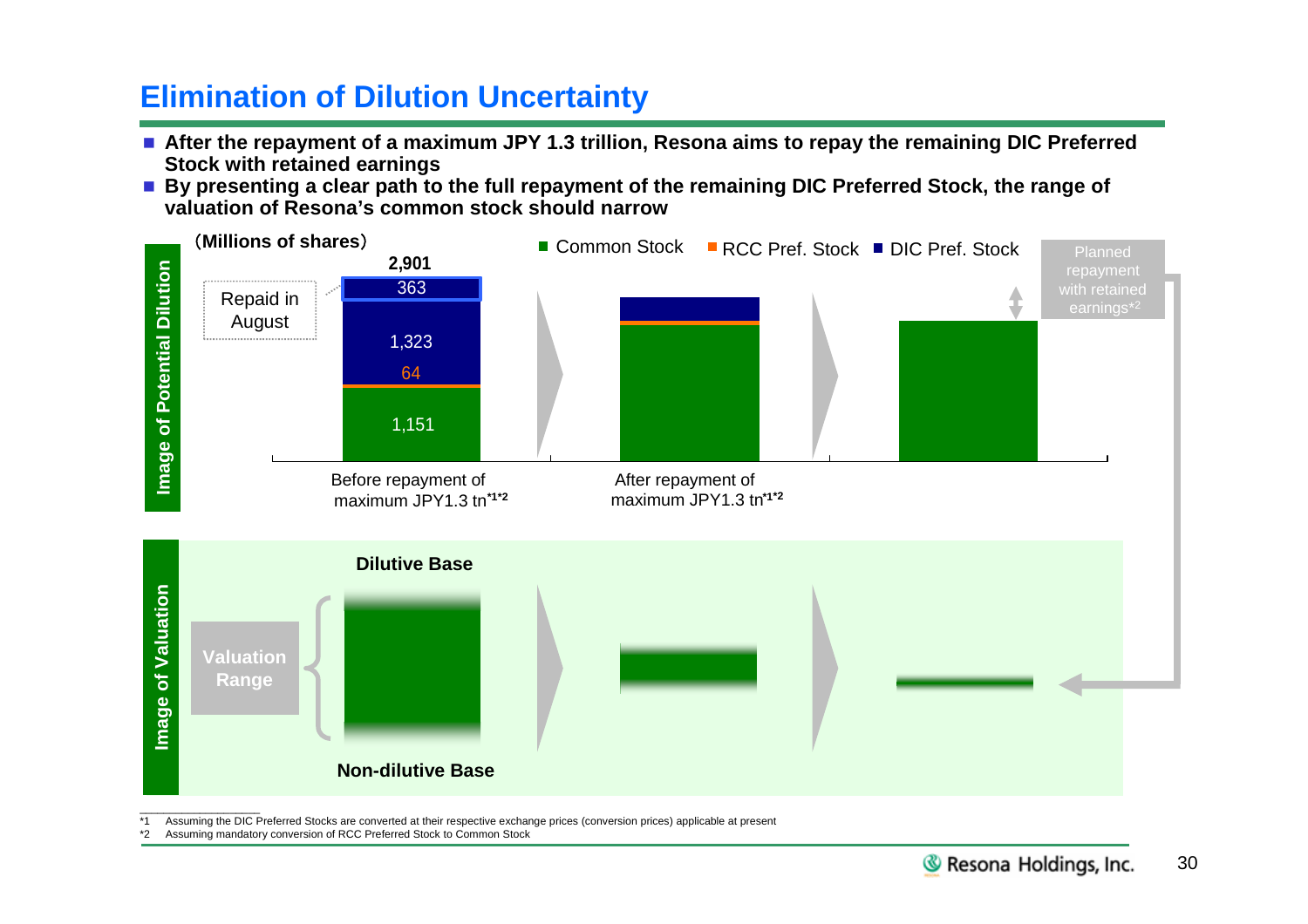# Elimination of Dilution Uncertainty

- After the repayment of a maximum JPY 1.3 trillion, Resona aims to repay the remaining DIC Preferred Stock with retained earnings
- By presenting a clear path to the full repayment of the remaining DIC Preferred Stock, the range of valuation of Resona's common stock should narrow

**Image of Potential Dilution**

(Millions of shares)

Common Stock / RCC Pref. Stock / DIC Pref. Stock

| | Before repayment of maximum JPY1.3 tn[*1*2] |
|---|---|
| Total | 2,901 |
| DIC Pref. Stock (Repaid in August) | 363 |
| DIC Pref. Stock | 1,323 |
| RCC Pref. Stock | 64 |
| Common Stock | 1,151 |

After repayment of maximum JPY1.3 tn[*1*2]

Planned repayment with retained earnings[*2]

**Image of Valuation**

Valuation Range

Dilutive Base

Non-dilutive Base

*1 Assuming the DIC Preferred Stocks are converted at their respective exchange prices (conversion prices) applicable at present

*2 Assuming mandatory conversion of RCC Preferred Stock to Common Stock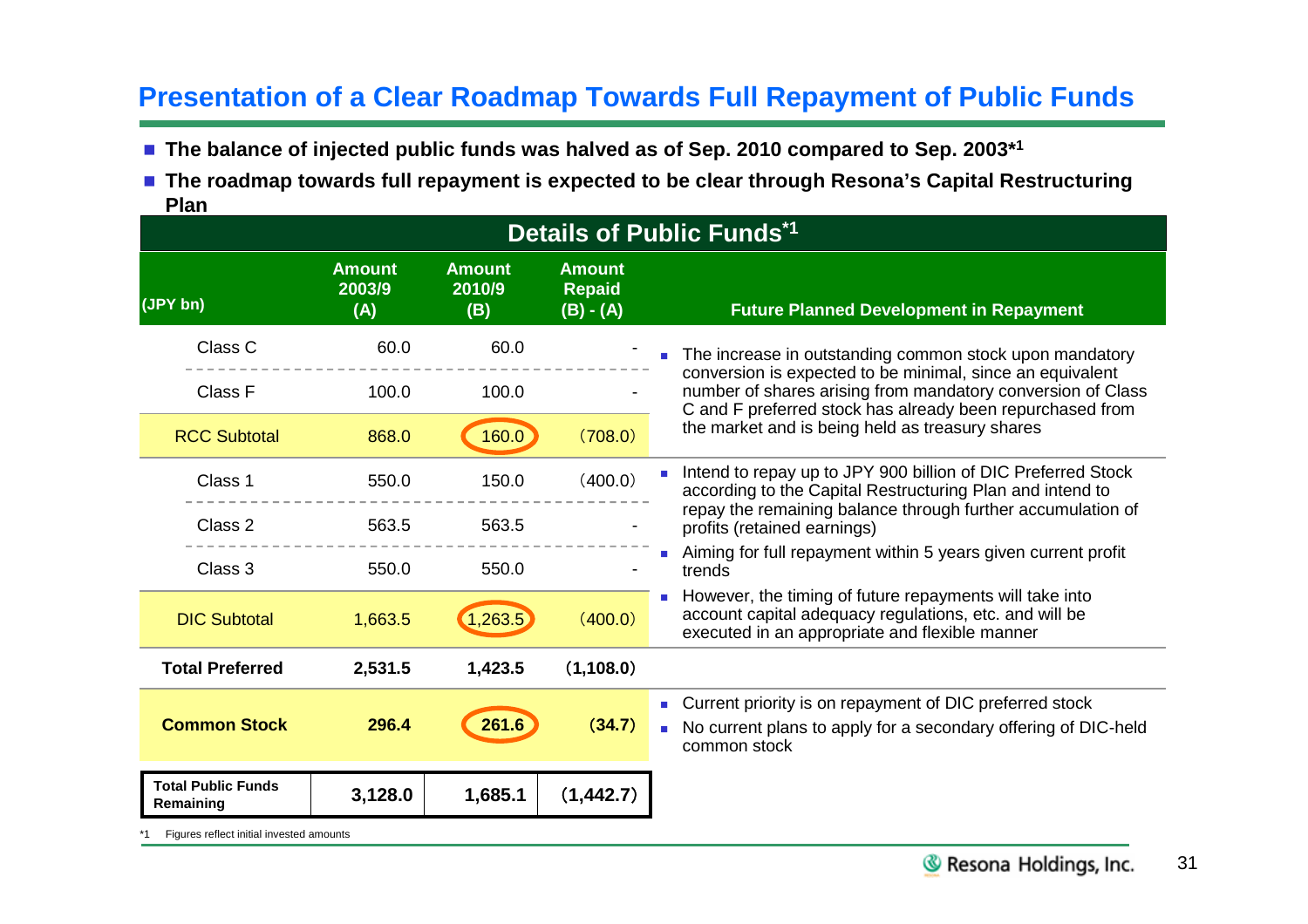# Presentation of a Clear Roadmap Towards Full Repayment of Public Funds

- **The balance of injected public funds was halved as of Sep. 2010 compared to Sep. 2003*1**
- **The roadmap towards full repayment is expected to be clear through Resona's Capital Restructuring Plan**

## Details of Public Funds*1

| (JPY bn) | Amount 2003/9 (A) | Amount 2010/9 (B) | Amount Repaid (B) - (A) | Future Planned Development in Repayment |
|---|---|---|---|---|
| Class C | 60.0 | 60.0 | - | The increase in outstanding common stock upon mandatory conversion is expected to be minimal, since an equivalent number of shares arising from mandatory conversion of Class C and F preferred stock has already been repurchased from the market and is being held as treasury shares |
| Class F | 100.0 | 100.0 | - | |
| RCC Subtotal | 868.0 | 160.0 | (708.0) | |
| Class 1 | 550.0 | 150.0 | (400.0) | Intend to repay up to JPY 900 billion of DIC Preferred Stock according to the Capital Restructuring Plan and intend to repay the remaining balance through further accumulation of profits (retained earnings); Aiming for full repayment within 5 years given current profit trends; However, the timing of future repayments will take into account capital adequacy regulations, etc. and will be executed in an appropriate and flexible manner |
| Class 2 | 563.5 | 563.5 | - | |
| Class 3 | 550.0 | 550.0 | - | |
| DIC Subtotal | 1,663.5 | 1,263.5 | (400.0) | |
| **Total Preferred** | **2,531.5** | **1,423.5** | **(1,108.0)** | |
| **Common Stock** | **296.4** | **261.6** | **(34.7)** | Current priority is on repayment of DIC preferred stock; No current plans to apply for a secondary offering of DIC-held common stock |
| **Total Public Funds Remaining** | **3,128.0** | **1,685.1** | **(1,442.7)** | |

*1 Figures reflect initial invested amounts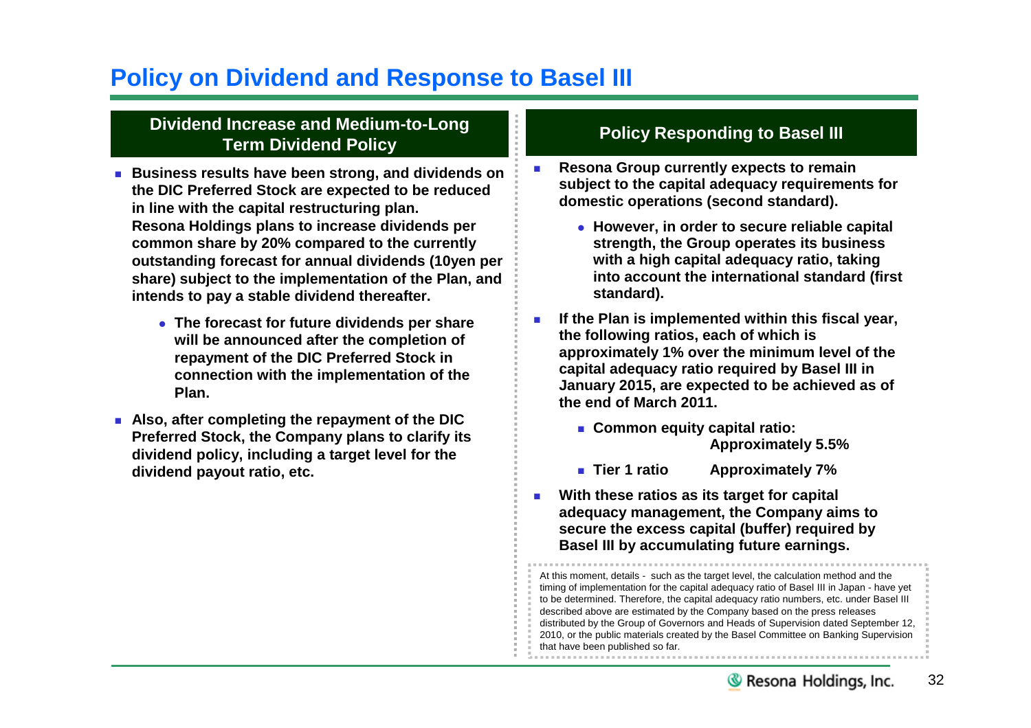# Policy on Dividend and Response to Basel III

## Dividend Increase and Medium-to-Long Term Dividend Policy

- **Business results have been strong, and dividends on the DIC Preferred Stock are expected to be reduced in line with the capital restructuring plan. Resona Holdings plans to increase dividends per common share by 20% compared to the currently outstanding forecast for annual dividends (10yen per share) subject to the implementation of the Plan, and intends to pay a stable dividend thereafter.**
  - **The forecast for future dividends per share will be announced after the completion of repayment of the DIC Preferred Stock in connection with the implementation of the Plan.**
- **Also, after completing the repayment of the DIC Preferred Stock, the Company plans to clarify its dividend policy, including a target level for the dividend payout ratio, etc.**

## Policy Responding to Basel III

- **Resona Group currently expects to remain subject to the capital adequacy requirements for domestic operations (second standard).**
  - **However, in order to secure reliable capital strength, the Group operates its business with a high capital adequacy ratio, taking into account the international standard (first standard).**
- **If the Plan is implemented within this fiscal year, the following ratios, each of which is approximately 1% over the minimum level of the capital adequacy ratio required by Basel III in January 2015, are expected to be achieved as of the end of March 2011.**
  - **Common equity capital ratio: Approximately 5.5%**
  - **Tier 1 ratio Approximately 7%**
- **With these ratios as its target for capital adequacy management, the Company aims to secure the excess capital (buffer) required by Basel III by accumulating future earnings.**

At this moment, details - such as the target level, the calculation method and the timing of implementation for the capital adequacy ratio of Basel III in Japan - have yet to be determined. Therefore, the capital adequacy ratio numbers, etc. under Basel III described above are estimated by the Company based on the press releases distributed by the Group of Governors and Heads of Supervision dated September 12, 2010, or the public materials created by the Basel Committee on Banking Supervision that have been published so far.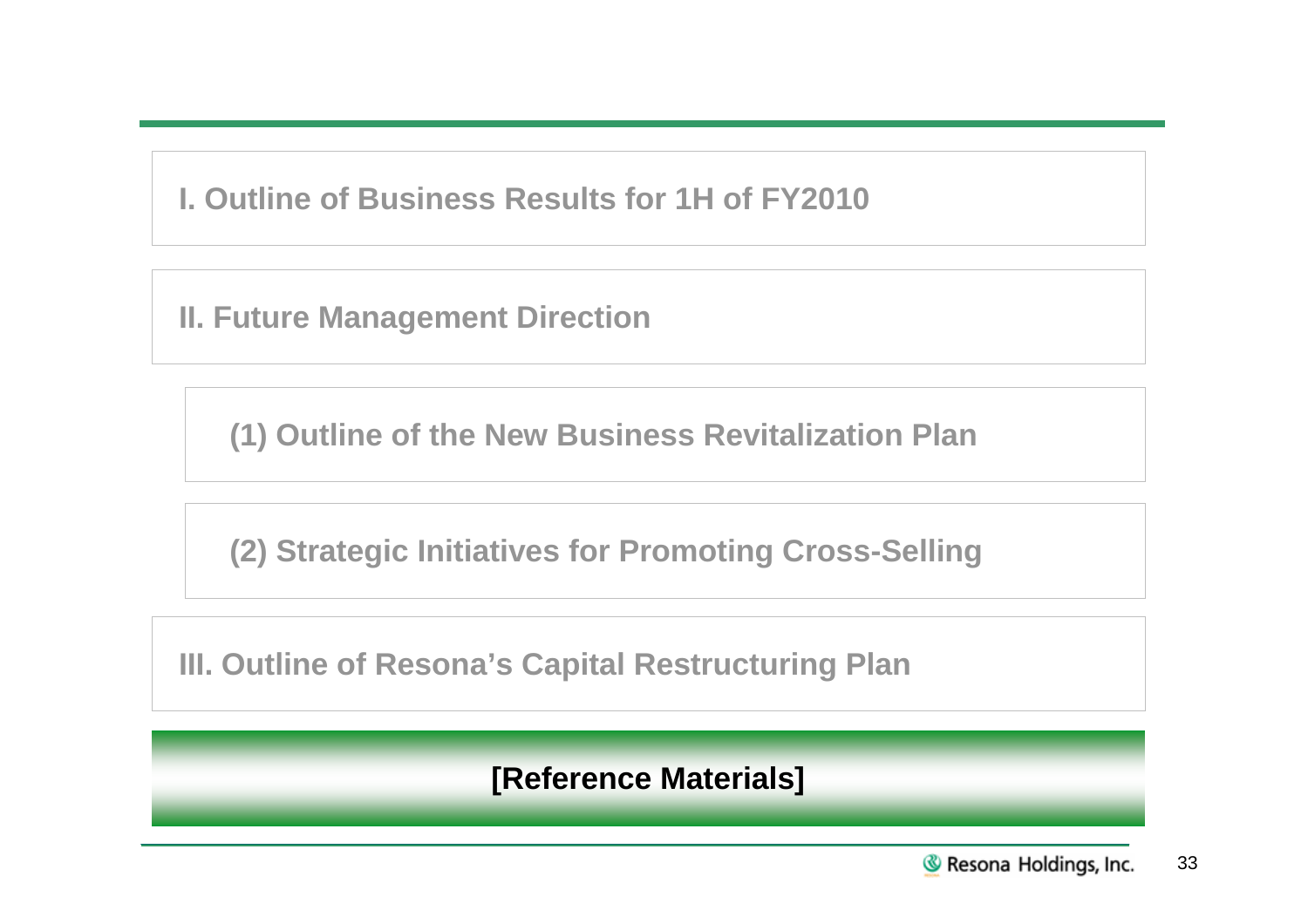## I. Outline of Business Results for 1H of FY2010

## II. Future Management Direction

### (1) Outline of the New Business Revitalization Plan

### (2) Strategic Initiatives for Promoting Cross-Selling

## III. Outline of Resona's Capital Restructuring Plan

## [Reference Materials]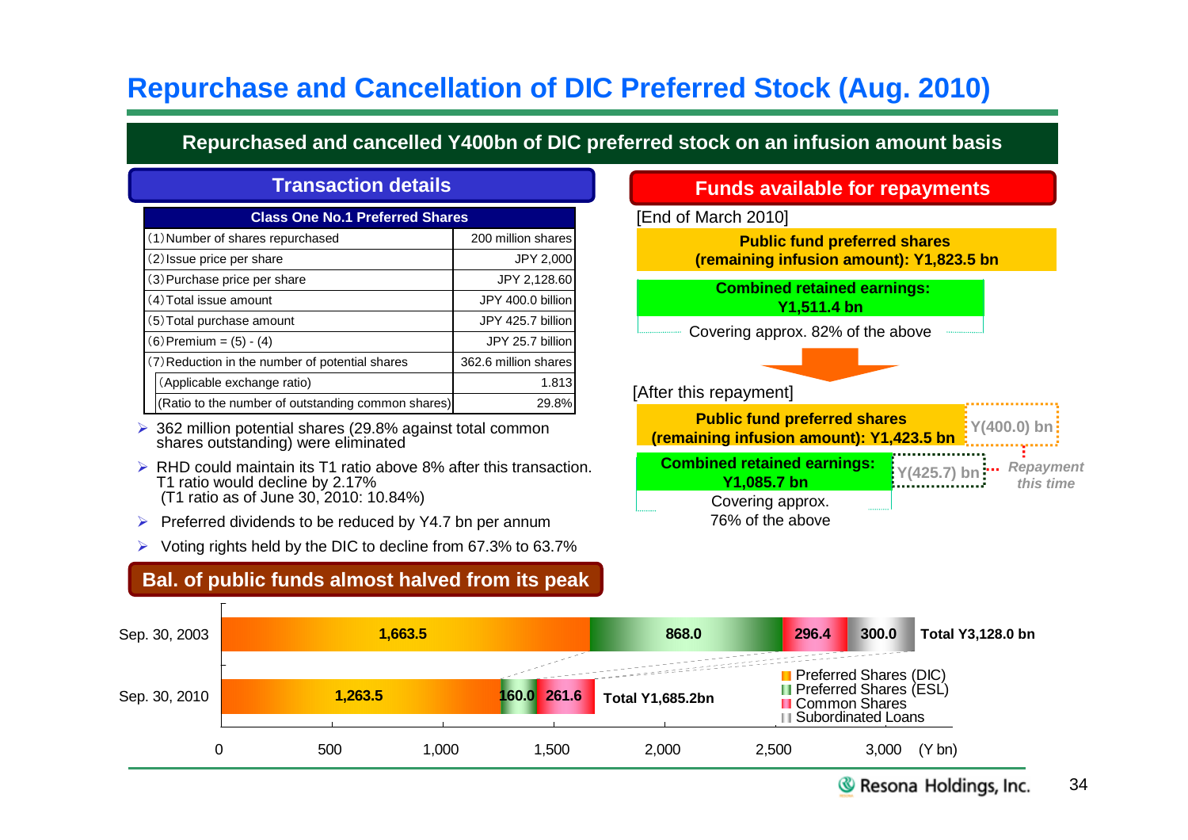# Repurchase and Cancellation of DIC Preferred Stock (Aug. 2010)

**Repurchased and cancelled Y400bn of DIC preferred stock on an infusion amount basis**

## Transaction details

| Class One No.1 Preferred Shares | |
|---|---|
| (1) Number of shares repurchased | 200 million shares |
| (2) Issue price per share | JPY 2,000 |
| (3) Purchase price per share | JPY 2,128.60 |
| (4) Total issue amount | JPY 400.0 billion |
| (5) Total purchase amount | JPY 425.7 billion |
| (6) Premium = (5) - (4) | JPY 25.7 billion |
| (7) Reduction in the number of potential shares | 362.6 million shares |
| (Applicable exchange ratio) | 1.813 |
| (Ratio to the number of outstanding common shares) | 29.8% |

- 362 million potential shares (29.8% against total common shares outstanding) were eliminated
- RHD could maintain its T1 ratio above 8% after this transaction. T1 ratio would decline by 2.17% (T1 ratio as of June 30, 2010: 10.84%)
- Preferred dividends to be reduced by Y4.7 bn per annum
- Voting rights held by the DIC to decline from 67.3% to 63.7%

## Funds available for repayments

[End of March 2010]

**Public fund preferred shares (remaining infusion amount): Y1,823.5 bn**

**Combined retained earnings: Y1,511.4 bn**

Covering approx. 82% of the above

[After this repayment]

**Public fund preferred shares (remaining infusion amount): Y1,423.5 bn** — Y(400.0) bn

**Combined retained earnings: Y1,085.7 bn** — Y(425.7) bn

Covering approx. 76% of the above

*Repayment this time*

## Bal. of public funds almost halved from its peak

| | Preferred Shares (DIC) | Preferred Shares (ESL) | Common Shares | Subordinated Loans | Total |
|---|---|---|---|---|---|
| Sep. 30, 2003 | 1,663.5 | 868.0 | 296.4 | 300.0 | Total Y3,128.0 bn |
| Sep. 30, 2010 | 1,263.5 | 160.0 | 261.6 | | Total Y1,685.2bn |

(Y bn)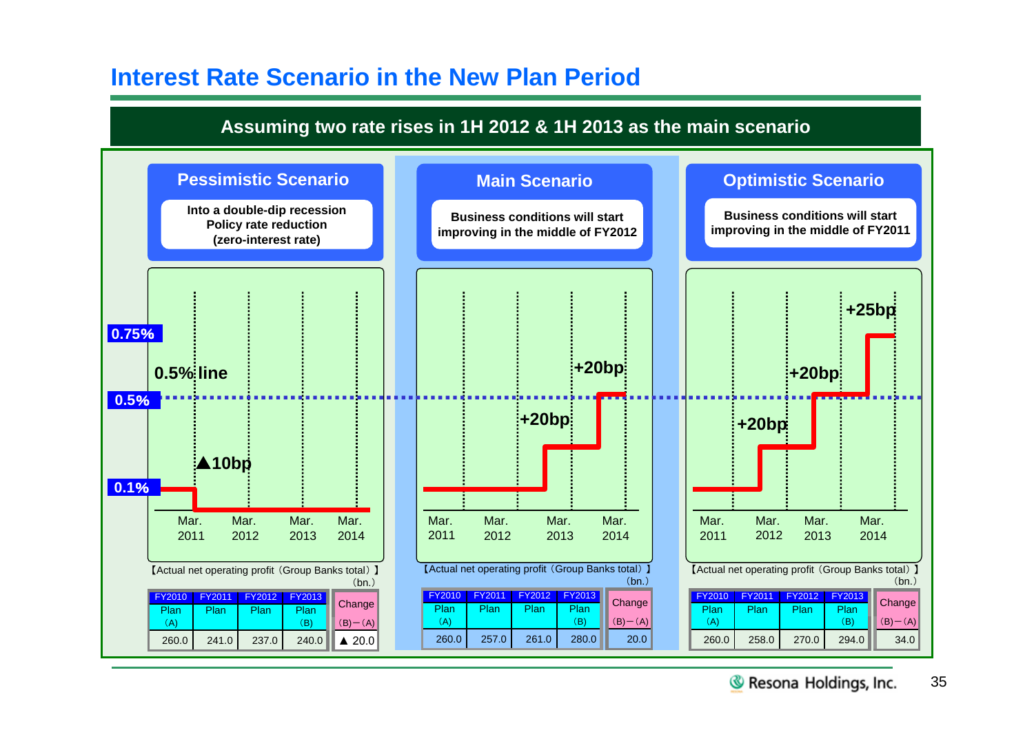# Interest Rate Scenario in the New Plan Period

## Assuming two rate rises in 1H 2012 & 1H 2013 as the main scenario

### Pessimistic Scenario

**Into a double-dip recession**
**Policy rate reduction**
**(zero-interest rate)**

0.75% / 0.5% line / 0.5% / ▲10bp / 0.1%

Mar. 2011 | Mar. 2012 | Mar. 2013 | Mar. 2014

【Actual net operating profit（Group Banks total）】

（bn.）

| FY2010 Plan (A) | FY2011 Plan | FY2012 Plan | FY2013 Plan (B) | Change (B)－(A) |
|---|---|---|---|---|
| 260.0 | 241.0 | 237.0 | 240.0 | ▲ 20.0 |

### Main Scenario

**Business conditions will start improving in the middle of FY2012**

+20bp / +20bp

Mar. 2011 | Mar. 2012 | Mar. 2013 | Mar. 2014

【Actual net operating profit（Group Banks total）】

（bn.）

| FY2010 Plan (A) | FY2011 Plan | FY2012 Plan | FY2013 Plan (B) | Change (B)－(A) |
|---|---|---|---|---|
| 260.0 | 257.0 | 261.0 | 280.0 | 20.0 |

### Optimistic Scenario

**Business conditions will start improving in the middle of FY2011**

+20bp / +20bp / +25bp

Mar. 2011 | Mar. 2012 | Mar. 2013 | Mar. 2014

【Actual net operating profit（Group Banks total）】

（bn.）

| FY2010 Plan (A) | FY2011 Plan | FY2012 Plan | FY2013 Plan (B) | Change (B)－(A) |
|---|---|---|---|---|
| 260.0 | 258.0 | 270.0 | 294.0 | 34.0 |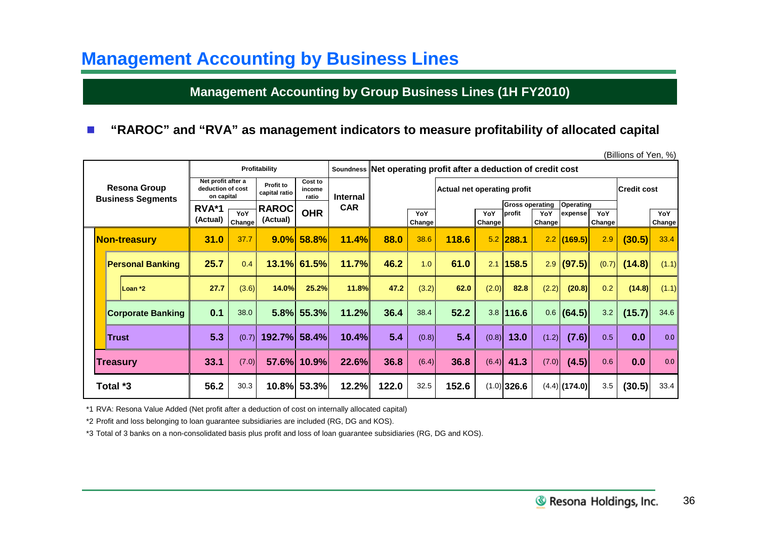# Management Accounting by Business Lines

## Management Accounting by Group Business Lines (1H FY2010)

- **"RAROC" and "RVA" as management indicators to measure profitability of allocated capital**

(Billions of Yen, %)

| Resona Group Business Segments | Profitability | | | | Soundness | Net operating profit after a deduction of credit cost | | | | | | | | | | |
|---|---|---|---|---|---|---|---|---|---|---|---|---|---|---|---|---|
| | Net profit after a deduction of cost on capital | | Profit to capital ratio | Cost to income ratio | Internal CAR | | | Actual net operating profit | | | | | | | Credit cost | |
| | | | | | | | | | | Gross operating profit | | Operating expense | | | | |
| | RVA*1 (Actual) | YoY Change | RAROC (Actual) | OHR | | | YoY Change | | YoY Change | | YoY Change | | YoY Change | | | YoY Change |
| **Non-treasury** | **31.0** | 37.7 | **9.0%** | **58.8%** | **11.4%** | **88.0** | 38.6 | **118.6** | 5.2 | **288.1** | 2.2 | **(169.5)** | 2.9 | **(30.5)** | | 33.4 |
| **Personal Banking** | **25.7** | 0.4 | **13.1%** | **61.5%** | **11.7%** | **46.2** | 1.0 | **61.0** | 2.1 | **158.5** | 2.9 | **(97.5)** | (0.7) | **(14.8)** | | (1.1) |
| Loan *2 | **27.7** | (3.6) | **14.0%** | **25.2%** | **11.8%** | **47.2** | (3.2) | **62.0** | (2.0) | **82.8** | (2.2) | **(20.8)** | 0.2 | **(14.8)** | | (1.1) |
| **Corporate Banking** | **0.1** | 38.0 | **5.8%** | **55.3%** | **11.2%** | **36.4** | 38.4 | **52.2** | 3.8 | **116.6** | 0.6 | **(64.5)** | 3.2 | **(15.7)** | | 34.6 |
| **Trust** | **5.3** | (0.7) | **192.7%** | **58.4%** | **10.4%** | **5.4** | (0.8) | **5.4** | (0.8) | **13.0** | (1.2) | **(7.6)** | 0.5 | **0.0** | | 0.0 |
| **Treasury** | **33.1** | (7.0) | **57.6%** | **10.9%** | **22.6%** | **36.8** | (6.4) | **36.8** | (6.4) | **41.3** | (7.0) | **(4.5)** | 0.6 | **0.0** | | 0.0 |
| **Total *3** | **56.2** | 30.3 | **10.8%** | **53.3%** | **12.2%** | **122.0** | 32.5 | **152.6** | (1.0) | **326.6** | (4.4) | **(174.0)** | 3.5 | **(30.5)** | | 33.4 |

*1 RVA: Resona Value Added (Net profit after a deduction of cost on internally allocated capital)

*2 Profit and loss belonging to loan guarantee subsidiaries are included (RG, DG and KOS).

*3 Total of 3 banks on a non-consolidated basis plus profit and loss of loan guarantee subsidiaries (RG, DG and KOS).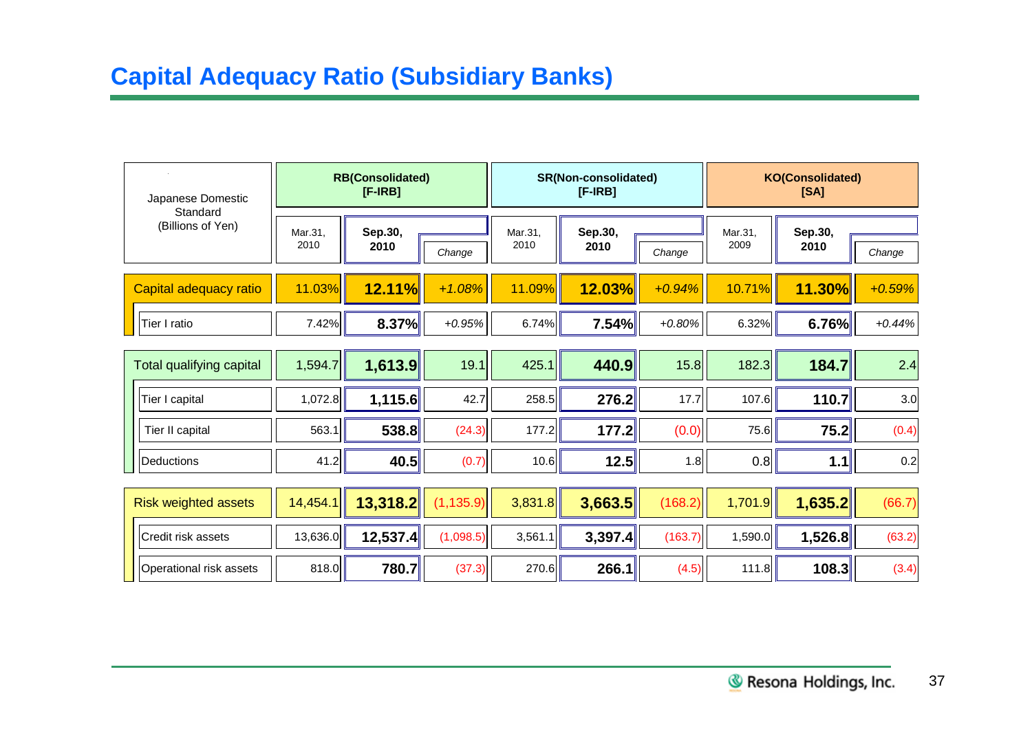# Capital Adequacy Ratio (Subsidiary Banks)

| Japanese Domestic Standard (Billions of Yen) | RB(Consolidated) [F-IRB] | | | SR(Non-consolidated) [F-IRB] | | | KO(Consolidated) [SA] | | |
|---|---|---|---|---|---|---|---|---|---|
| | Mar.31, 2010 | Sep.30, 2010 | Change | Mar.31, 2010 | Sep.30, 2010 | Change | Mar.31, 2009 | Sep.30, 2010 | Change |
| Capital adequacy ratio | 11.03% | **12.11%** | *+1.08%* | 11.09% | **12.03%** | *+0.94%* | 10.71% | **11.30%** | *+0.59%* |
| Tier I ratio | 7.42% | **8.37%** | *+0.95%* | 6.74% | **7.54%** | *+0.80%* | 6.32% | **6.76%** | *+0.44%* |
| Total qualifying capital | 1,594.7 | **1,613.9** | 19.1 | 425.1 | **440.9** | 15.8 | 182.3 | **184.7** | 2.4 |
| Tier I capital | 1,072.8 | **1,115.6** | 42.7 | 258.5 | **276.2** | 17.7 | 107.6 | **110.7** | 3.0 |
| Tier II capital | 563.1 | **538.8** | (24.3) | 177.2 | **177.2** | (0.0) | 75.6 | **75.2** | (0.4) |
| Deductions | 41.2 | **40.5** | (0.7) | 10.6 | **12.5** | 1.8 | 0.8 | **1.1** | 0.2 |
| Risk weighted assets | 14,454.1 | **13,318.2** | (1,135.9) | 3,831.8 | **3,663.5** | (168.2) | 1,701.9 | **1,635.2** | (66.7) |
| Credit risk assets | 13,636.0 | **12,537.4** | (1,098.5) | 3,561.1 | **3,397.4** | (163.7) | 1,590.0 | **1,526.8** | (63.2) |
| Operational risk assets | 818.0 | **780.7** | (37.3) | 270.6 | **266.1** | (4.5) | 111.8 | **108.3** | (3.4) |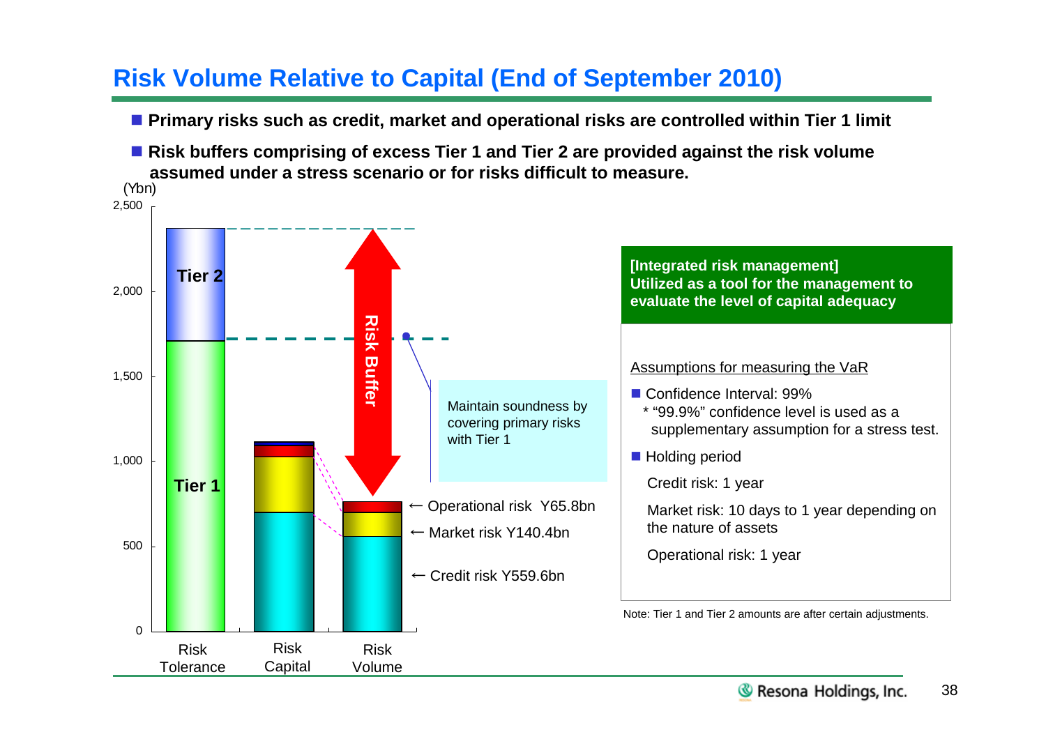# Risk Volume Relative to Capital (End of September 2010)

- **Primary risks such as credit, market and operational risks are controlled within Tier 1 limit**
- **Risk buffers comprising of excess Tier 1 and Tier 2 are provided against the risk volume assumed under a stress scenario or for risks difficult to measure.**

(Ybn)

2,500

2,000

1,500

1,000

500

0

Tier 2

Tier 1

Risk Buffer

Maintain soundness by covering primary risks with Tier 1

← Operational risk Y65.8bn

← Market risk Y140.4bn

← Credit risk Y559.6bn

Risk Tolerance | Risk Capital | Risk Volume

**[Integrated risk management]**
**Utilized as a tool for the management to evaluate the level of capital adequacy**

Assumptions for measuring the VaR

- Confidence Interval: 99%
  - * "99.9%" confidence level is used as a supplementary assumption for a stress test.
- Holding period
  - Credit risk: 1 year
  - Market risk: 10 days to 1 year depending on the nature of assets
  - Operational risk: 1 year

Note: Tier 1 and Tier 2 amounts are after certain adjustments.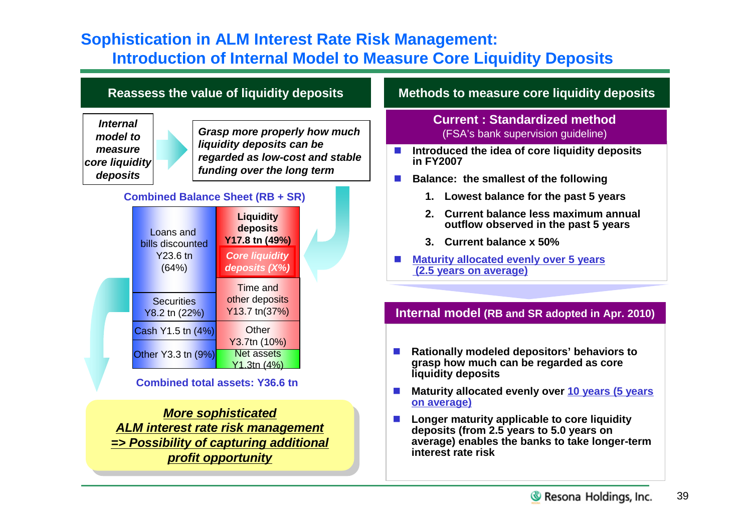# Sophistication in ALM Interest Rate Risk Management: Introduction of Internal Model to Measure Core Liquidity Deposits

## Reassess the value of liquidity deposits

***Internal model to measure core liquidity deposits*** → ***Grasp more properly how much liquidity deposits can be regarded as low-cost and stable funding over the long term***

**Combined Balance Sheet (RB + SR)**

| Assets | Liabilities |
|---|---|
| Loans and bills discounted Y23.6 tn (64%) | **Liquidity deposits Y17.8 tn (49%)** — *Core liquidity deposits (X%)* |
| Securities Y8.2 tn (22%) | Time and other deposits Y13.7 tn(37%) |
| Cash Y1.5 tn (4%) | Other Y3.7tn (10%) |
| Other Y3.3 tn (9%) | Net assets Y1.3tn (4%) |

**Combined total assets: Y36.6 tn**

***More sophisticated ALM interest rate risk management => Possibility of capturing additional profit opportunity***

## Methods to measure core liquidity deposits

### Current : Standardized method
(FSA's bank supervision guideline)

- **Introduced the idea of core liquidity deposits in FY2007**
- **Balance: the smallest of the following**
  1. **Lowest balance for the past 5 years**
  2. **Current balance less maximum annual outflow observed in the past 5 years**
  3. **Current balance x 50%**
- **Maturity allocated evenly over 5 years (2.5 years on average)**

### Internal model (RB and SR adopted in Apr. 2010)

- **Rationally modeled depositors' behaviors to grasp how much can be regarded as core liquidity deposits**
- **Maturity allocated evenly over 10 years (5 years on average)**
- **Longer maturity applicable to core liquidity deposits (from 2.5 years to 5.0 years on average) enables the banks to take longer-term interest rate risk**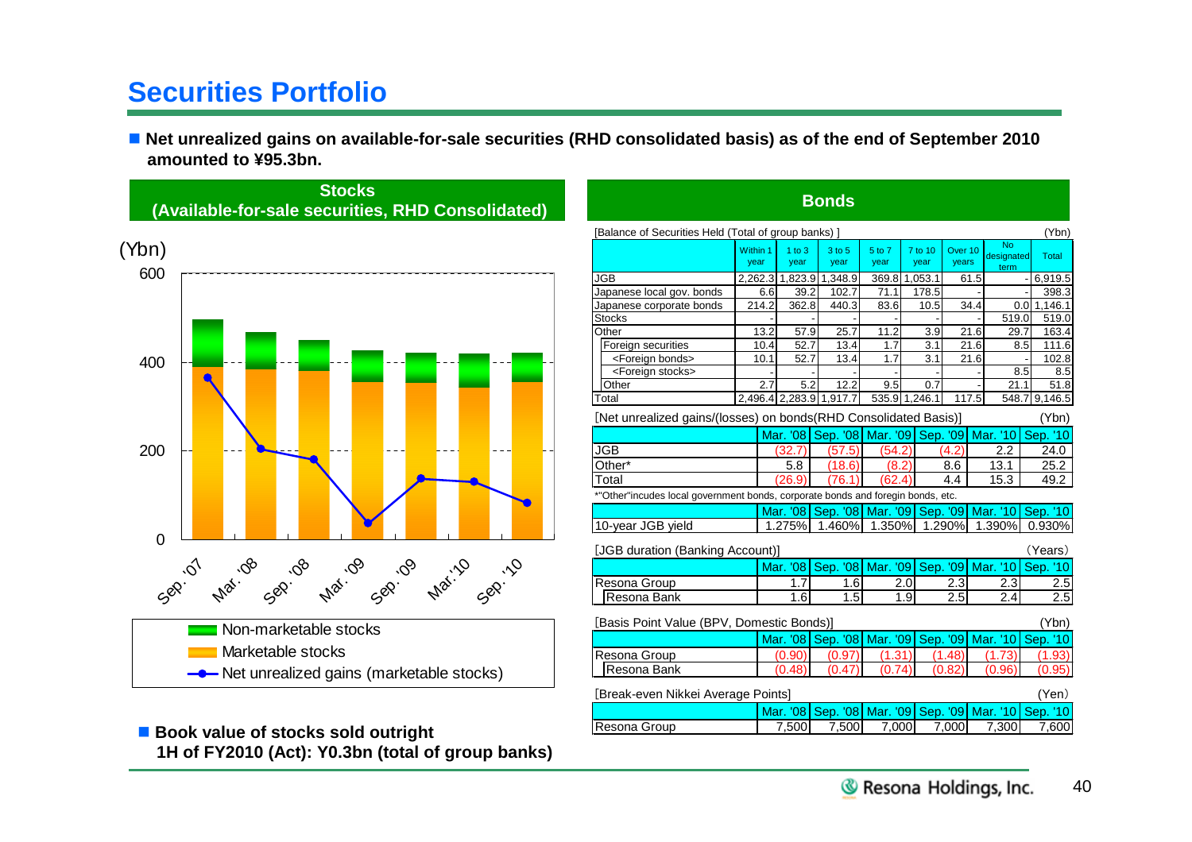# Securities Portfolio

■ **Net unrealized gains on available-for-sale securities (RHD consolidated basis) as of the end of September 2010 amounted to ¥95.3bn.**

## Stocks (Available-for-sale securities, RHD Consolidated)

(Ybn)

600

400

200

0

Sep.'07 Mar.'08 Sep.'08 Mar.'09 Sep.'09 Mar.'10 Sep.'10

Non-marketable stocks

Marketable stocks

Net unrealized gains (marketable stocks)

■ **Book value of stocks sold outright**
**1H of FY2010 (Act): Y0.3bn (total of group banks)**

## Bonds

[Balance of Securities Held (Total of group banks) ] (Ybn)

| | Within 1 year | 1 to 3 year | 3 to 5 year | 5 to 7 year | 7 to 10 year | Over 10 years | No designated term | Total |
|---|---|---|---|---|---|---|---|---|
| JGB | 2,262.3 | 1,823.9 | 1,348.9 | 369.8 | 1,053.1 | 61.5 | - | 6,919.5 |
| Japanese local gov. bonds | 6.6 | 39.2 | 102.7 | 71.1 | 178.5 | - | - | 398.3 |
| Japanese corporate bonds | 214.2 | 362.8 | 440.3 | 83.6 | 10.5 | 34.4 | 0.0 | 1,146.1 |
| Stocks | - | - | - | - | - | - | 519.0 | 519.0 |
| Other | 13.2 | 57.9 | 25.7 | 11.2 | 3.9 | 21.6 | 29.7 | 163.4 |
| Foreign securities | 10.4 | 52.7 | 13.4 | 1.7 | 3.1 | 21.6 | 8.5 | 111.6 |
| <Foreign bonds> | 10.1 | 52.7 | 13.4 | 1.7 | 3.1 | 21.6 | - | 102.8 |
| <Foreign stocks> | - | - | - | - | - | - | 8.5 | 8.5 |
| Other | 2.7 | 5.2 | 12.2 | 9.5 | 0.7 | - | 21.1 | 51.8 |
| Total | 2,496.4 | 2,283.9 | 1,917.7 | 535.9 | 1,246.1 | 117.5 | 548.7 | 9,146.5 |

[Net unrealized gains/(losses) on bonds(RHD Consolidated Basis)] (Ybn)

| | Mar. '08 | Sep. '08 | Mar. '09 | Sep. '09 | Mar. '10 | Sep. '10 |
|---|---|---|---|---|---|---|
| JGB | (32.7) | (57.5) | (54.2) | (4.2) | 2.2 | 24.0 |
| Other* | 5.8 | (18.6) | (8.2) | 8.6 | 13.1 | 25.2 |
| Total | (26.9) | (76.1) | (62.4) | 4.4 | 15.3 | 49.2 |

*"Other"incudes local government bonds, corporate bonds and foregin bonds, etc.

| | Mar. '08 | Sep. '08 | Mar. '09 | Sep. '09 | Mar. '10 | Sep. '10 |
|---|---|---|---|---|---|---|
| 10-year JGB yield | 1.275% | 1.460% | 1.350% | 1.290% | 1.390% | 0.930% |

[JGB duration (Banking Account)] (Years)

| | Mar. '08 | Sep. '08 | Mar. '09 | Sep. '09 | Mar. '10 | Sep. '10 |
|---|---|---|---|---|---|---|
| Resona Group | 1.7 | 1.6 | 2.0 | 2.3 | 2.3 | 2.5 |
| Resona Bank | 1.6 | 1.5 | 1.9 | 2.5 | 2.4 | 2.5 |

[Basis Point Value (BPV, Domestic Bonds)] (Ybn)

| | Mar. '08 | Sep. '08 | Mar. '09 | Sep. '09 | Mar. '10 | Sep. '10 |
|---|---|---|---|---|---|---|
| Resona Group | (0.90) | (0.97) | (1.31) | (1.48) | (1.73) | (1.93) |
| Resona Bank | (0.48) | (0.47) | (0.74) | (0.82) | (0.96) | (0.95) |

[Break-even Nikkei Average Points] (Yen)

| | Mar. '08 | Sep. '08 | Mar. '09 | Sep. '09 | Mar. '10 | Sep. '10 |
|---|---|---|---|---|---|---|
| Resona Group | 7,500 | 7,500 | 7,000 | 7,000 | 7,300 | 7,600 |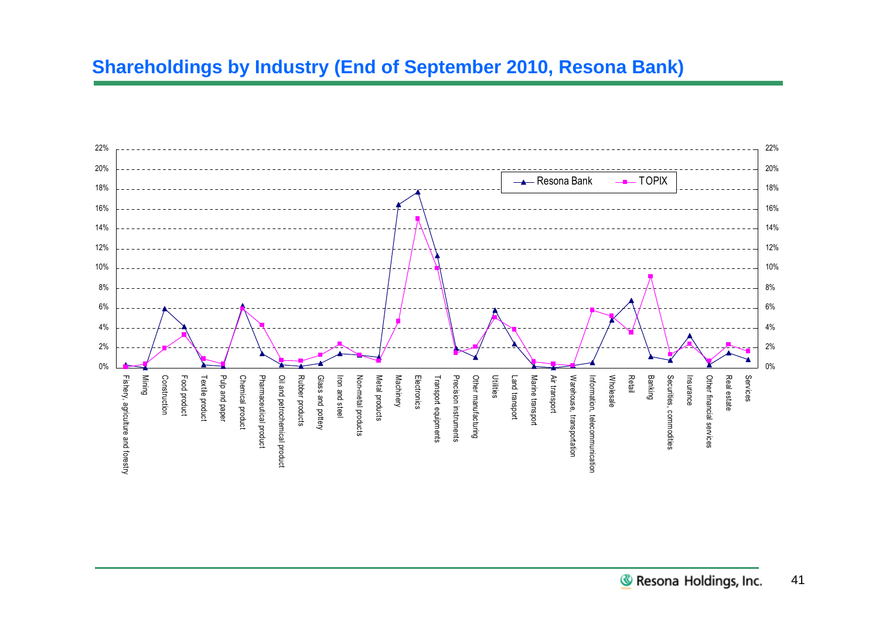## Shareholdings by Industry (End of September 2010, Resona Bank)

Legend: Resona Bank, TOPIX

Y-axis: 0%, 2%, 4%, 6%, 8%, 10%, 12%, 14%, 16%, 18%, 20%, 22%

X-axis categories: Fishery, agriculture and forestry; Mining; Construction; Food product; Textile product; Pulp and paper; Chemical product; Pharmaceutical product; Oil and petrochemical product; Rubber products; Glass and pottery; Iron and steel; Non-metal products; Metal products; Machinery; Electronics; Transport equipments; Precision instruments; Other manufacturing; Utilities; Land transport; Marine transport; Air transport; Warehouse, transportation; Information, telecommunication; Wholesale; Retail; Banking; Securities, commodities; Insurance; Other financial services; Real estate; Services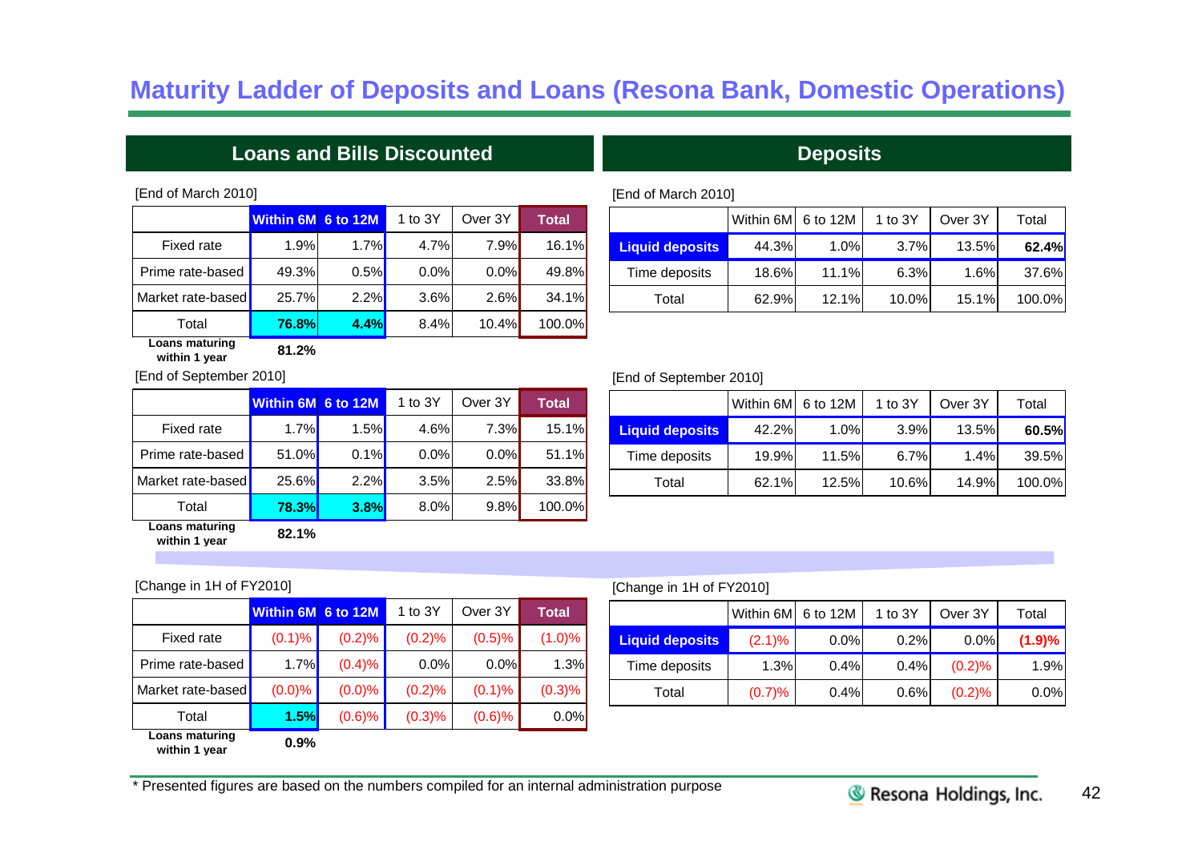# Maturity Ladder of Deposits and Loans (Resona Bank, Domestic Operations)

## Loans and Bills Discounted

[End of March 2010]

| | Within 6M | 6 to 12M | 1 to 3Y | Over 3Y | Total |
|---|---|---|---|---|---|
| Fixed rate | 1.9% | 1.7% | 4.7% | 7.9% | 16.1% |
| Prime rate-based | 49.3% | 0.5% | 0.0% | 0.0% | 49.8% |
| Market rate-based | 25.7% | 2.2% | 3.6% | 2.6% | 34.1% |
| Total | **76.8%** | **4.4%** | 8.4% | 10.4% | 100.0% |
| **Loans maturing within 1 year** | **81.2%** | | | | |

[End of September 2010]

| | Within 6M | 6 to 12M | 1 to 3Y | Over 3Y | Total |
|---|---|---|---|---|---|
| Fixed rate | 1.7% | 1.5% | 4.6% | 7.3% | 15.1% |
| Prime rate-based | 51.0% | 0.1% | 0.0% | 0.0% | 51.1% |
| Market rate-based | 25.6% | 2.2% | 3.5% | 2.5% | 33.8% |
| Total | **78.3%** | **3.8%** | 8.0% | 9.8% | 100.0% |
| **Loans maturing within 1 year** | **82.1%** | | | | |

[Change in 1H of FY2010]

| | Within 6M | 6 to 12M | 1 to 3Y | Over 3Y | Total |
|---|---|---|---|---|---|
| Fixed rate | (0.1)% | (0.2)% | (0.2)% | (0.5)% | (1.0)% |
| Prime rate-based | 1.7% | (0.4)% | 0.0% | 0.0% | 1.3% |
| Market rate-based | (0.0)% | (0.0)% | (0.2)% | (0.1)% | (0.3)% |
| Total | **1.5%** | (0.6)% | (0.3)% | (0.6)% | 0.0% |
| **Loans maturing within 1 year** | **0.9%** | | | | |

## Deposits

[End of March 2010]

| | Within 6M | 6 to 12M | 1 to 3Y | Over 3Y | Total |
|---|---|---|---|---|---|
| **Liquid deposits** | 44.3% | 1.0% | 3.7% | 13.5% | **62.4%** |
| Time deposits | 18.6% | 11.1% | 6.3% | 1.6% | 37.6% |
| Total | 62.9% | 12.1% | 10.0% | 15.1% | 100.0% |

[End of September 2010]

| | Within 6M | 6 to 12M | 1 to 3Y | Over 3Y | Total |
|---|---|---|---|---|---|
| **Liquid deposits** | 42.2% | 1.0% | 3.9% | 13.5% | **60.5%** |
| Time deposits | 19.9% | 11.5% | 6.7% | 1.4% | 39.5% |
| Total | 62.1% | 12.5% | 10.6% | 14.9% | 100.0% |

[Change in 1H of FY2010]

| | Within 6M | 6 to 12M | 1 to 3Y | Over 3Y | Total |
|---|---|---|---|---|---|
| **Liquid deposits** | (2.1)% | 0.0% | 0.2% | 0.0% | **(1.9)%** |
| Time deposits | 1.3% | 0.4% | 0.4% | (0.2)% | 1.9% |
| Total | (0.7)% | 0.4% | 0.6% | (0.2)% | 0.0% |

* Presented figures are based on the numbers compiled for an internal administration purpose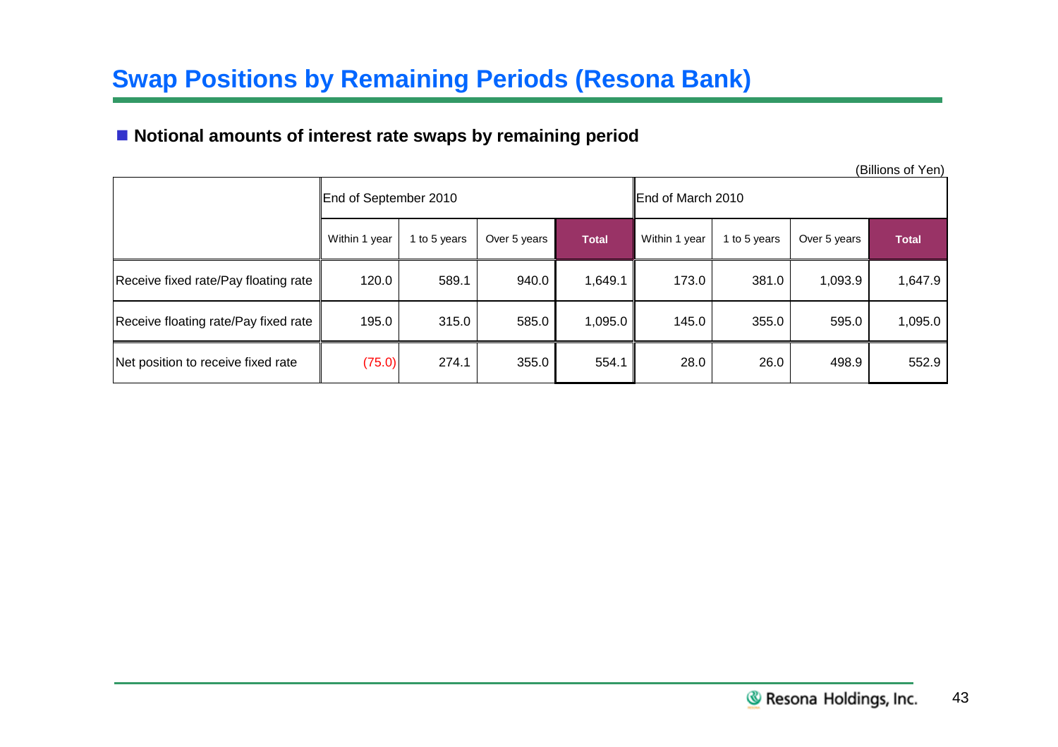# Swap Positions by Remaining Periods (Resona Bank)

## ■ Notional amounts of interest rate swaps by remaining period

(Billions of Yen)

| | End of September 2010 | | | | End of March 2010 | | | |
|---|---|---|---|---|---|---|---|---|
| | Within 1 year | 1 to 5 years | Over 5 years | Total | Within 1 year | 1 to 5 years | Over 5 years | Total |
| Receive fixed rate/Pay floating rate | 120.0 | 589.1 | 940.0 | 1,649.1 | 173.0 | 381.0 | 1,093.9 | 1,647.9 |
| Receive floating rate/Pay fixed rate | 195.0 | 315.0 | 585.0 | 1,095.0 | 145.0 | 355.0 | 595.0 | 1,095.0 |
| Net position to receive fixed rate | (75.0) | 274.1 | 355.0 | 554.1 | 28.0 | 26.0 | 498.9 | 552.9 |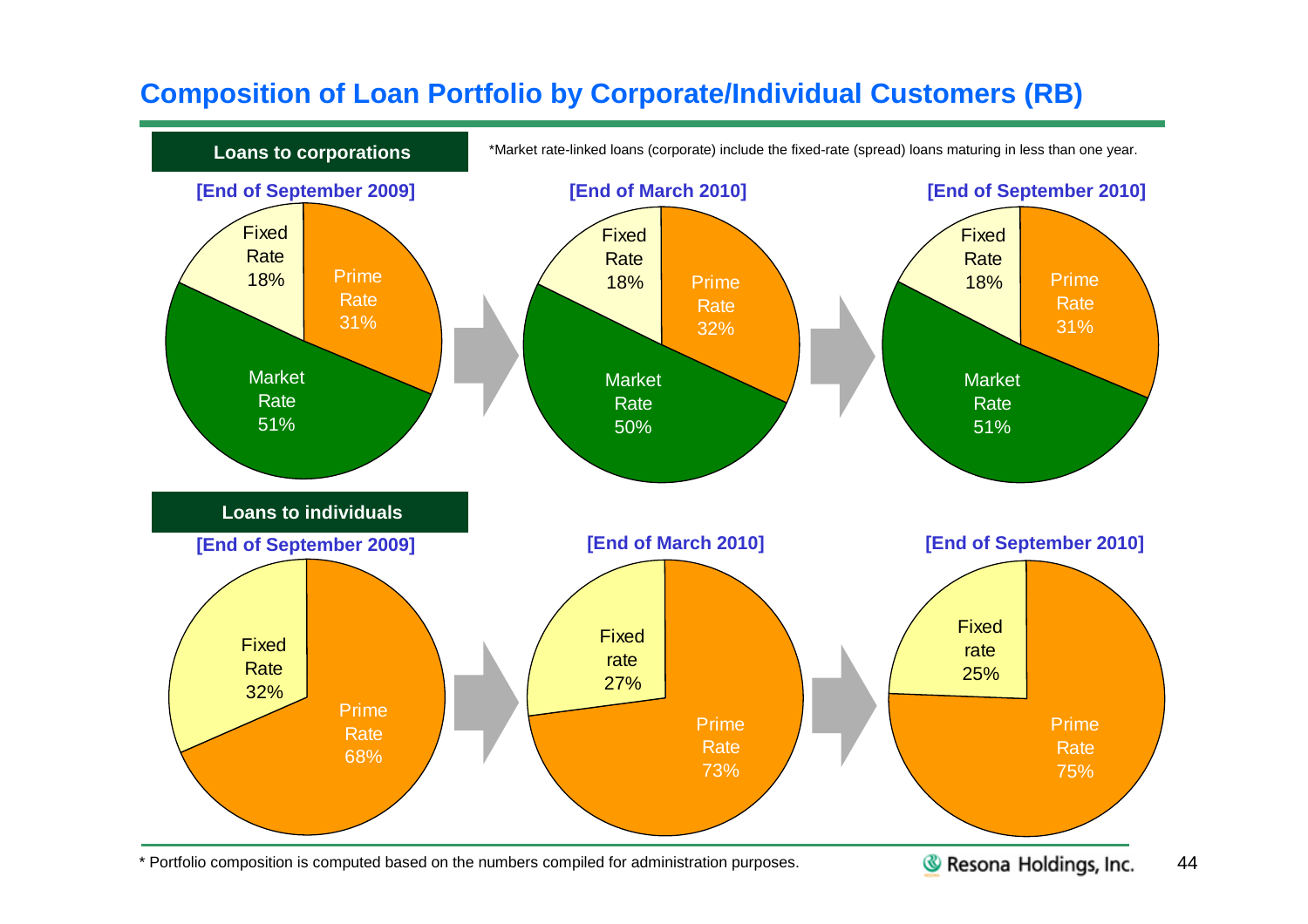# Composition of Loan Portfolio by Corporate/Individual Customers (RB)

## Loans to corporations

*Market rate-linked loans (corporate) include the fixed-rate (spread) loans maturing in less than one year.

| | [End of September 2009] | [End of March 2010] | [End of September 2010] |
|---|---|---|---|
| Fixed Rate | 18% | 18% | 18% |
| Prime Rate | 31% | 32% | 31% |
| Market Rate | 51% | 50% | 51% |

## Loans to individuals

| | [End of September 2009] | [End of March 2010] | [End of September 2010] |
|---|---|---|---|
| Fixed Rate | 32% | 27% | 25% |
| Prime Rate | 68% | 73% | 75% |

* Portfolio composition is computed based on the numbers compiled for administration purposes.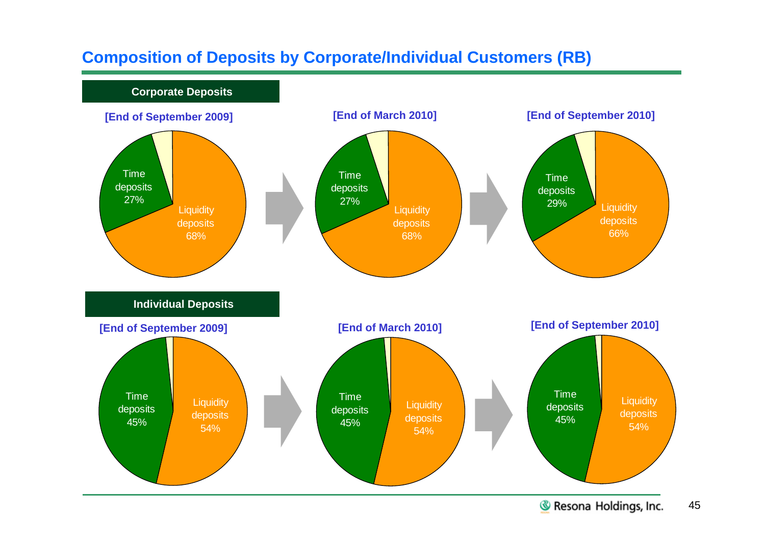## Composition of Deposits by Corporate/Individual Customers (RB)

### Corporate Deposits

**[End of September 2009]**

Time deposits 27%

Liquidity deposits 68%

**[End of March 2010]**

Time deposits 27%

Liquidity deposits 68%

**[End of September 2010]**

Time deposits 29%

Liquidity deposits 66%

### Individual Deposits

**[End of September 2009]**

Time deposits 45%

Liquidity deposits 54%

**[End of March 2010]**

Time deposits 45%

Liquidity deposits 54%

**[End of September 2010]**

Time deposits 45%

Liquidity deposits 54%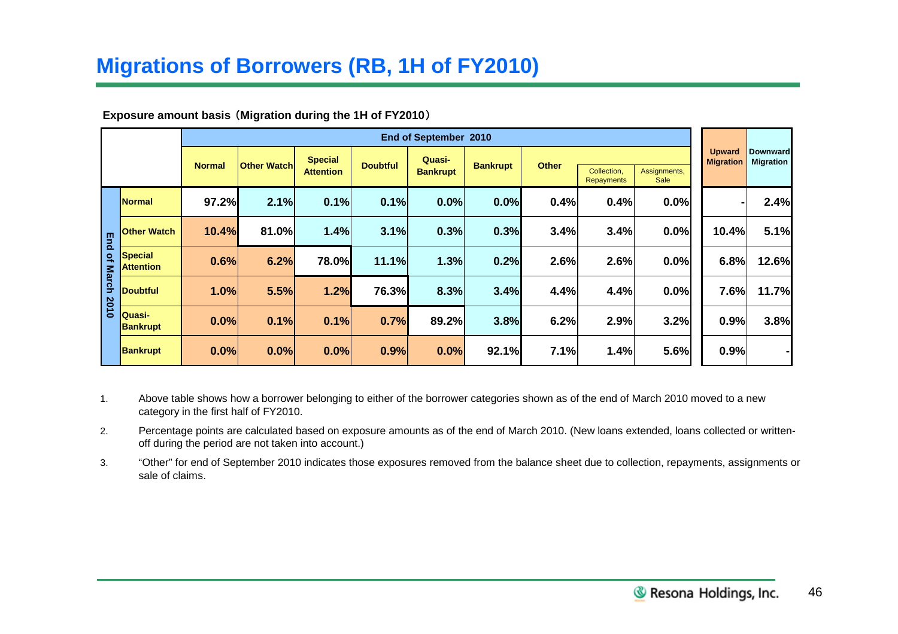# Migrations of Borrowers (RB, 1H of FY2010)

**Exposure amount basis（Migration during the 1H of FY2010）**

| | | End of September 2010 | | | | | | | | | Upward Migration | Downward Migration |
|---|---|---|---|---|---|---|---|---|---|---|---|---|
| | | Normal | Other Watch | Special Attention | Doubtful | Quasi-Bankrupt | Bankrupt | Other | Collection, Repayments | Assignments, Sale | | |
| End of March 2010 | Normal | 97.2% | 2.1% | 0.1% | 0.1% | 0.0% | 0.0% | 0.4% | 0.4% | 0.0% | - | 2.4% |
| | Other Watch | 10.4% | 81.0% | 1.4% | 3.1% | 0.3% | 0.3% | 3.4% | 3.4% | 0.0% | 10.4% | 5.1% |
| | Special Attention | 0.6% | 6.2% | 78.0% | 11.1% | 1.3% | 0.2% | 2.6% | 2.6% | 0.0% | 6.8% | 12.6% |
| | Doubtful | 1.0% | 5.5% | 1.2% | 76.3% | 8.3% | 3.4% | 4.4% | 4.4% | 0.0% | 7.6% | 11.7% |
| | Quasi-Bankrupt | 0.0% | 0.1% | 0.1% | 0.7% | 89.2% | 3.8% | 6.2% | 2.9% | 3.2% | 0.9% | 3.8% |
| | Bankrupt | 0.0% | 0.0% | 0.0% | 0.9% | 0.0% | 92.1% | 7.1% | 1.4% | 5.6% | 0.9% | - |

1. Above table shows how a borrower belonging to either of the borrower categories shown as of the end of March 2010 moved to a new category in the first half of FY2010.
2. Percentage points are calculated based on exposure amounts as of the end of March 2010. (New loans extended, loans collected or written-off during the period are not taken into account.)
3. "Other" for end of September 2010 indicates those exposures removed from the balance sheet due to collection, repayments, assignments or sale of claims.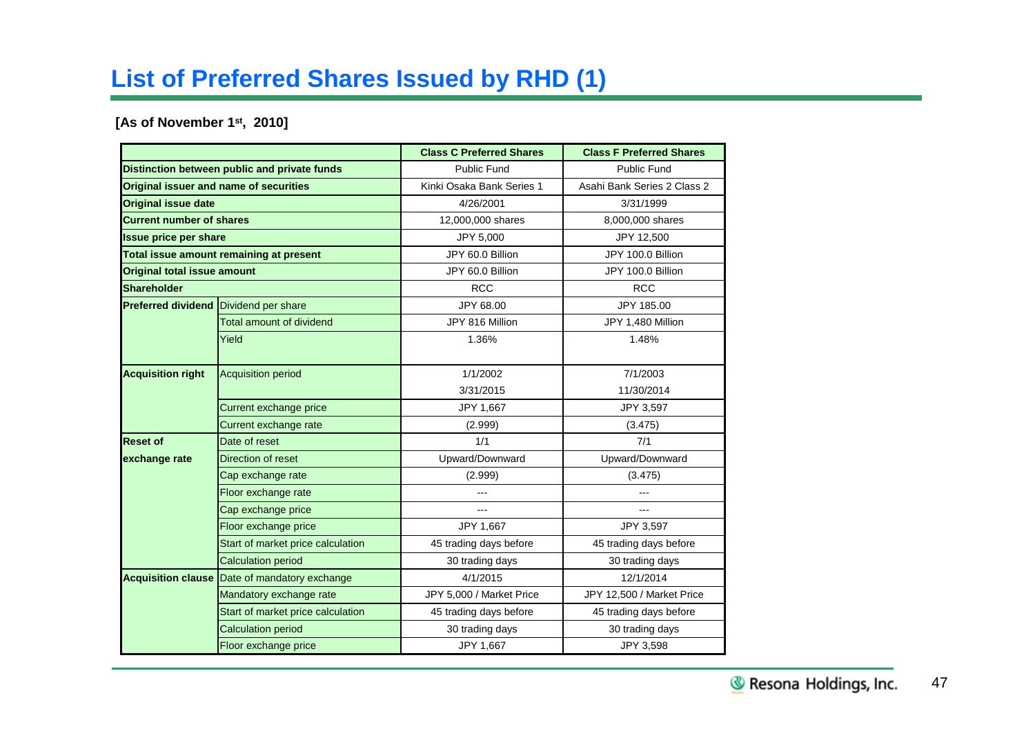# List of Preferred Shares Issued by RHD (1)

**[As of November 1st, 2010]**

| | | Class C Preferred Shares | Class F Preferred Shares |
|---|---|---|---|
| **Distinction between public and private funds** | | Public Fund | Public Fund |
| **Original issuer and name of securities** | | Kinki Osaka Bank Series 1 | Asahi Bank Series 2 Class 2 |
| **Original issue date** | | 4/26/2001 | 3/31/1999 |
| **Current number of shares** | | 12,000,000 shares | 8,000,000 shares |
| **Issue price per share** | | JPY 5,000 | JPY 12,500 |
| **Total issue amount remaining at present** | | JPY 60.0 Billion | JPY 100.0 Billion |
| **Original total issue amount** | | JPY 60.0 Billion | JPY 100.0 Billion |
| **Shareholder** | | RCC | RCC |
| **Preferred dividend** | Dividend per share | JPY 68.00 | JPY 185.00 |
| | Total amount of dividend | JPY 816 Million | JPY 1,480 Million |
| | Yield | 1.36% | 1.48% |
| **Acquisition right** | Acquisition period | 1/1/2002<br>3/31/2015 | 7/1/2003<br>11/30/2014 |
| | Current exchange price | JPY 1,667 | JPY 3,597 |
| | Current exchange rate | (2.999) | (3.475) |
| **Reset of exchange rate** | Date of reset | 1/1 | 7/1 |
| | Direction of reset | Upward/Downward | Upward/Downward |
| | Cap exchange rate | (2.999) | (3.475) |
| | Floor exchange rate | --- | --- |
| | Cap exchange price | --- | --- |
| | Floor exchange price | JPY 1,667 | JPY 3,597 |
| | Start of market price calculation | 45 trading days before | 45 trading days before |
| | Calculation period | 30 trading days | 30 trading days |
| **Acquisition clause** | Date of mandatory exchange | 4/1/2015 | 12/1/2014 |
| | Mandatory exchange rate | JPY 5,000 / Market Price | JPY 12,500 / Market Price |
| | Start of market price calculation | 45 trading days before | 45 trading days before |
| | Calculation period | 30 trading days | 30 trading days |
| | Floor exchange price | JPY 1,667 | JPY 3,598 |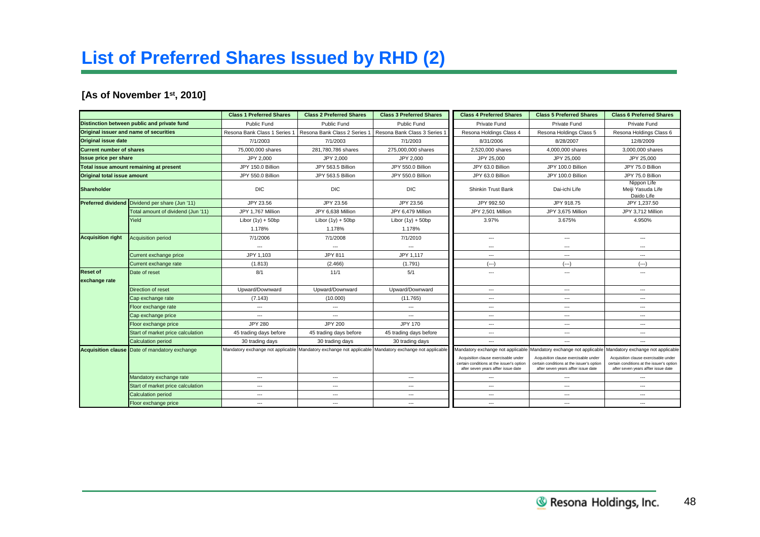# List of Preferred Shares Issued by RHD (2)

**[As of November 1st, 2010]**

| | | Class 1 Preferred Shares | Class 2 Preferred Shares | Class 3 Preferred Shares | Class 4 Preferred Shares | Class 5 Preferred Shares | Class 6 Preferred Shares |
|---|---|---|---|---|---|---|---|
| Distinction between public and private fund | | Public Fund | Public Fund | Public Fund | Private Fund | Private Fund | Private Fund |
| Original issuer and name of securities | | Resona Bank Class 1 Series 1 | Resona Bank Class 2 Series 1 | Resona Bank Class 3 Series 1 | Resona Holdings Class 4 | Resona Holdings Class 5 | Resona Holdings Class 6 |
| Original issue date | | 7/1/2003 | 7/1/2003 | 7/1/2003 | 8/31/2006 | 8/28/2007 | 12/8/2009 |
| Current number of shares | | 75,000,000 shares | 281,780,786 shares | 275,000,000 shares | 2,520,000 shares | 4,000,000 shares | 3,000,000 shares |
| Issue price per share | | JPY 2,000 | JPY 2,000 | JPY 2,000 | JPY 25,000 | JPY 25,000 | JPY 25,000 |
| Total issue amount remaining at present | | JPY 150.0 Billion | JPY 563.5 Billion | JPY 550.0 Billion | JPY 63.0 Billion | JPY 100.0 Billion | JPY 75.0 Billion |
| Original total issue amount | | JPY 550.0 Billion | JPY 563.5 Billion | JPY 550.0 Billion | JPY 63.0 Billion | JPY 100.0 Billion | JPY 75.0 Billion |
| Shareholder | | DIC | DIC | DIC | Shinkin Trust Bank | Dai-ichi Life | Nippon Life<br>Meiji Yasuda Life<br>Daido Life |
| Preferred dividend | Dividend per share (Jun '11) | JPY 23.56 | JPY 23.56 | JPY 23.56 | JPY 992.50 | JPY 918.75 | JPY 1,237.50 |
| | Total amount of dividend (Jun '11) | JPY 1,767 Million | JPY 6,638 Million | JPY 6,479 Million | JPY 2,501 Million | JPY 3,675 Million | JPY 3,712 Million |
| | Yield | Libor (1y) + 50bp<br>1.178% | Libor (1y) + 50bp<br>1.178% | Libor (1y) + 50bp<br>1.178% | 3.97% | 3.675% | 4.950% |
| Acquisition right | Acquisition period | 7/1/2006<br>--- | 7/1/2008<br>--- | 7/1/2010<br>--- | ---<br>--- | ---<br>--- | ---<br>--- |
| | Current exchange price | JPY 1,103 | JPY 811 | JPY 1,117 | --- | --- | --- |
| | Current exchange rate | (1.813) | (2.466) | (1.791) | (---) | (---) | (---) |
| Reset of exchange rate | Date of reset | 8/1 | 11/1 | 5/1 | --- | --- | --- |
| | Direction of reset | Upward/Downward | Upward/Downward | Upward/Downward | --- | --- | --- |
| | Cap exchange rate | (7.143) | (10.000) | (11.765) | --- | --- | --- |
| | Floor exchange rate | --- | --- | --- | --- | --- | --- |
| | Cap exchange price | --- | --- | --- | --- | --- | --- |
| | Floor exchange price | JPY 280 | JPY 200 | JPY 170 | --- | --- | --- |
| | Start of market price calculation | 45 trading days before | 45 trading days before | 45 trading days before | --- | --- | --- |
| | Calculation period | 30 trading days | 30 trading days | 30 trading days | --- | --- | --- |
| Acquisition clause | Date of mandatory exchange | Mandatory exchange not applicable | Mandatory exchange not applicable | Mandatory exchange not applicable | Mandatory exchange not applicable<br>Acquisition clause exercisable under certain conditions at the issuer's option after seven years affter issue date | Mandatory exchange not applicable<br>Acquisition clause exercisable under certain conditions at the issuer's option after seven years affter issue date | Mandatory exchange not applicable<br>Acquisition clause exercisable under certain conditions at the issuer's option after seven years affter issue date |
| | Mandatory exchange rate | --- | --- | --- | --- | --- | --- |
| | Start of market price calculation | --- | --- | --- | --- | --- | --- |
| | Calculation period | --- | --- | --- | --- | --- | --- |
| | Floor exchange price | --- | --- | --- | --- | --- | --- |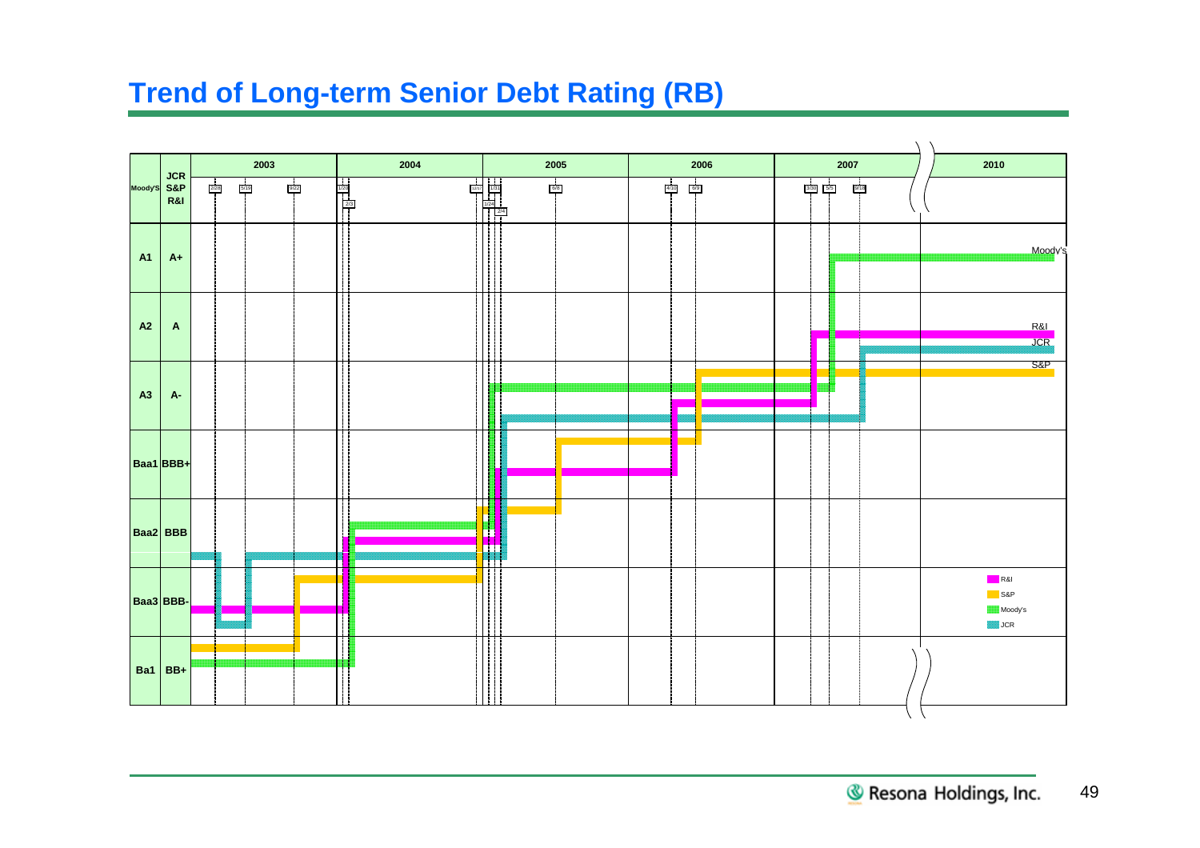# Trend of Long-term Senior Debt Rating (RB)

| Moody's | JCR S&P R&I | 2003 | 2004 | 2005 | 2006 | 2007 | 2010 |
|---|---|---|---|---|---|---|---|
| A1 | A+ | | | | | | |
| A2 | A | | | | | | |
| A3 | A- | | | | | | |
| Baa1 | BBB+ | | | | | | |
| Baa2 | BBB | | | | | | |
| Baa3 | BBB- | | | | | | |
| Ba1 | BB+ | | | | | | |

Date markers: 2/28, 5/19, 9/22, 1/21, 2/3, 12/17, 1/31, 1/24, 2/4, 6/8, 4/10, 6/9, 3/30, 5/5, 9/18

Legend: R&I, S&P, Moody's, JCR

Labels (2010): Moody's (A1), R&I (A), JCR (A), S&P (A-)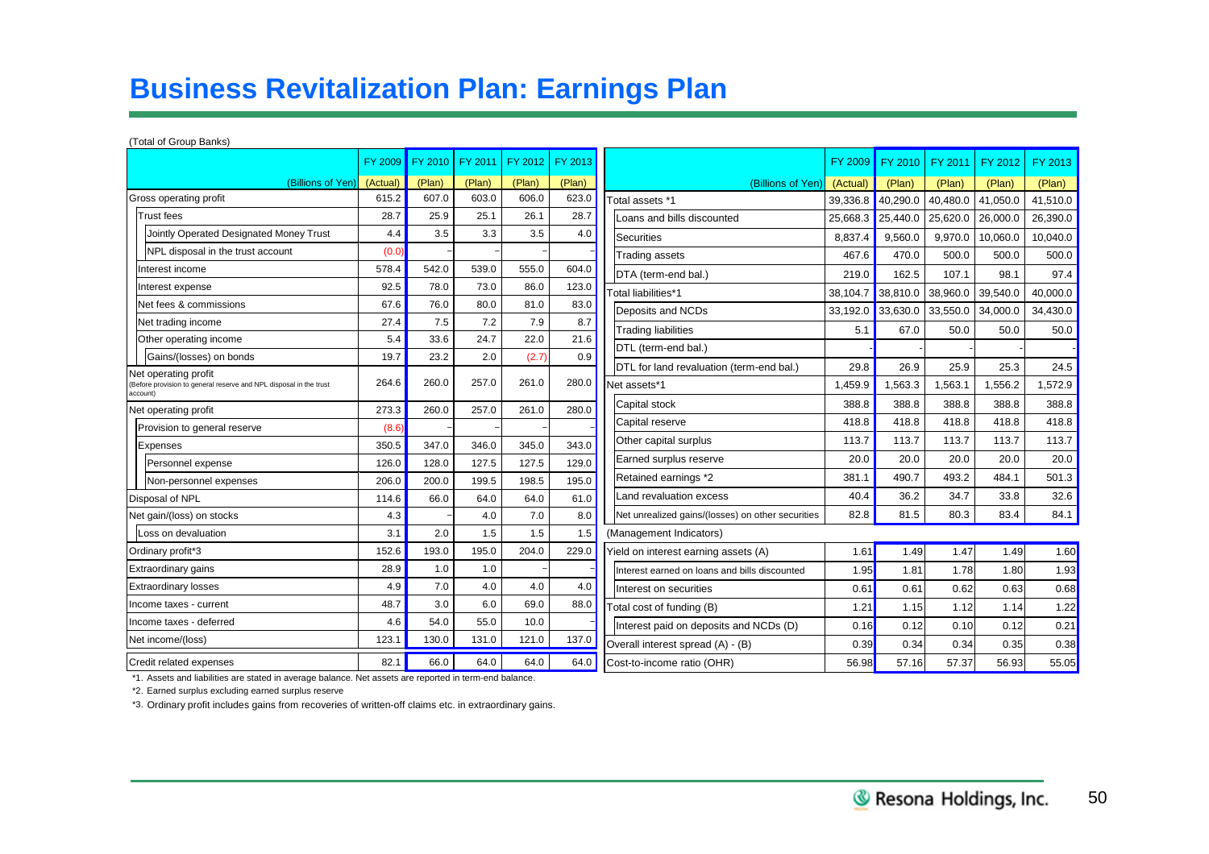# Business Revitalization Plan: Earnings Plan

(Total of Group Banks)

| (Billions of Yen) | FY 2009 (Actual) | FY 2010 (Plan) | FY 2011 (Plan) | FY 2012 (Plan) | FY 2013 (Plan) |
|---|---|---|---|---|---|
| Gross operating profit | 615.2 | 607.0 | 603.0 | 606.0 | 623.0 |
| Trust fees | 28.7 | 25.9 | 25.1 | 26.1 | 28.7 |
| Jointly Operated Designated Money Trust | 4.4 | 3.5 | 3.3 | 3.5 | 4.0 |
| NPL disposal in the trust account | (0.0) | - | - | - | - |
| Interest income | 578.4 | 542.0 | 539.0 | 555.0 | 604.0 |
| Interest expense | 92.5 | 78.0 | 73.0 | 86.0 | 123.0 |
| Net fees & commissions | 67.6 | 76.0 | 80.0 | 81.0 | 83.0 |
| Net trading income | 27.4 | 7.5 | 7.2 | 7.9 | 8.7 |
| Other operating income | 5.4 | 33.6 | 24.7 | 22.0 | 21.6 |
| Gains/(losses) on bonds | 19.7 | 23.2 | 2.0 | (2.7) | 0.9 |
| Net operating profit (Before provision to general reserve and NPL disposal in the trust account) | 264.6 | 260.0 | 257.0 | 261.0 | 280.0 |
| Net operating profit | 273.3 | 260.0 | 257.0 | 261.0 | 280.0 |
| Provision to general reserve | (8.6) | - | - | - | - |
| Expenses | 350.5 | 347.0 | 346.0 | 345.0 | 343.0 |
| Personnel expense | 126.0 | 128.0 | 127.5 | 127.5 | 129.0 |
| Non-personnel expenses | 206.0 | 200.0 | 199.5 | 198.5 | 195.0 |
| Disposal of NPL | 114.6 | 66.0 | 64.0 | 64.0 | 61.0 |
| Net gain/(loss) on stocks | 4.3 | - | 4.0 | 7.0 | 8.0 |
| Loss on devaluation | 3.1 | 2.0 | 1.5 | 1.5 | 1.5 |
| Ordinary profit*3 | 152.6 | 193.0 | 195.0 | 204.0 | 229.0 |
| Extraordinary gains | 28.9 | 1.0 | 1.0 | - | - |
| Extraordinary losses | 4.9 | 7.0 | 4.0 | 4.0 | 4.0 |
| Income taxes - current | 48.7 | 3.0 | 6.0 | 69.0 | 88.0 |
| Income taxes - deferred | 4.6 | 54.0 | 55.0 | 10.0 | - |
| Net income/(loss) | 123.1 | 130.0 | 131.0 | 121.0 | 137.0 |
| Credit related expenses | 82.1 | 66.0 | 64.0 | 64.0 | 64.0 |

| (Billions of Yen) | FY 2009 (Actual) | FY 2010 (Plan) | FY 2011 (Plan) | FY 2012 (Plan) | FY 2013 (Plan) |
|---|---|---|---|---|---|
| Total assets *1 | 39,336.8 | 40,290.0 | 40,480.0 | 41,050.0 | 41,510.0 |
| Loans and bills discounted | 25,668.3 | 25,440.0 | 25,620.0 | 26,000.0 | 26,390.0 |
| Securities | 8,837.4 | 9,560.0 | 9,970.0 | 10,060.0 | 10,040.0 |
| Trading assets | 467.6 | 470.0 | 500.0 | 500.0 | 500.0 |
| DTA (term-end bal.) | 219.0 | 162.5 | 107.1 | 98.1 | 97.4 |
| Total liabilities*1 | 38,104.7 | 38,810.0 | 38,960.0 | 39,540.0 | 40,000.0 |
| Deposits and NCDs | 33,192.0 | 33,630.0 | 33,550.0 | 34,000.0 | 34,430.0 |
| Trading liabilities | 5.1 | 67.0 | 50.0 | 50.0 | 50.0 |
| DTL (term-end bal.) | - | - | - | - | - |
| DTL for land revaluation (term-end bal.) | 29.8 | 26.9 | 25.9 | 25.3 | 24.5 |
| Net assets*1 | 1,459.9 | 1,563.3 | 1,563.1 | 1,556.2 | 1,572.9 |
| Capital stock | 388.8 | 388.8 | 388.8 | 388.8 | 388.8 |
| Capital reserve | 418.8 | 418.8 | 418.8 | 418.8 | 418.8 |
| Other capital surplus | 113.7 | 113.7 | 113.7 | 113.7 | 113.7 |
| Earned surplus reserve | 20.0 | 20.0 | 20.0 | 20.0 | 20.0 |
| Retained earnings *2 | 381.1 | 490.7 | 493.2 | 484.1 | 501.3 |
| Land revaluation excess | 40.4 | 36.2 | 34.7 | 33.8 | 32.6 |
| Net unrealized gains/(losses) on other securities | 82.8 | 81.5 | 80.3 | 83.4 | 84.1 |
| (Management Indicators) | | | | | |
| Yield on interest earning assets (A) | 1.61 | 1.49 | 1.47 | 1.49 | 1.60 |
| Interest earned on loans and bills discounted | 1.95 | 1.81 | 1.78 | 1.80 | 1.93 |
| Interest on securities | 0.61 | 0.61 | 0.62 | 0.63 | 0.68 |
| Total cost of funding (B) | 1.21 | 1.15 | 1.12 | 1.14 | 1.22 |
| Interest paid on deposits and NCDs (D) | 0.16 | 0.12 | 0.10 | 0.12 | 0.21 |
| Overall interest spread (A) - (B) | 0.39 | 0.34 | 0.34 | 0.35 | 0.38 |
| Cost-to-income ratio (OHR) | 56.98 | 57.16 | 57.37 | 56.93 | 55.05 |

*1. Assets and liabilities are stated in average balance. Net assets are reported in term-end balance.

*2. Earned surplus excluding earned surplus reserve

*3. Ordinary profit includes gains from recoveries of written-off claims etc. in extraordinary gains.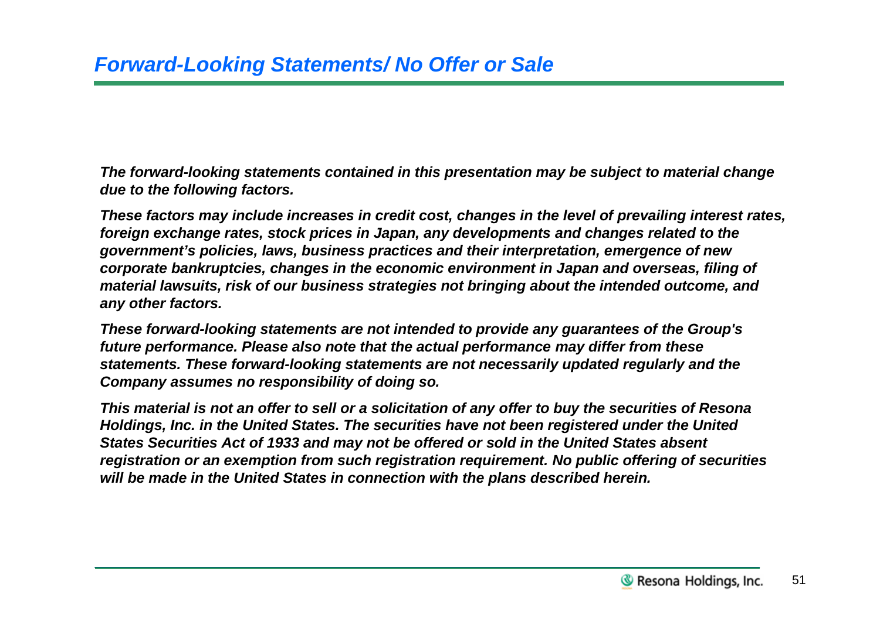## *Forward-Looking Statements/ No Offer or Sale*

***The forward-looking statements contained in this presentation may be subject to material change due to the following factors.***

***These factors may include increases in credit cost, changes in the level of prevailing interest rates, foreign exchange rates, stock prices in Japan, any developments and changes related to the government's policies, laws, business practices and their interpretation, emergence of new corporate bankruptcies, changes in the economic environment in Japan and overseas, filing of material lawsuits, risk of our business strategies not bringing about the intended outcome, and any other factors.***

***These forward-looking statements are not intended to provide any guarantees of the Group's future performance. Please also note that the actual performance may differ from these statements. These forward-looking statements are not necessarily updated regularly and the Company assumes no responsibility of doing so.***

***This material is not an offer to sell or a solicitation of any offer to buy the securities of Resona Holdings, Inc. in the United States. The securities have not been registered under the United States Securities Act of 1933 and may not be offered or sold in the United States absent registration or an exemption from such registration requirement. No public offering of securities will be made in the United States in connection with the plans described herein.***